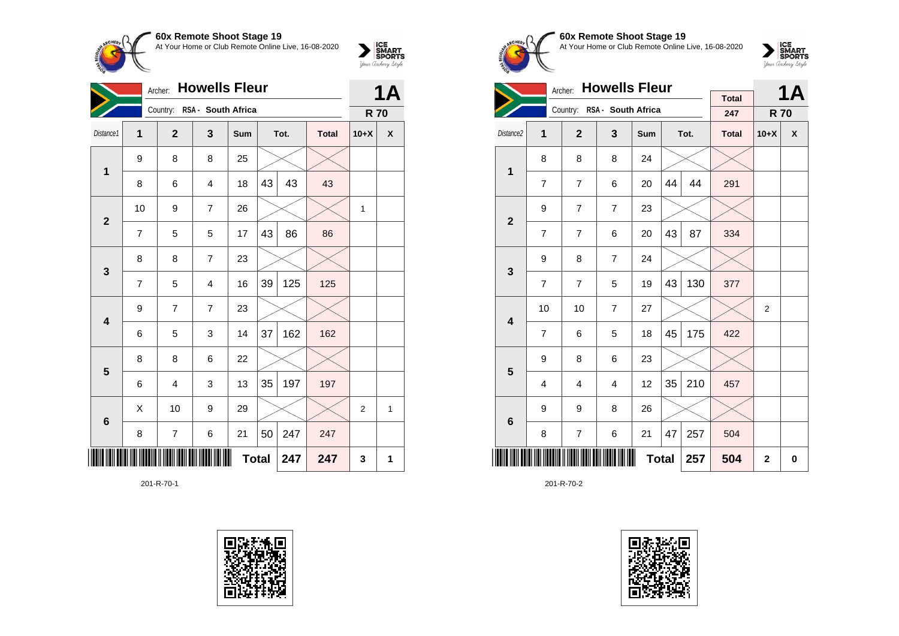## 60x Remote Shoot Stage 19

At Your Home or Club Remote Online Live, 16-08-2020

Archer: **Howells Fleur**

Country: RSA - South Africa

**1A**

**R 70**

| Distance1 | 1 | 2 | 3 | Sum | Tot. | | Total | 10+X | X |
|---|---|---|---|---|---|---|---|---|---|
| 1 | 9 | 8 | 8 | 25 | | | | | |
| | 8 | 6 | 4 | 18 | 43 | 43 | 43 | | |
| 2 | 10 | 9 | 7 | 26 | | | | 1 | |
| | 7 | 5 | 5 | 17 | 43 | 86 | 86 | | |
| 3 | 8 | 8 | 7 | 23 | | | | | |
| | 7 | 5 | 4 | 16 | 39 | 125 | 125 | | |
| 4 | 9 | 7 | 7 | 23 | | | | | |
| | 6 | 5 | 3 | 14 | 37 | 162 | 162 | | |
| 5 | 8 | 8 | 6 | 22 | | | | | |
| | 6 | 4 | 3 | 13 | 35 | 197 | 197 | | |
| 6 | X | 10 | 9 | 29 | | | | 2 | 1 |
| | 8 | 7 | 6 | 21 | 50 | 247 | 247 | | |
| | | | | | **Total** | **247** | **247** | **3** | **1** |

201-R-70-1

## 60x Remote Shoot Stage 19

At Your Home or Club Remote Online Live, 16-08-2020

Archer: **Howells Fleur**

Country: RSA - South Africa

Total: 247

**1A**

**R 70**

| Distance2 | 1 | 2 | 3 | Sum | Tot. | | Total | 10+X | X |
|---|---|---|---|---|---|---|---|---|---|
| 1 | 8 | 8 | 8 | 24 | | | | | |
| | 7 | 7 | 6 | 20 | 44 | 44 | 291 | | |
| 2 | 9 | 7 | 7 | 23 | | | | | |
| | 7 | 7 | 6 | 20 | 43 | 87 | 334 | | |
| 3 | 9 | 8 | 7 | 24 | | | | | |
| | 7 | 7 | 5 | 19 | 43 | 130 | 377 | | |
| 4 | 10 | 10 | 7 | 27 | | | | 2 | |
| | 7 | 6 | 5 | 18 | 45 | 175 | 422 | | |
| 5 | 9 | 8 | 6 | 23 | | | | | |
| | 4 | 4 | 4 | 12 | 35 | 210 | 457 | | |
| 6 | 9 | 9 | 8 | 26 | | | | | |
| | 8 | 7 | 6 | 21 | 47 | 257 | 504 | | |
| | | | | | **Total** | **257** | **504** | **2** | **0** |

201-R-70-2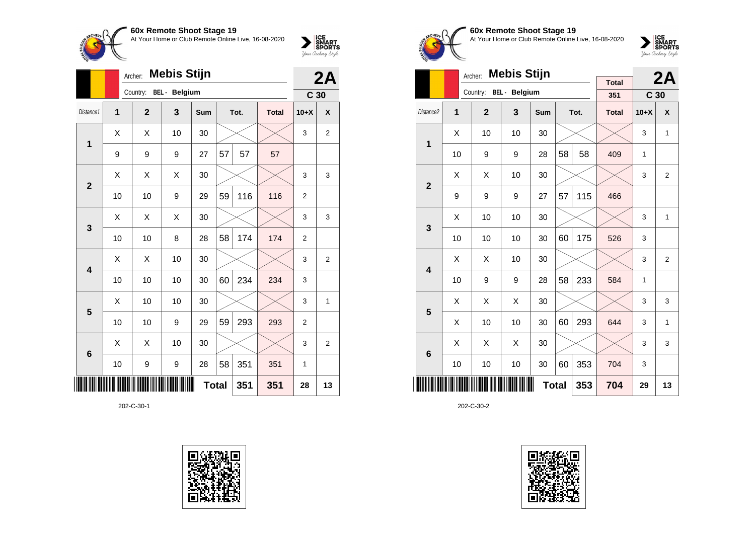**60x Remote Shoot Stage 19**
At Your Home or Club Remote Online Live, 16-08-2020

Archer: **Mebis Stijn**
Country: BEL - Belgium

**2A** C 30

| Distance1 | 1 | 2 | 3 | Sum | Tot. | | Total | 10+X | X |
|---|---|---|---|---|---|---|---|---|---|
| 1 | X | X | 10 | 30 | | | | 3 | 2 |
| | 9 | 9 | 9 | 27 | 57 | 57 | 57 | | |
| 2 | X | X | X | 30 | | | | 3 | 3 |
| | 10 | 10 | 9 | 29 | 59 | 116 | 116 | 2 | |
| 3 | X | X | X | 30 | | | | 3 | 3 |
| | 10 | 10 | 8 | 28 | 58 | 174 | 174 | 2 | |
| 4 | X | X | 10 | 30 | | | | 3 | 2 |
| | 10 | 10 | 10 | 30 | 60 | 234 | 234 | 3 | |
| 5 | X | 10 | 10 | 30 | | | | 3 | 1 |
| | 10 | 10 | 9 | 29 | 59 | 293 | 293 | 2 | |
| 6 | X | X | 10 | 30 | | | | 3 | 2 |
| | 10 | 9 | 9 | 28 | 58 | 351 | 351 | 1 | |
| | | | | | **Total** | **351** | **351** | **28** | **13** |

202-C-30-1

**60x Remote Shoot Stage 19**
At Your Home or Club Remote Online Live, 16-08-2020

Archer: **Mebis Stijn**
Country: BEL - Belgium

Total: 351

**2A** C 30

| Distance2 | 1 | 2 | 3 | Sum | Tot. | | Total | 10+X | X |
|---|---|---|---|---|---|---|---|---|---|
| 1 | X | 10 | 10 | 30 | | | | 3 | 1 |
| | 10 | 9 | 9 | 28 | 58 | 58 | 409 | 1 | |
| 2 | X | X | 10 | 30 | | | | 3 | 2 |
| | 9 | 9 | 9 | 27 | 57 | 115 | 466 | | |
| 3 | X | 10 | 10 | 30 | | | | 3 | 1 |
| | 10 | 10 | 10 | 30 | 60 | 175 | 526 | 3 | |
| 4 | X | X | 10 | 30 | | | | 3 | 2 |
| | 10 | 9 | 9 | 28 | 58 | 233 | 584 | 1 | |
| 5 | X | X | X | 30 | | | | 3 | 3 |
| | X | 10 | 10 | 30 | 60 | 293 | 644 | 3 | 1 |
| 6 | X | X | X | 30 | | | | 3 | 3 |
| | 10 | 10 | 10 | 30 | 60 | 353 | 704 | 3 | |
| | | | | | **Total** | **353** | **704** | **29** | **13** |

202-C-30-2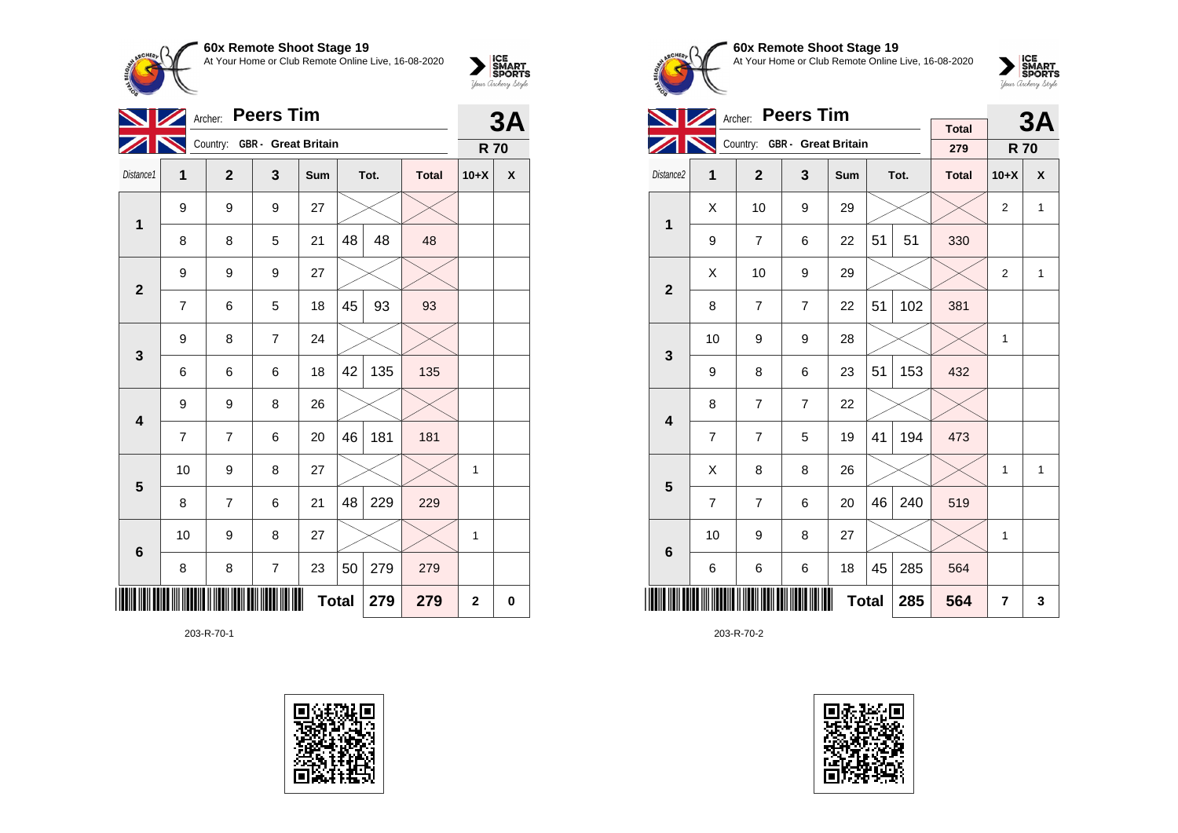**60x Remote Shoot Stage 19**
At Your Home or Club Remote Online Live, 16-08-2020

Archer: **Peers Tim** — **3A**
Country: GBR - Great Britain — **R 70**

| Distance1 | 1 | 2 | 3 | Sum | Tot. | | Total | 10+X | X |
|---|---|---|---|---|---|---|---|---|---|
| 1 | 9 | 9 | 9 | 27 | | | | | |
| | 8 | 8 | 5 | 21 | 48 | 48 | 48 | | |
| 2 | 9 | 9 | 9 | 27 | | | | | |
| | 7 | 6 | 5 | 18 | 45 | 93 | 93 | | |
| 3 | 9 | 8 | 7 | 24 | | | | | |
| | 6 | 6 | 6 | 18 | 42 | 135 | 135 | | |
| 4 | 9 | 9 | 8 | 26 | | | | | |
| | 7 | 7 | 6 | 20 | 46 | 181 | 181 | | |
| 5 | 10 | 9 | 8 | 27 | | | | 1 | |
| | 8 | 7 | 6 | 21 | 48 | 229 | 229 | | |
| 6 | 10 | 9 | 8 | 27 | | | | 1 | |
| | 8 | 8 | 7 | 23 | 50 | 279 | 279 | | |
| | | | | | **Total** | **279** | **279** | **2** | **0** |

203-R-70-1

**60x Remote Shoot Stage 19**
At Your Home or Club Remote Online Live, 16-08-2020

Archer: **Peers Tim** — **3A**
Country: GBR - Great Britain — Total 279 — **R 70**

| Distance2 | 1 | 2 | 3 | Sum | Tot. | | Total | 10+X | X |
|---|---|---|---|---|---|---|---|---|---|
| 1 | X | 10 | 9 | 29 | | | | 2 | 1 |
| | 9 | 7 | 6 | 22 | 51 | 51 | 330 | | |
| 2 | X | 10 | 9 | 29 | | | | 2 | 1 |
| | 8 | 7 | 7 | 22 | 51 | 102 | 381 | | |
| 3 | 10 | 9 | 9 | 28 | | | | 1 | |
| | 9 | 8 | 6 | 23 | 51 | 153 | 432 | | |
| 4 | 8 | 7 | 7 | 22 | | | | | |
| | 7 | 7 | 5 | 19 | 41 | 194 | 473 | | |
| 5 | X | 8 | 8 | 26 | | | | 1 | 1 |
| | 7 | 7 | 6 | 20 | 46 | 240 | 519 | | |
| 6 | 10 | 9 | 8 | 27 | | | | 1 | |
| | 6 | 6 | 6 | 18 | 45 | 285 | 564 | | |
| | | | | | **Total** | **285** | **564** | **7** | **3** |

203-R-70-2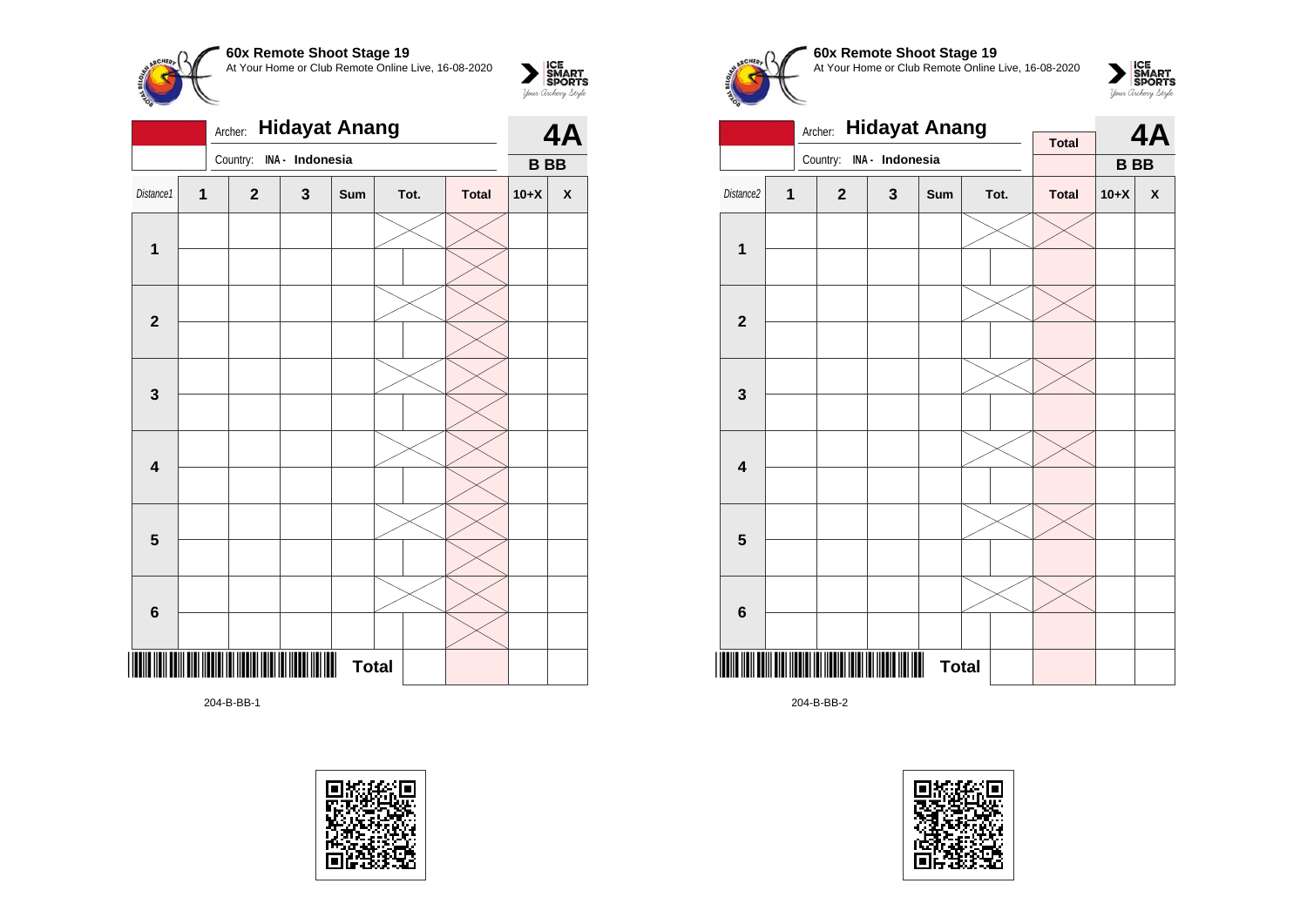**60x Remote Shoot Stage 19**
At Your Home or Club Remote Online Live, 16-08-2020

Archer: **Hidayat Anang**
Country: INA - Indonesia

**4A**
**B BB**

| Distance1 | 1 | 2 | 3 | Sum | Tot. | Total | 10+X | X |
|---|---|---|---|---|---|---|---|---|
| 1 | | | | | | | | |
| | | | | | | | | |
| 2 | | | | | | | | |
| | | | | | | | | |
| 3 | | | | | | | | |
| | | | | | | | | |
| 4 | | | | | | | | |
| | | | | | | | | |
| 5 | | | | | | | | |
| | | | | | | | | |
| 6 | | | | | | | | |
| | | | | | | | | |
| | | | | Total | | | | |

204-B-BB-1

**60x Remote Shoot Stage 19**
At Your Home or Club Remote Online Live, 16-08-2020

Archer: **Hidayat Anang**
Country: INA - Indonesia

Total

**4A**
**B BB**

| Distance2 | 1 | 2 | 3 | Sum | Tot. | Total | 10+X | X |
|---|---|---|---|---|---|---|---|---|
| 1 | | | | | | | | |
| | | | | | | | | |
| 2 | | | | | | | | |
| | | | | | | | | |
| 3 | | | | | | | | |
| | | | | | | | | |
| 4 | | | | | | | | |
| | | | | | | | | |
| 5 | | | | | | | | |
| | | | | | | | | |
| 6 | | | | | | | | |
| | | | | | | | | |
| | | | | Total | | | | |

204-B-BB-2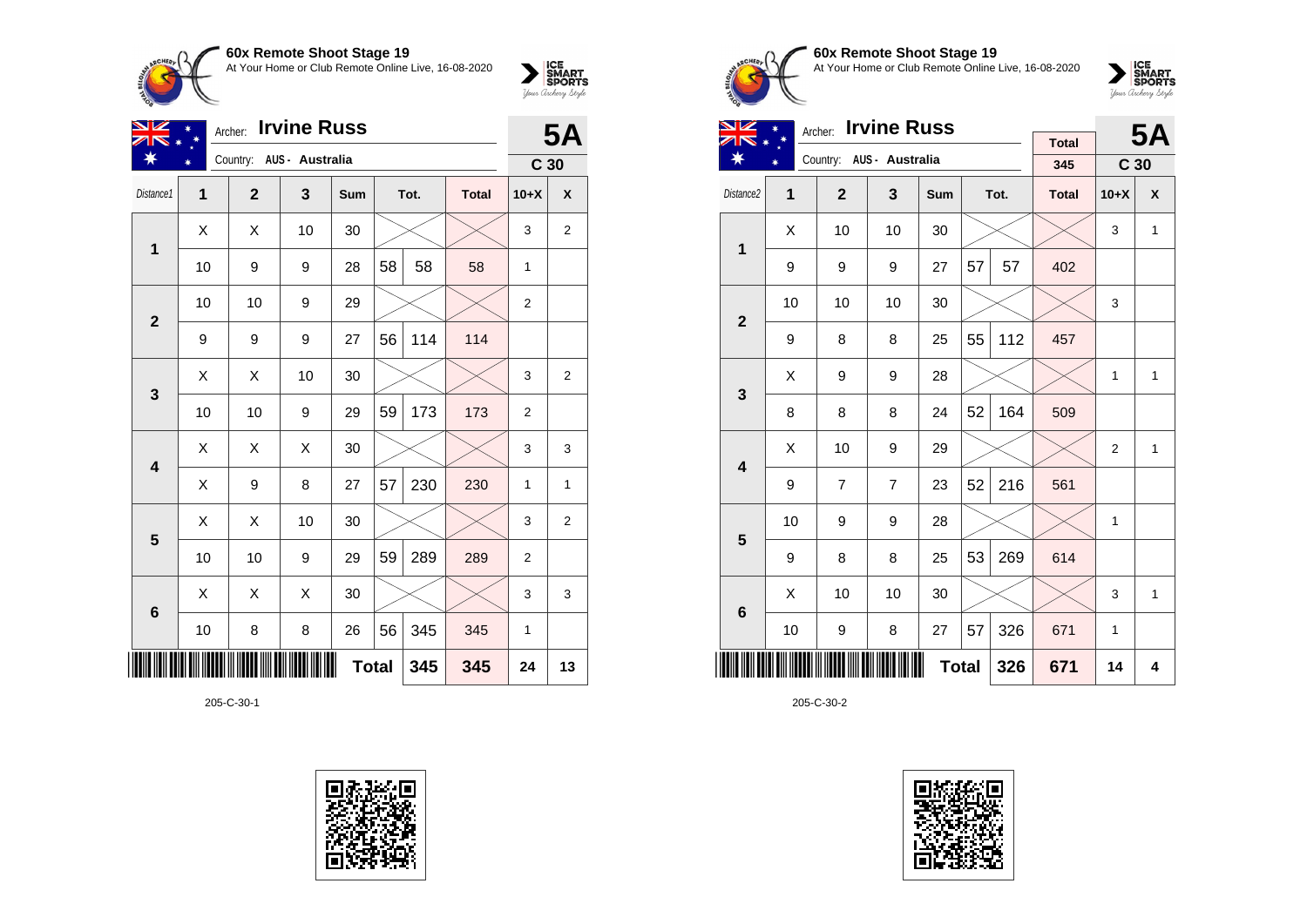## 60x Remote Shoot Stage 19

At Your Home or Club Remote Online Live, 16-08-2020

Archer: **Irvine Russ**
Country: AUS - Australia

**5A** — C 30

| Distance1 | 1 | 2 | 3 | Sum | Tot. | | Total | 10+X | X |
|---|---|---|---|---|---|---|---|---|---|
| 1 | X | X | 10 | 30 | | | | 3 | 2 |
| | 10 | 9 | 9 | 28 | 58 | 58 | 58 | 1 | |
| 2 | 10 | 10 | 9 | 29 | | | | 2 | |
| | 9 | 9 | 9 | 27 | 56 | 114 | 114 | | |
| 3 | X | X | 10 | 30 | | | | 3 | 2 |
| | 10 | 10 | 9 | 29 | 59 | 173 | 173 | 2 | |
| 4 | X | X | X | 30 | | | | 3 | 3 |
| | X | 9 | 8 | 27 | 57 | 230 | 230 | 1 | 1 |
| 5 | X | X | 10 | 30 | | | | 3 | 2 |
| | 10 | 10 | 9 | 29 | 59 | 289 | 289 | 2 | |
| 6 | X | X | X | 30 | | | | 3 | 3 |
| | 10 | 8 | 8 | 26 | 56 | 345 | 345 | 1 | |
| | | | | Total | | 345 | 345 | 24 | 13 |

205-C-30-1

## 60x Remote Shoot Stage 19

At Your Home or Club Remote Online Live, 16-08-2020

Archer: **Irvine Russ**
Country: AUS - Australia

Total: 345

**5A** — C 30

| Distance2 | 1 | 2 | 3 | Sum | Tot. | | Total | 10+X | X |
|---|---|---|---|---|---|---|---|---|---|
| 1 | X | 10 | 10 | 30 | | | | 3 | 1 |
| | 9 | 9 | 9 | 27 | 57 | 57 | 402 | | |
| 2 | 10 | 10 | 10 | 30 | | | | 3 | |
| | 9 | 8 | 8 | 25 | 55 | 112 | 457 | | |
| 3 | X | 9 | 9 | 28 | | | | 1 | 1 |
| | 8 | 8 | 8 | 24 | 52 | 164 | 509 | | |
| 4 | X | 10 | 9 | 29 | | | | 2 | 1 |
| | 9 | 7 | 7 | 23 | 52 | 216 | 561 | | |
| 5 | 10 | 9 | 9 | 28 | | | | 1 | |
| | 9 | 8 | 8 | 25 | 53 | 269 | 614 | | |
| 6 | X | 10 | 10 | 30 | | | | 3 | 1 |
| | 10 | 9 | 8 | 27 | 57 | 326 | 671 | 1 | |
| | | | | Total | | 326 | 671 | 14 | 4 |

205-C-30-2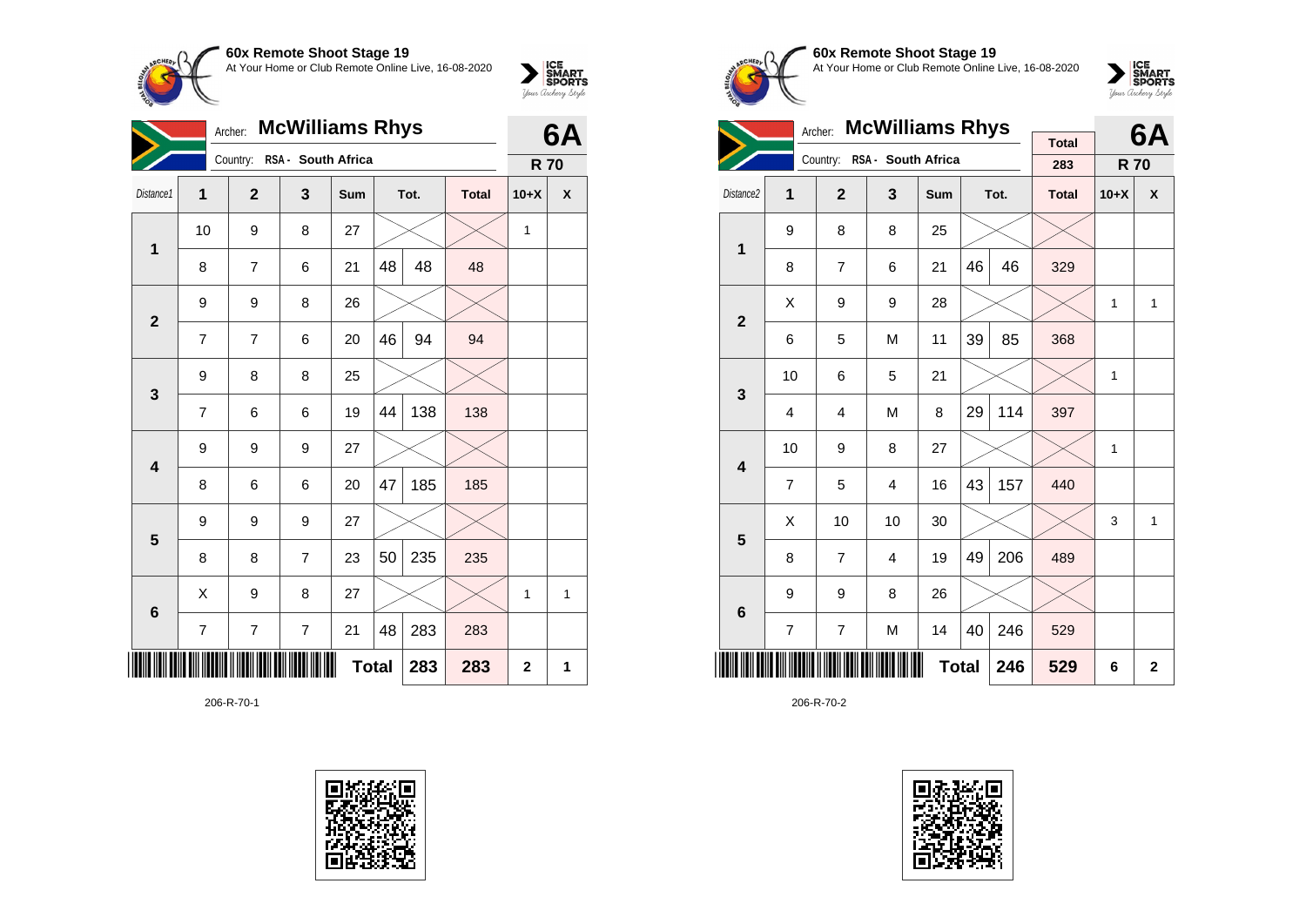**60x Remote Shoot Stage 19**
At Your Home or Club Remote Online Live, 16-08-2020

Archer: **McWilliams Rhys** — **6A**
Country: RSA - South Africa — **R 70**

| Distance1 | 1 | 2 | 3 | Sum | Tot. | | Total | 10+X | X |
|---|---|---|---|---|---|---|---|---|---|
| 1 | 10 | 9 | 8 | 27 | | | | 1 | |
| | 8 | 7 | 6 | 21 | 48 | 48 | 48 | | |
| 2 | 9 | 9 | 8 | 26 | | | | | |
| | 7 | 7 | 6 | 20 | 46 | 94 | 94 | | |
| 3 | 9 | 8 | 8 | 25 | | | | | |
| | 7 | 6 | 6 | 19 | 44 | 138 | 138 | | |
| 4 | 9 | 9 | 9 | 27 | | | | | |
| | 8 | 6 | 6 | 20 | 47 | 185 | 185 | | |
| 5 | 9 | 9 | 9 | 27 | | | | | |
| | 8 | 8 | 7 | 23 | 50 | 235 | 235 | | |
| 6 | X | 9 | 8 | 27 | | | | 1 | 1 |
| | 7 | 7 | 7 | 21 | 48 | 283 | 283 | | |
| | | | | | **Total** | **283** | **283** | **2** | **1** |

206-R-70-1

**60x Remote Shoot Stage 19**
At Your Home or Club Remote Online Live, 16-08-2020

Archer: **McWilliams Rhys** — **6A**
Country: RSA - South Africa — Total 283 — **R 70**

| Distance2 | 1 | 2 | 3 | Sum | Tot. | | Total | 10+X | X |
|---|---|---|---|---|---|---|---|---|---|
| 1 | 9 | 8 | 8 | 25 | | | | | |
| | 8 | 7 | 6 | 21 | 46 | 46 | 329 | | |
| 2 | X | 9 | 9 | 28 | | | | 1 | 1 |
| | 6 | 5 | M | 11 | 39 | 85 | 368 | | |
| 3 | 10 | 6 | 5 | 21 | | | | 1 | |
| | 4 | 4 | M | 8 | 29 | 114 | 397 | | |
| 4 | 10 | 9 | 8 | 27 | | | | 1 | |
| | 7 | 5 | 4 | 16 | 43 | 157 | 440 | | |
| 5 | X | 10 | 10 | 30 | | | | 3 | 1 |
| | 8 | 7 | 4 | 19 | 49 | 206 | 489 | | |
| 6 | 9 | 9 | 8 | 26 | | | | | |
| | 7 | 7 | M | 14 | 40 | 246 | 529 | | |
| | | | | | **Total** | **246** | **529** | **6** | **2** |

206-R-70-2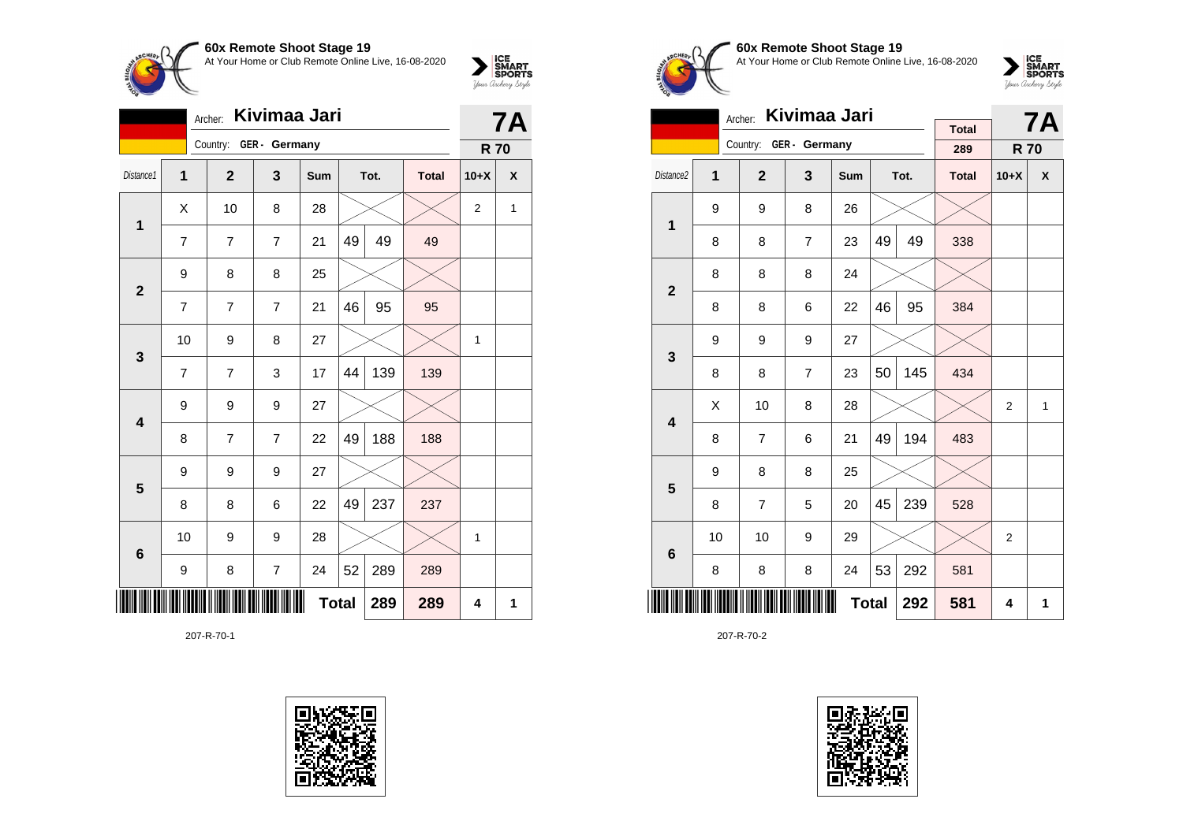## 60x Remote Shoot Stage 19

At Your Home or Club Remote Online Live, 16-08-2020

Archer: **Kivimaa Jari**

Country: **GER - Germany**

**7A** | **R 70**

| Distance1 | 1 | 2 | 3 | Sum | Tot. | | Total | 10+X | X |
|---|---|---|---|---|---|---|---|---|---|
| **1** | X | 10 | 8 | 28 | | | | 2 | 1 |
| | 7 | 7 | 7 | 21 | 49 | 49 | 49 | | |
| **2** | 9 | 8 | 8 | 25 | | | | | |
| | 7 | 7 | 7 | 21 | 46 | 95 | 95 | | |
| **3** | 10 | 9 | 8 | 27 | | | | 1 | |
| | 7 | 7 | 3 | 17 | 44 | 139 | 139 | | |
| **4** | 9 | 9 | 9 | 27 | | | | | |
| | 8 | 7 | 7 | 22 | 49 | 188 | 188 | | |
| **5** | 9 | 9 | 9 | 27 | | | | | |
| | 8 | 8 | 6 | 22 | 49 | 237 | 237 | | |
| **6** | 10 | 9 | 9 | 28 | | | | 1 | |
| | 9 | 8 | 7 | 24 | 52 | 289 | 289 | | |
| | | | | **Total** | | **289** | **289** | **4** | **1** |

207-R-70-1

## 60x Remote Shoot Stage 19

At Your Home or Club Remote Online Live, 16-08-2020

Archer: **Kivimaa Jari**

Country: **GER - Germany**

Total: 289

**7A** | **R 70**

| Distance2 | 1 | 2 | 3 | Sum | Tot. | | Total | 10+X | X |
|---|---|---|---|---|---|---|---|---|---|
| **1** | 9 | 9 | 8 | 26 | | | | | |
| | 8 | 8 | 7 | 23 | 49 | 49 | 338 | | |
| **2** | 8 | 8 | 8 | 24 | | | | | |
| | 8 | 8 | 6 | 22 | 46 | 95 | 384 | | |
| **3** | 9 | 9 | 9 | 27 | | | | | |
| | 8 | 8 | 7 | 23 | 50 | 145 | 434 | | |
| **4** | X | 10 | 8 | 28 | | | | 2 | 1 |
| | 8 | 7 | 6 | 21 | 49 | 194 | 483 | | |
| **5** | 9 | 8 | 8 | 25 | | | | | |
| | 8 | 7 | 5 | 20 | 45 | 239 | 528 | | |
| **6** | 10 | 10 | 9 | 29 | | | | 2 | |
| | 8 | 8 | 8 | 24 | 53 | 292 | 581 | | |
| | | | | **Total** | | **292** | **581** | **4** | **1** |

207-R-70-2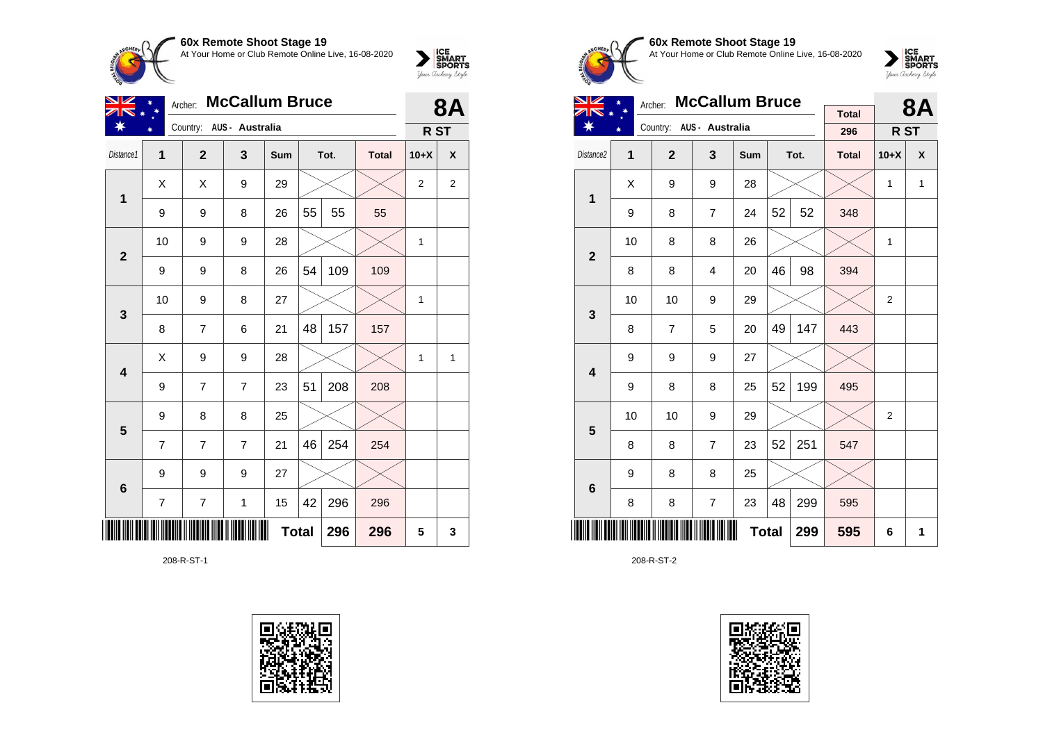**60x Remote Shoot Stage 19**
At Your Home or Club Remote Online Live, 16-08-2020

Archer: **McCallum Bruce**
Country: AUS - Australia

**8A** R ST

| Distance1 | 1 | 2 | 3 | Sum | Tot. | | Total | 10+X | X |
|---|---|---|---|---|---|---|---|---|---|
| 1 | X | X | 9 | 29 | | | | 2 | 2 |
| | 9 | 9 | 8 | 26 | 55 | 55 | 55 | | |
| 2 | 10 | 9 | 9 | 28 | | | | 1 | |
| | 9 | 9 | 8 | 26 | 54 | 109 | 109 | | |
| 3 | 10 | 9 | 8 | 27 | | | | 1 | |
| | 8 | 7 | 6 | 21 | 48 | 157 | 157 | | |
| 4 | X | 9 | 9 | 28 | | | | 1 | 1 |
| | 9 | 7 | 7 | 23 | 51 | 208 | 208 | | |
| 5 | 9 | 8 | 8 | 25 | | | | | |
| | 7 | 7 | 7 | 21 | 46 | 254 | 254 | | |
| 6 | 9 | 9 | 9 | 27 | | | | | |
| | 7 | 7 | 1 | 15 | 42 | 296 | 296 | | |
| | | | | Total | | 296 | 296 | 5 | 3 |

208-R-ST-1

**60x Remote Shoot Stage 19**
At Your Home or Club Remote Online Live, 16-08-2020

Archer: **McCallum Bruce**
Country: AUS - Australia

Total: 296

**8A** R ST

| Distance2 | 1 | 2 | 3 | Sum | Tot. | | Total | 10+X | X |
|---|---|---|---|---|---|---|---|---|---|
| 1 | X | 9 | 9 | 28 | | | | 1 | 1 |
| | 9 | 8 | 7 | 24 | 52 | 52 | 348 | | |
| 2 | 10 | 8 | 8 | 26 | | | | 1 | |
| | 8 | 8 | 4 | 20 | 46 | 98 | 394 | | |
| 3 | 10 | 10 | 9 | 29 | | | | 2 | |
| | 8 | 7 | 5 | 20 | 49 | 147 | 443 | | |
| 4 | 9 | 9 | 9 | 27 | | | | | |
| | 9 | 8 | 8 | 25 | 52 | 199 | 495 | | |
| 5 | 10 | 10 | 9 | 29 | | | | 2 | |
| | 8 | 8 | 7 | 23 | 52 | 251 | 547 | | |
| 6 | 9 | 8 | 8 | 25 | | | | | |
| | 8 | 8 | 7 | 23 | 48 | 299 | 595 | | |
| | | | | Total | | 299 | 595 | 6 | 1 |

208-R-ST-2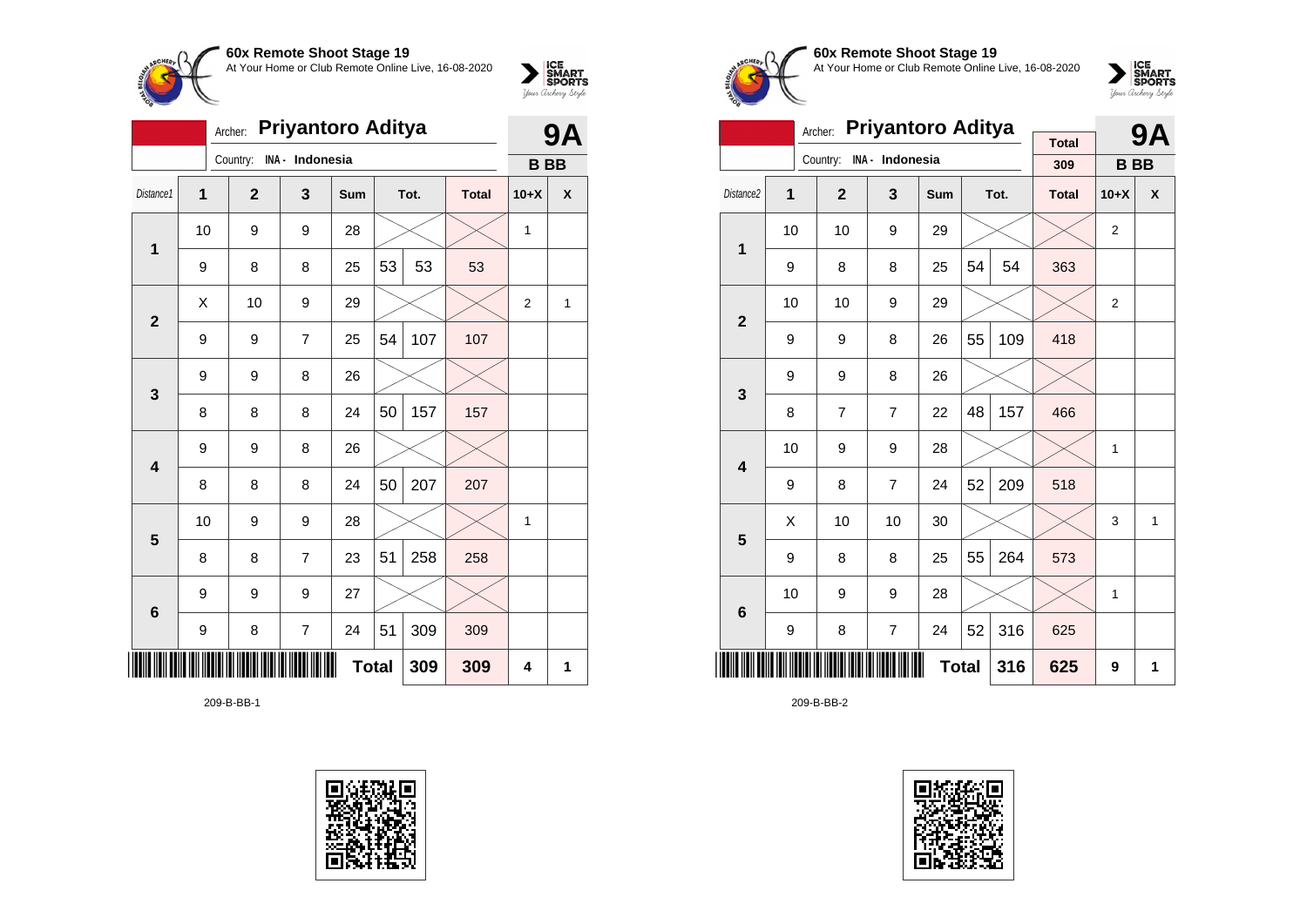**60x Remote Shoot Stage 19**
At Your Home or Club Remote Online Live, 16-08-2020

Archer: **Priyantoro Aditya** — **9A**
Country: INA - Indonesia — **B BB**

| Distance1 | 1 | 2 | 3 | Sum | Tot. | | Total | 10+X | X |
|---|---|---|---|---|---|---|---|---|---|
| 1 | 10 | 9 | 9 | 28 | | | | 1 | |
| | 9 | 8 | 8 | 25 | 53 | 53 | 53 | | |
| 2 | X | 10 | 9 | 29 | | | | 2 | 1 |
| | 9 | 9 | 7 | 25 | 54 | 107 | 107 | | |
| 3 | 9 | 9 | 8 | 26 | | | | | |
| | 8 | 8 | 8 | 24 | 50 | 157 | 157 | | |
| 4 | 9 | 9 | 8 | 26 | | | | | |
| | 8 | 8 | 8 | 24 | 50 | 207 | 207 | | |
| 5 | 10 | 9 | 9 | 28 | | | | 1 | |
| | 8 | 8 | 7 | 23 | 51 | 258 | 258 | | |
| 6 | 9 | 9 | 9 | 27 | | | | | |
| | 9 | 8 | 7 | 24 | 51 | 309 | 309 | | |
| | | | | | Total | 309 | 309 | 4 | 1 |

209-B-BB-1

**60x Remote Shoot Stage 19**
At Your Home or Club Remote Online Live, 16-08-2020

Archer: **Priyantoro Aditya** — Total: 309 — **9A**
Country: INA - Indonesia — **B BB**

| Distance2 | 1 | 2 | 3 | Sum | Tot. | | Total | 10+X | X |
|---|---|---|---|---|---|---|---|---|---|
| 1 | 10 | 10 | 9 | 29 | | | | 2 | |
| | 9 | 8 | 8 | 25 | 54 | 54 | 363 | | |
| 2 | 10 | 10 | 9 | 29 | | | | 2 | |
| | 9 | 9 | 8 | 26 | 55 | 109 | 418 | | |
| 3 | 9 | 9 | 8 | 26 | | | | | |
| | 8 | 7 | 7 | 22 | 48 | 157 | 466 | | |
| 4 | 10 | 9 | 9 | 28 | | | | 1 | |
| | 9 | 8 | 7 | 24 | 52 | 209 | 518 | | |
| 5 | X | 10 | 10 | 30 | | | | 3 | 1 |
| | 9 | 8 | 8 | 25 | 55 | 264 | 573 | | |
| 6 | 10 | 9 | 9 | 28 | | | | 1 | |
| | 9 | 8 | 7 | 24 | 52 | 316 | 625 | | |
| | | | | | Total | 316 | 625 | 9 | 1 |

209-B-BB-2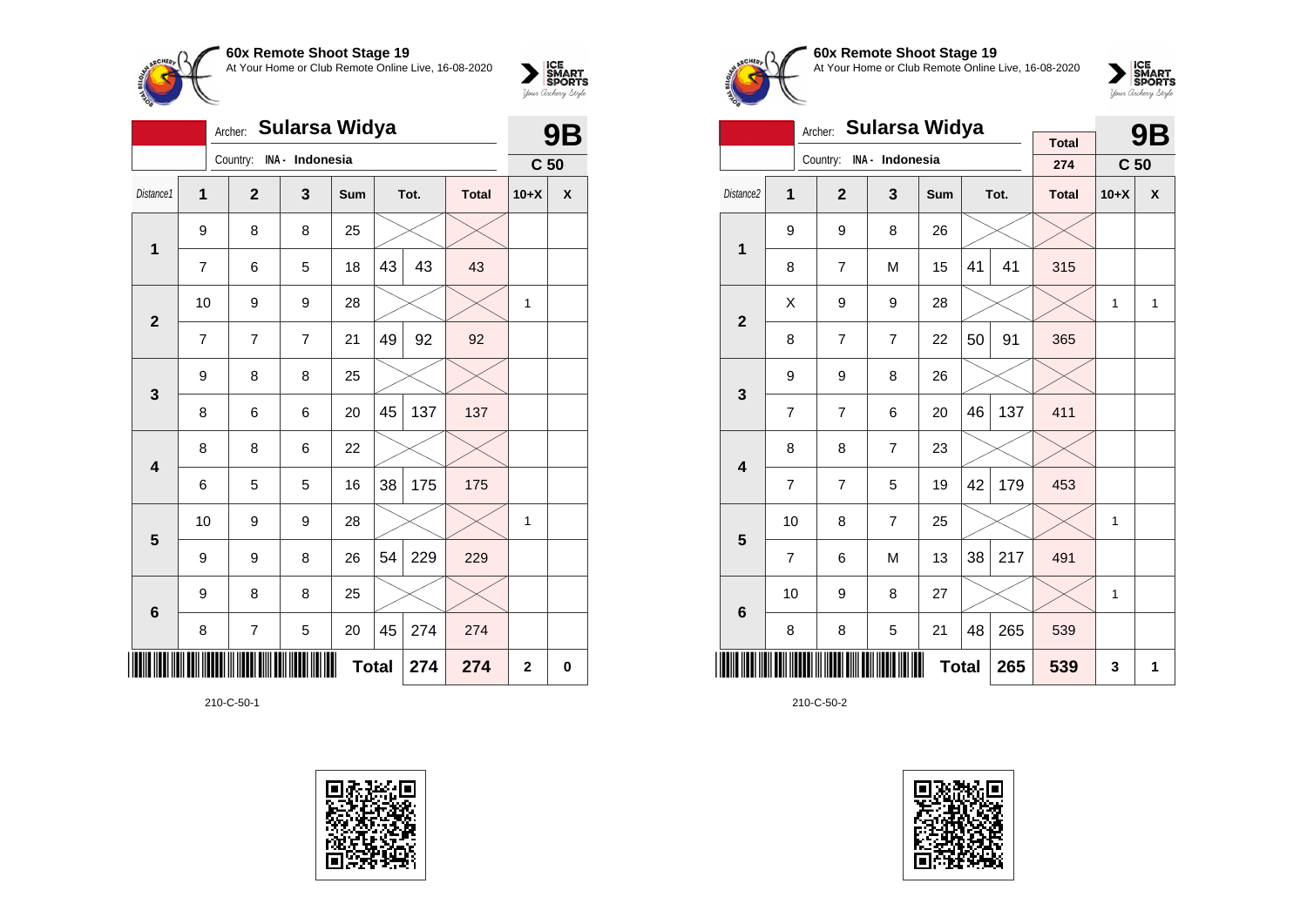## 60x Remote Shoot Stage 19

At Your Home or Club Remote Online Live, 16-08-2020

Archer: **Sularsa Widya**

Country: INA - Indonesia

**9B** — **C 50**

| Distance1 | 1 | 2 | 3 | Sum | Tot. | | Total | 10+X | X |
|---|---|---|---|---|---|---|---|---|---|
| 1 | 9 | 8 | 8 | 25 | | | | | |
| | 7 | 6 | 5 | 18 | 43 | 43 | 43 | | |
| 2 | 10 | 9 | 9 | 28 | | | | 1 | |
| | 7 | 7 | 7 | 21 | 49 | 92 | 92 | | |
| 3 | 9 | 8 | 8 | 25 | | | | | |
| | 8 | 6 | 6 | 20 | 45 | 137 | 137 | | |
| 4 | 8 | 8 | 6 | 22 | | | | | |
| | 6 | 5 | 5 | 16 | 38 | 175 | 175 | | |
| 5 | 10 | 9 | 9 | 28 | | | | 1 | |
| | 9 | 9 | 8 | 26 | 54 | 229 | 229 | | |
| 6 | 9 | 8 | 8 | 25 | | | | | |
| | 8 | 7 | 5 | 20 | 45 | 274 | 274 | | |
| | | | | | **Total** | **274** | **274** | **2** | **0** |

210-C-50-1

## 60x Remote Shoot Stage 19

At Your Home or Club Remote Online Live, 16-08-2020

Archer: **Sularsa Widya**

Country: INA - Indonesia

Total: 274

**9B** — **C 50**

| Distance2 | 1 | 2 | 3 | Sum | Tot. | | Total | 10+X | X |
|---|---|---|---|---|---|---|---|---|---|
| 1 | 9 | 9 | 8 | 26 | | | | | |
| | 8 | 7 | M | 15 | 41 | 41 | 315 | | |
| 2 | X | 9 | 9 | 28 | | | | 1 | 1 |
| | 8 | 7 | 7 | 22 | 50 | 91 | 365 | | |
| 3 | 9 | 9 | 8 | 26 | | | | | |
| | 7 | 7 | 6 | 20 | 46 | 137 | 411 | | |
| 4 | 8 | 8 | 7 | 23 | | | | | |
| | 7 | 7 | 5 | 19 | 42 | 179 | 453 | | |
| 5 | 10 | 8 | 7 | 25 | | | | 1 | |
| | 7 | 6 | M | 13 | 38 | 217 | 491 | | |
| 6 | 10 | 9 | 8 | 27 | | | | 1 | |
| | 8 | 8 | 5 | 21 | 48 | 265 | 539 | | |
| | | | | | **Total** | **265** | **539** | **3** | **1** |

210-C-50-2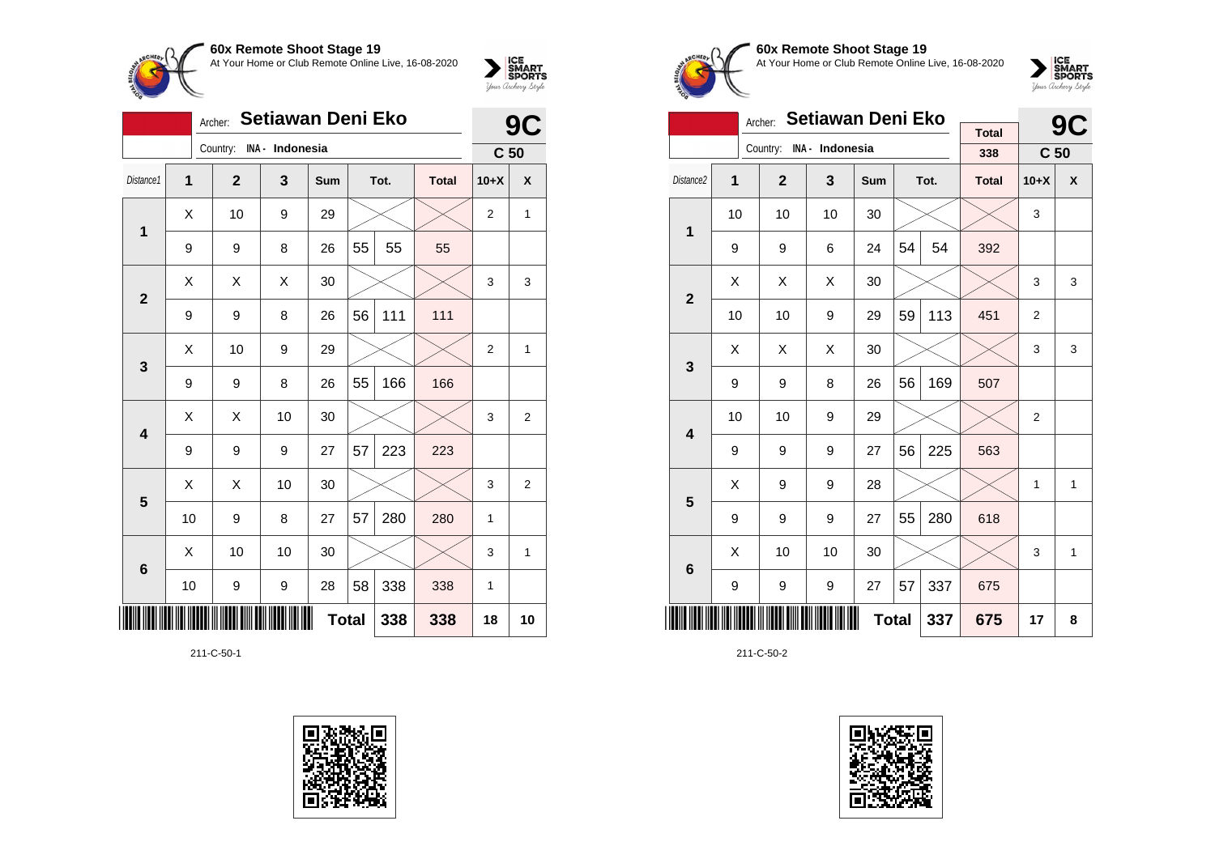# 60x Remote Shoot Stage 19

At Your Home or Club Remote Online Live, 16-08-2020

Archer: **Setiawan Deni Eko**

Country: INA - Indonesia

**9C** — C 50

| Distance1 | 1 | 2 | 3 | Sum | Tot. | | Total | 10+X | X |
|---|---|---|---|---|---|---|---|---|---|
| 1 | X | 10 | 9 | 29 | | | | 2 | 1 |
| | 9 | 9 | 8 | 26 | 55 | 55 | 55 | | |
| 2 | X | X | X | 30 | | | | 3 | 3 |
| | 9 | 9 | 8 | 26 | 56 | 111 | 111 | | |
| 3 | X | 10 | 9 | 29 | | | | 2 | 1 |
| | 9 | 9 | 8 | 26 | 55 | 166 | 166 | | |
| 4 | X | X | 10 | 30 | | | | 3 | 2 |
| | 9 | 9 | 9 | 27 | 57 | 223 | 223 | | |
| 5 | X | X | 10 | 30 | | | | 3 | 2 |
| | 10 | 9 | 8 | 27 | 57 | 280 | 280 | 1 | |
| 6 | X | 10 | 10 | 30 | | | | 3 | 1 |
| | 10 | 9 | 9 | 28 | 58 | 338 | 338 | 1 | |
| | | | | | Total | 338 | 338 | 18 | 10 |

211-C-50-1

# 60x Remote Shoot Stage 19

At Your Home or Club Remote Online Live, 16-08-2020

Archer: **Setiawan Deni Eko**

Country: INA - Indonesia

Total: 338

**9C** — C 50

| Distance2 | 1 | 2 | 3 | Sum | Tot. | | Total | 10+X | X |
|---|---|---|---|---|---|---|---|---|---|
| 1 | 10 | 10 | 10 | 30 | | | | 3 | |
| | 9 | 9 | 6 | 24 | 54 | 54 | 392 | | |
| 2 | X | X | X | 30 | | | | 3 | 3 |
| | 10 | 10 | 9 | 29 | 59 | 113 | 451 | 2 | |
| 3 | X | X | X | 30 | | | | 3 | 3 |
| | 9 | 9 | 8 | 26 | 56 | 169 | 507 | | |
| 4 | 10 | 10 | 9 | 29 | | | | 2 | |
| | 9 | 9 | 9 | 27 | 56 | 225 | 563 | | |
| 5 | X | 9 | 9 | 28 | | | | 1 | 1 |
| | 9 | 9 | 9 | 27 | 55 | 280 | 618 | | |
| 6 | X | 10 | 10 | 30 | | | | 3 | 1 |
| | 9 | 9 | 9 | 27 | 57 | 337 | 675 | | |
| | | | | | Total | 337 | 675 | 17 | 8 |

211-C-50-2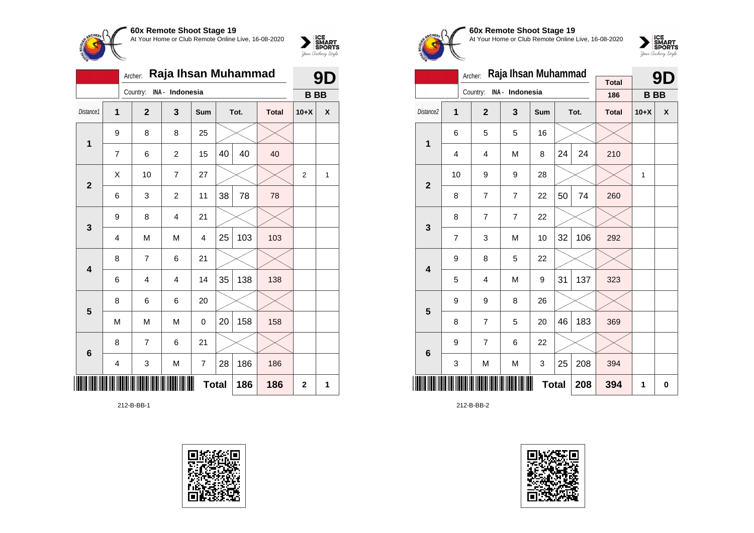## 60x Remote Shoot Stage 19

At Your Home or Club Remote Online Live, 16-08-2020

Archer: **Raja Ihsan Muhammad**

Country: INA - Indonesia

**9D**

**B BB**

| Distance1 | 1 | 2 | 3 | Sum | Tot. | | Total | 10+X | X |
|---|---|---|---|---|---|---|---|---|---|
| 1 | 9 | 8 | 8 | 25 | | | | | |
| | 7 | 6 | 2 | 15 | 40 | 40 | 40 | | |
| 2 | X | 10 | 7 | 27 | | | | 2 | 1 |
| | 6 | 3 | 2 | 11 | 38 | 78 | 78 | | |
| 3 | 9 | 8 | 4 | 21 | | | | | |
| | 4 | M | M | 4 | 25 | 103 | 103 | | |
| 4 | 8 | 7 | 6 | 21 | | | | | |
| | 6 | 4 | 4 | 14 | 35 | 138 | 138 | | |
| 5 | 8 | 6 | 6 | 20 | | | | | |
| | M | M | M | 0 | 20 | 158 | 158 | | |
| 6 | 8 | 7 | 6 | 21 | | | | | |
| | 4 | 3 | M | 7 | 28 | 186 | 186 | | |
| | | | | **Total** | | **186** | **186** | **2** | **1** |

212-B-BB-1

## 60x Remote Shoot Stage 19

At Your Home or Club Remote Online Live, 16-08-2020

Archer: **Raja Ihsan Muhammad**

Country: INA - Indonesia

Total: 186

**9D**

**B BB**

| Distance2 | 1 | 2 | 3 | Sum | Tot. | | Total | 10+X | X |
|---|---|---|---|---|---|---|---|---|---|
| 1 | 6 | 5 | 5 | 16 | | | | | |
| | 4 | 4 | M | 8 | 24 | 24 | 210 | | |
| 2 | 10 | 9 | 9 | 28 | | | | 1 | |
| | 8 | 7 | 7 | 22 | 50 | 74 | 260 | | |
| 3 | 8 | 7 | 7 | 22 | | | | | |
| | 7 | 3 | M | 10 | 32 | 106 | 292 | | |
| 4 | 9 | 8 | 5 | 22 | | | | | |
| | 5 | 4 | M | 9 | 31 | 137 | 323 | | |
| 5 | 9 | 9 | 8 | 26 | | | | | |
| | 8 | 7 | 5 | 20 | 46 | 183 | 369 | | |
| 6 | 9 | 7 | 6 | 22 | | | | | |
| | 3 | M | M | 3 | 25 | 208 | 394 | | |
| | | | | **Total** | | **208** | **394** | **1** | **0** |

212-B-BB-2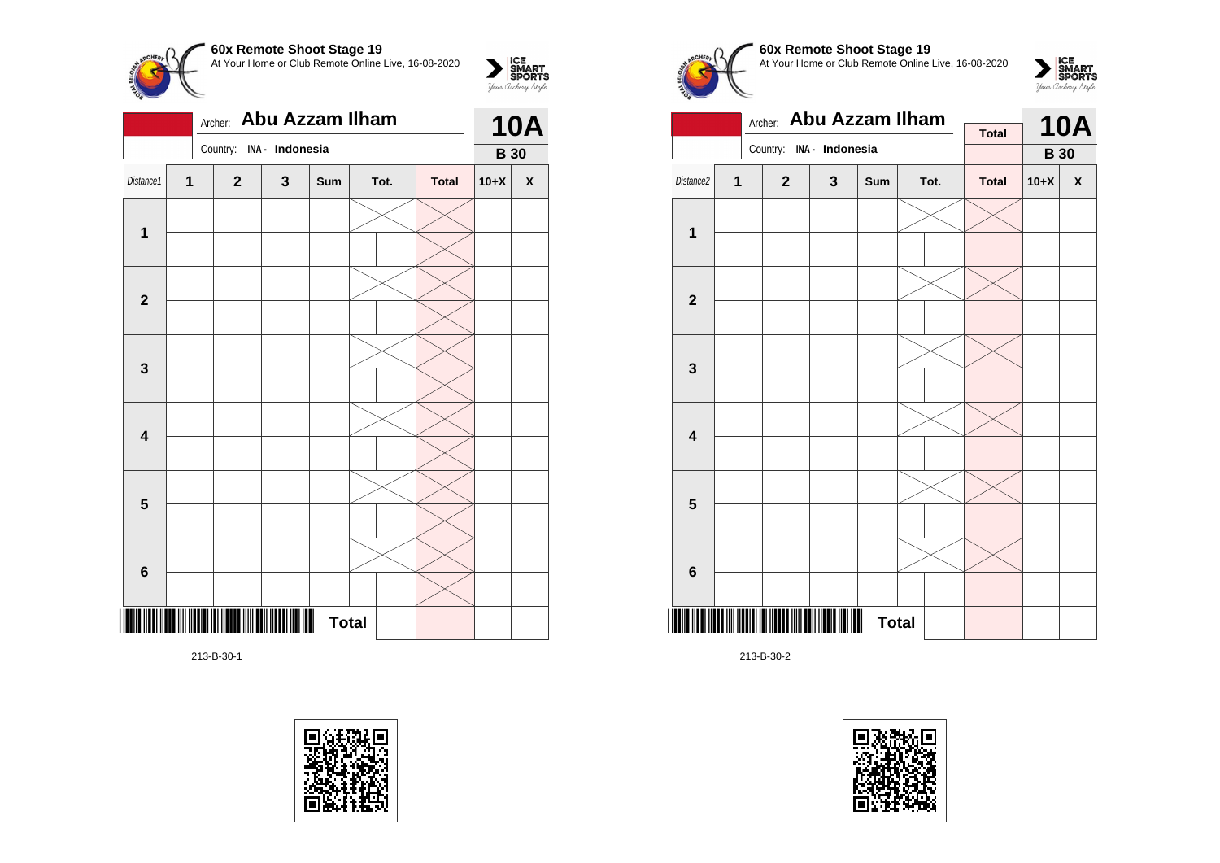## 60x Remote Shoot Stage 19

At Your Home or Club Remote Online Live, 16-08-2020

Archer: **Abu Azzam Ilham**

Country: INA - Indonesia

**10A**

**B 30**

| Distance1 | 1 | 2 | 3 | Sum | Tot. | Total | 10+X | X |
|---|---|---|---|---|---|---|---|---|
| 1 | | | | | | | | |
| | | | | | | | | |
| 2 | | | | | | | | |
| | | | | | | | | |
| 3 | | | | | | | | |
| | | | | | | | | |
| 4 | | | | | | | | |
| | | | | | | | | |
| 5 | | | | | | | | |
| | | | | | | | | |
| 6 | | | | | | | | |
| | | | | | | | | |
| | | | | **Total** | | | | |

213-B-30-1

## 60x Remote Shoot Stage 19

At Your Home or Club Remote Online Live, 16-08-2020

Archer: **Abu Azzam Ilham**

Country: INA - Indonesia

Total

**10A**

**B 30**

| Distance2 | 1 | 2 | 3 | Sum | Tot. | Total | 10+X | X |
|---|---|---|---|---|---|---|---|---|
| 1 | | | | | | | | |
| | | | | | | | | |
| 2 | | | | | | | | |
| | | | | | | | | |
| 3 | | | | | | | | |
| | | | | | | | | |
| 4 | | | | | | | | |
| | | | | | | | | |
| 5 | | | | | | | | |
| | | | | | | | | |
| 6 | | | | | | | | |
| | | | | | | | | |
| | | | | **Total** | | | | |

213-B-30-2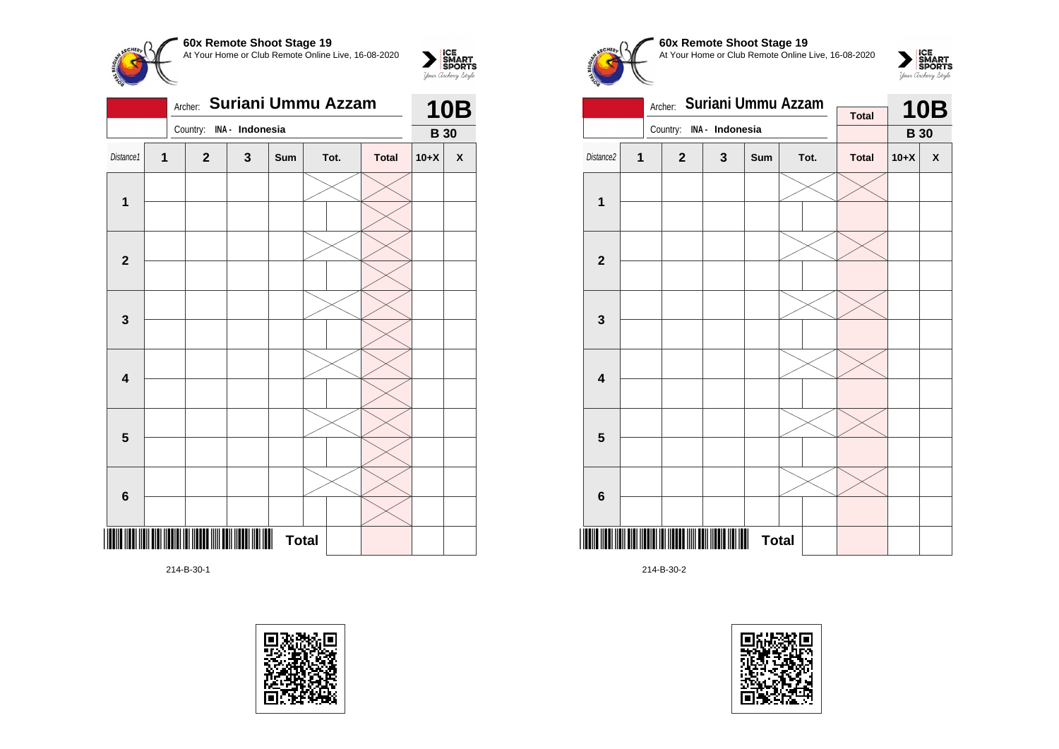**60x Remote Shoot Stage 19**
At Your Home or Club Remote Online Live, 16-08-2020

Archer: **Suriani Ummu Azzam**
Country: **INA - Indonesia**

**10B**
**B 30**

| Distance1 | 1 | 2 | 3 | Sum | Tot. | | Total | 10+X | X |
|---|---|---|---|---|---|---|---|---|---|
| 1 | | | | | | | | | |
| | | | | | | | | | |
| 2 | | | | | | | | | |
| | | | | | | | | | |
| 3 | | | | | | | | | |
| | | | | | | | | | |
| 4 | | | | | | | | | |
| | | | | | | | | | |
| 5 | | | | | | | | | |
| | | | | | | | | | |
| 6 | | | | | | | | | |
| | | | | | | | | | |
| | | | | | **Total** | | | | |

214-B-30-1

**60x Remote Shoot Stage 19**
At Your Home or Club Remote Online Live, 16-08-2020

Archer: **Suriani Ummu Azzam**
Country: **INA - Indonesia**

**Total**

**10B**
**B 30**

| Distance2 | 1 | 2 | 3 | Sum | Tot. | | Total | 10+X | X |
|---|---|---|---|---|---|---|---|---|---|
| 1 | | | | | | | | | |
| | | | | | | | | | |
| 2 | | | | | | | | | |
| | | | | | | | | | |
| 3 | | | | | | | | | |
| | | | | | | | | | |
| 4 | | | | | | | | | |
| | | | | | | | | | |
| 5 | | | | | | | | | |
| | | | | | | | | | |
| 6 | | | | | | | | | |
| | | | | | | | | | |
| | | | | | **Total** | | | | |

214-B-30-2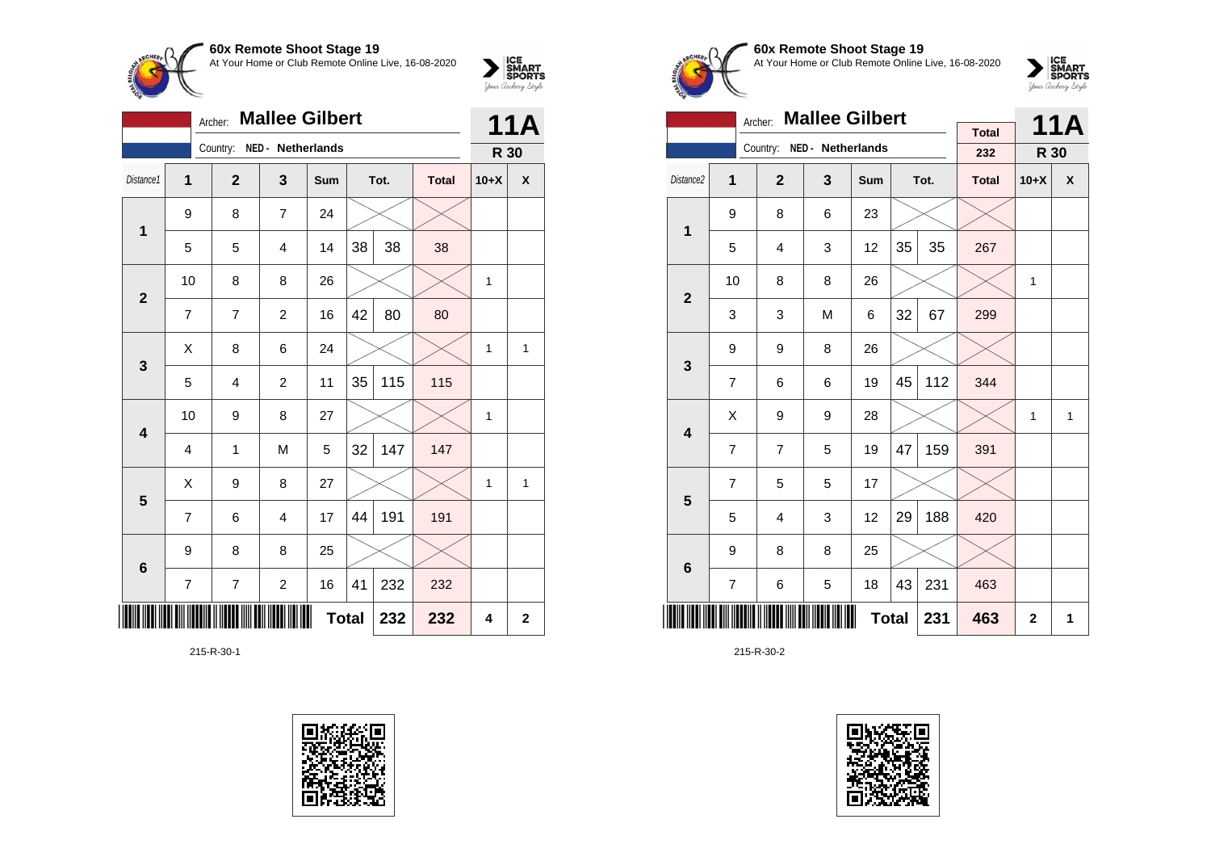**60x Remote Shoot Stage 19**
At Your Home or Club Remote Online Live, 16-08-2020

Archer: **Mallee Gilbert**
Country: NED - Netherlands

**11A**
**R 30**

| Distance1 | 1 | 2 | 3 | Sum | Tot. | | Total | 10+X | X |
|---|---|---|---|---|---|---|---|---|---|
| 1 | 9 | 8 | 7 | 24 | | | | | |
| | 5 | 5 | 4 | 14 | 38 | 38 | 38 | | |
| 2 | 10 | 8 | 8 | 26 | | | | 1 | |
| | 7 | 7 | 2 | 16 | 42 | 80 | 80 | | |
| 3 | X | 8 | 6 | 24 | | | | 1 | 1 |
| | 5 | 4 | 2 | 11 | 35 | 115 | 115 | | |
| 4 | 10 | 9 | 8 | 27 | | | | 1 | |
| | 4 | 1 | M | 5 | 32 | 147 | 147 | | |
| 5 | X | 9 | 8 | 27 | | | | 1 | 1 |
| | 7 | 6 | 4 | 17 | 44 | 191 | 191 | | |
| 6 | 9 | 8 | 8 | 25 | | | | | |
| | 7 | 7 | 2 | 16 | 41 | 232 | 232 | | |
| | | | | Total | | 232 | 232 | 4 | 2 |

215-R-30-1

**60x Remote Shoot Stage 19**
At Your Home or Club Remote Online Live, 16-08-2020

Archer: **Mallee Gilbert**
Country: NED - Netherlands

Total: 232

**11A**
**R 30**

| Distance2 | 1 | 2 | 3 | Sum | Tot. | | Total | 10+X | X |
|---|---|---|---|---|---|---|---|---|---|
| 1 | 9 | 8 | 6 | 23 | | | | | |
| | 5 | 4 | 3 | 12 | 35 | 35 | 267 | | |
| 2 | 10 | 8 | 8 | 26 | | | | 1 | |
| | 3 | 3 | M | 6 | 32 | 67 | 299 | | |
| 3 | 9 | 9 | 8 | 26 | | | | | |
| | 7 | 6 | 6 | 19 | 45 | 112 | 344 | | |
| 4 | X | 9 | 9 | 28 | | | | 1 | 1 |
| | 7 | 7 | 5 | 19 | 47 | 159 | 391 | | |
| 5 | 7 | 5 | 5 | 17 | | | | | |
| | 5 | 4 | 3 | 12 | 29 | 188 | 420 | | |
| 6 | 9 | 8 | 8 | 25 | | | | | |
| | 7 | 6 | 5 | 18 | 43 | 231 | 463 | | |
| | | | | Total | | 231 | 463 | 2 | 1 |

215-R-30-2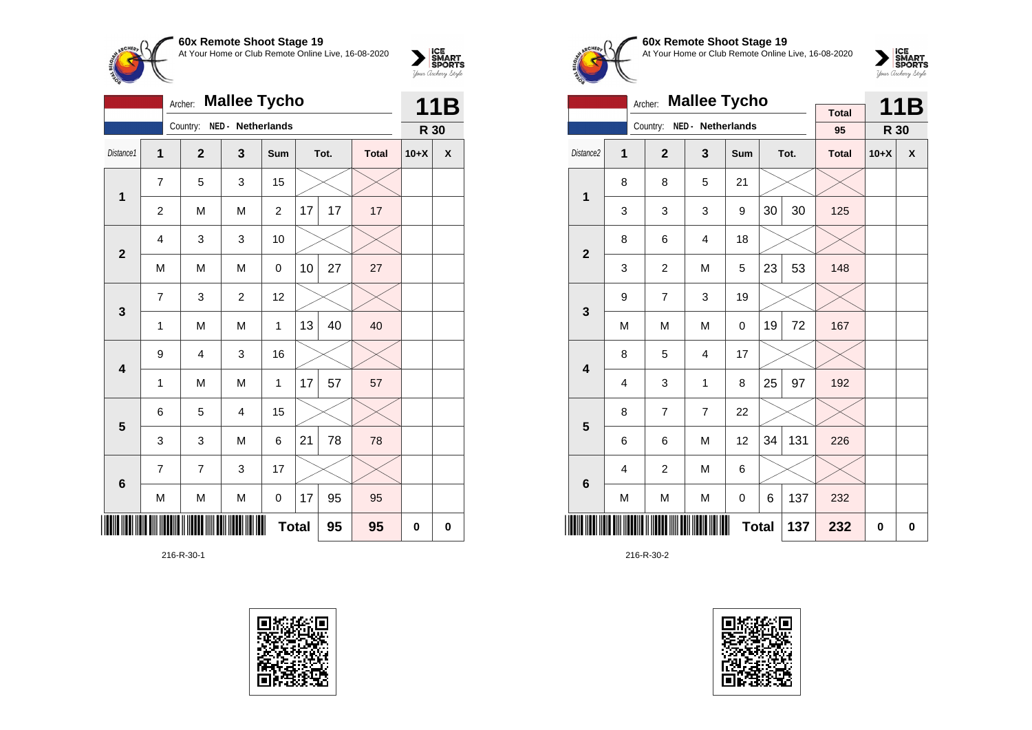## 60x Remote Shoot Stage 19

At Your Home or Club Remote Online Live, 16-08-2020

Archer: **Mallee Tycho** — **11B**

Country: NED - Netherlands — **R 30**

| Distance1 | 1 | 2 | 3 | Sum | Tot. | | Total | 10+X | X |
|---|---|---|---|---|---|---|---|---|---|
| 1 | 7 | 5 | 3 | 15 | | | | | |
| | 2 | M | M | 2 | 17 | 17 | 17 | | |
| 2 | 4 | 3 | 3 | 10 | | | | | |
| | M | M | M | 0 | 10 | 27 | 27 | | |
| 3 | 7 | 3 | 2 | 12 | | | | | |
| | 1 | M | M | 1 | 13 | 40 | 40 | | |
| 4 | 9 | 4 | 3 | 16 | | | | | |
| | 1 | M | M | 1 | 17 | 57 | 57 | | |
| 5 | 6 | 5 | 4 | 15 | | | | | |
| | 3 | 3 | M | 6 | 21 | 78 | 78 | | |
| 6 | 7 | 7 | 3 | 17 | | | | | |
| | M | M | M | 0 | 17 | 95 | 95 | | |
| | | | | Total | | 95 | 95 | 0 | 0 |

216-R-30-1

## 60x Remote Shoot Stage 19

At Your Home or Club Remote Online Live, 16-08-2020

Archer: **Mallee Tycho** — **11B**

Country: NED - Netherlands — Total: 95 — **R 30**

| Distance2 | 1 | 2 | 3 | Sum | Tot. | | Total | 10+X | X |
|---|---|---|---|---|---|---|---|---|---|
| 1 | 8 | 8 | 5 | 21 | | | | | |
| | 3 | 3 | 3 | 9 | 30 | 30 | 125 | | |
| 2 | 8 | 6 | 4 | 18 | | | | | |
| | 3 | 2 | M | 5 | 23 | 53 | 148 | | |
| 3 | 9 | 7 | 3 | 19 | | | | | |
| | M | M | M | 0 | 19 | 72 | 167 | | |
| 4 | 8 | 5 | 4 | 17 | | | | | |
| | 4 | 3 | 1 | 8 | 25 | 97 | 192 | | |
| 5 | 8 | 7 | 7 | 22 | | | | | |
| | 6 | 6 | M | 12 | 34 | 131 | 226 | | |
| 6 | 4 | 2 | M | 6 | | | | | |
| | M | M | M | 0 | 6 | 137 | 232 | | |
| | | | | Total | | 137 | 232 | 0 | 0 |

216-R-30-2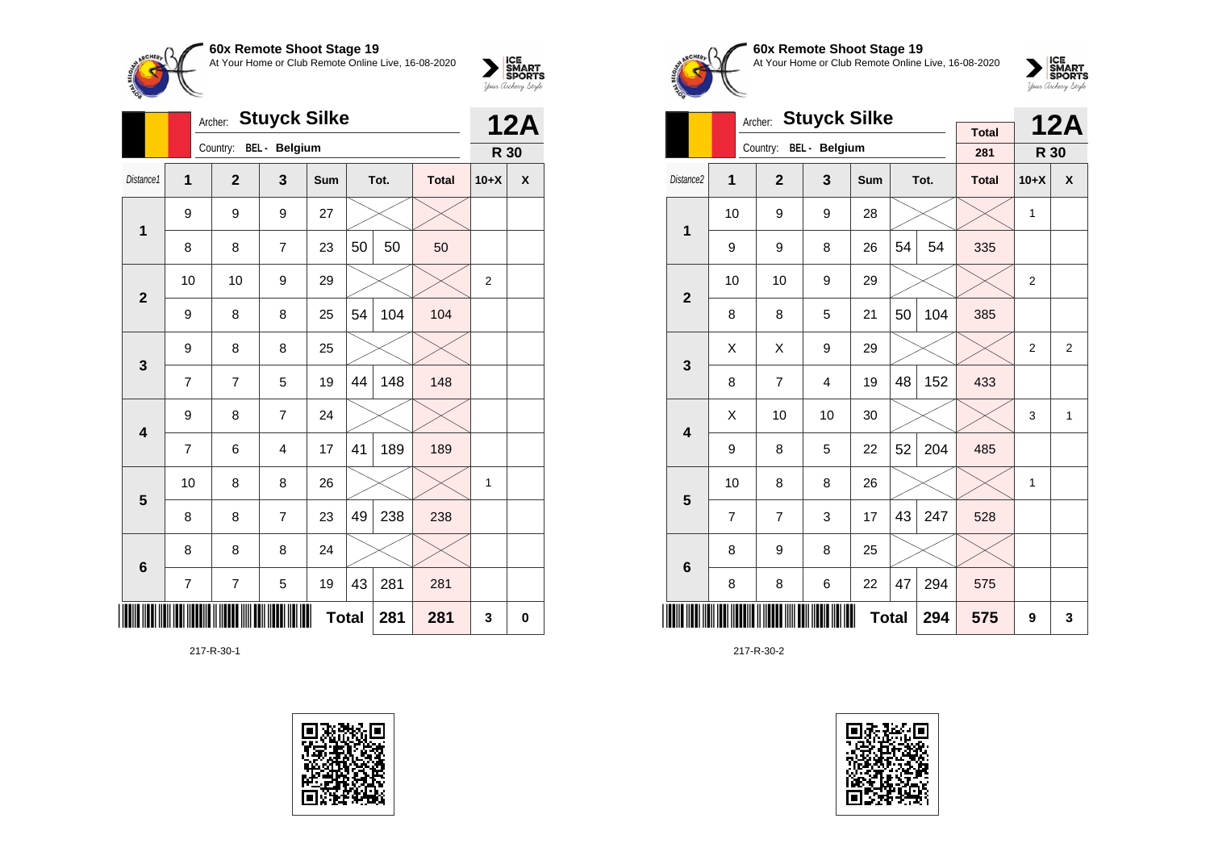**60x Remote Shoot Stage 19**
At Your Home or Club Remote Online Live, 16-08-2020

Archer: **Stuyck Silke**
Country: BEL - Belgium

**12A**
**R 30**

| Distance1 | 1 | 2 | 3 | Sum | Tot. | | Total | 10+X | X |
|---|---|---|---|---|---|---|---|---|---|
| 1 | 9 | 9 | 9 | 27 | | | | | |
| | 8 | 8 | 7 | 23 | 50 | 50 | 50 | | |
| 2 | 10 | 10 | 9 | 29 | | | | 2 | |
| | 9 | 8 | 8 | 25 | 54 | 104 | 104 | | |
| 3 | 9 | 8 | 8 | 25 | | | | | |
| | 7 | 7 | 5 | 19 | 44 | 148 | 148 | | |
| 4 | 9 | 8 | 7 | 24 | | | | | |
| | 7 | 6 | 4 | 17 | 41 | 189 | 189 | | |
| 5 | 10 | 8 | 8 | 26 | | | | 1 | |
| | 8 | 8 | 7 | 23 | 49 | 238 | 238 | | |
| 6 | 8 | 8 | 8 | 24 | | | | | |
| | 7 | 7 | 5 | 19 | 43 | 281 | 281 | | |
| | | | | Total | | 281 | 281 | 3 | 0 |

217-R-30-1

**60x Remote Shoot Stage 19**
At Your Home or Club Remote Online Live, 16-08-2020

Archer: **Stuyck Silke**
Country: BEL - Belgium

Total: 281

**12A**
**R 30**

| Distance2 | 1 | 2 | 3 | Sum | Tot. | | Total | 10+X | X |
|---|---|---|---|---|---|---|---|---|---|
| 1 | 10 | 9 | 9 | 28 | | | | 1 | |
| | 9 | 9 | 8 | 26 | 54 | 54 | 335 | | |
| 2 | 10 | 10 | 9 | 29 | | | | 2 | |
| | 8 | 8 | 5 | 21 | 50 | 104 | 385 | | |
| 3 | X | X | 9 | 29 | | | | 2 | 2 |
| | 8 | 7 | 4 | 19 | 48 | 152 | 433 | | |
| 4 | X | 10 | 10 | 30 | | | | 3 | 1 |
| | 9 | 8 | 5 | 22 | 52 | 204 | 485 | | |
| 5 | 10 | 8 | 8 | 26 | | | | 1 | |
| | 7 | 7 | 3 | 17 | 43 | 247 | 528 | | |
| 6 | 8 | 9 | 8 | 25 | | | | | |
| | 8 | 8 | 6 | 22 | 47 | 294 | 575 | | |
| | | | | Total | | 294 | 575 | 9 | 3 |

217-R-30-2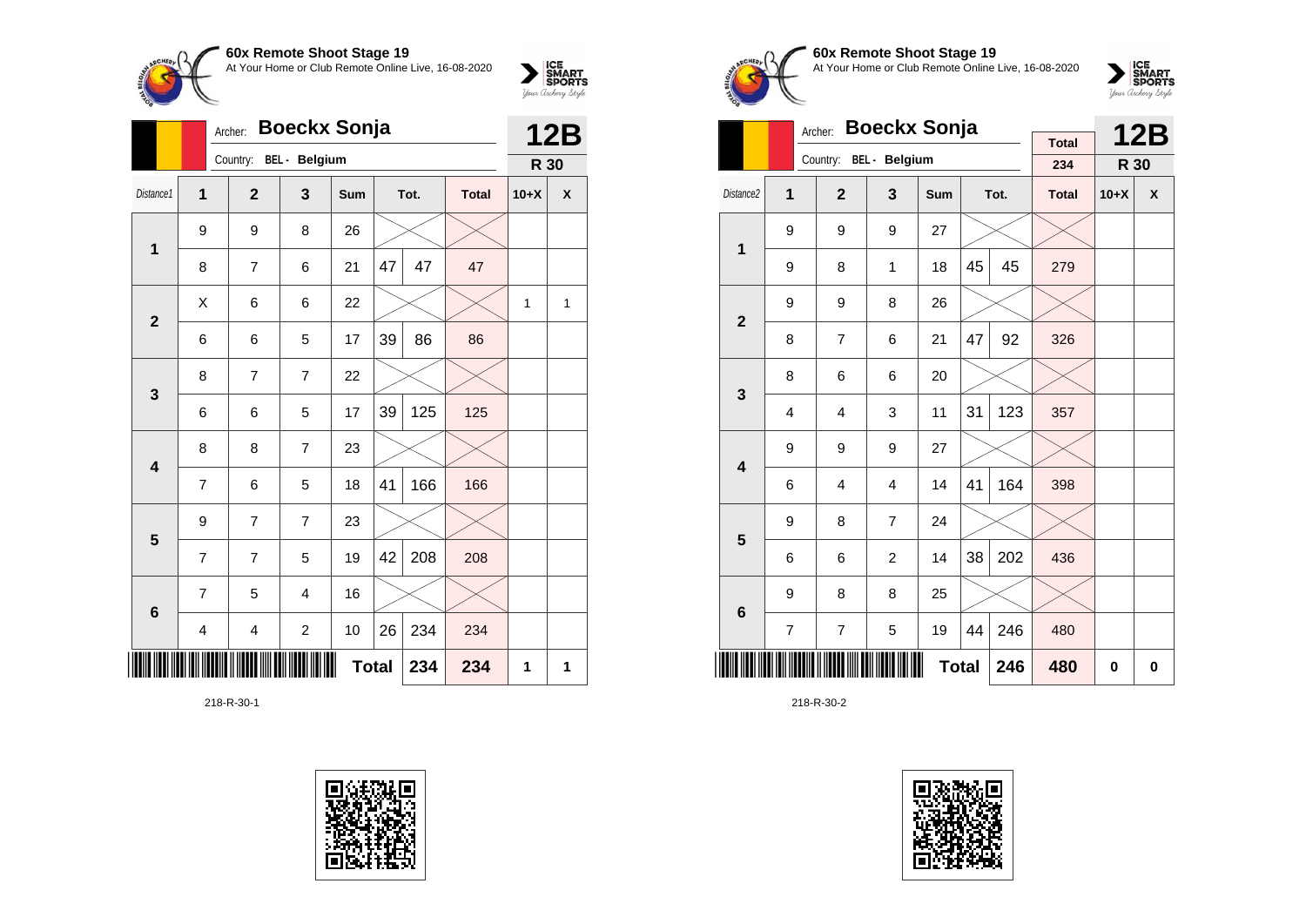**60x Remote Shoot Stage 19**
At Your Home or Club Remote Online Live, 16-08-2020

Archer: **Boeckx Sonja**
Country: BEL - Belgium

**12B**
**R 30**

| Distance1 | 1 | 2 | 3 | Sum | Tot. | | Total | 10+X | X |
|---|---|---|---|---|---|---|---|---|---|
| 1 | 9 | 9 | 8 | 26 | | | | | |
| | 8 | 7 | 6 | 21 | 47 | 47 | 47 | | |
| 2 | X | 6 | 6 | 22 | | | | 1 | 1 |
| | 6 | 6 | 5 | 17 | 39 | 86 | 86 | | |
| 3 | 8 | 7 | 7 | 22 | | | | | |
| | 6 | 6 | 5 | 17 | 39 | 125 | 125 | | |
| 4 | 8 | 8 | 7 | 23 | | | | | |
| | 7 | 6 | 5 | 18 | 41 | 166 | 166 | | |
| 5 | 9 | 7 | 7 | 23 | | | | | |
| | 7 | 7 | 5 | 19 | 42 | 208 | 208 | | |
| 6 | 7 | 5 | 4 | 16 | | | | | |
| | 4 | 4 | 2 | 10 | 26 | 234 | 234 | | |
| | | | | Total | | 234 | 234 | 1 | 1 |

218-R-30-1

**60x Remote Shoot Stage 19**
At Your Home or Club Remote Online Live, 16-08-2020

Archer: **Boeckx Sonja**
Country: BEL - Belgium

Total: 234

**12B**
**R 30**

| Distance2 | 1 | 2 | 3 | Sum | Tot. | | Total | 10+X | X |
|---|---|---|---|---|---|---|---|---|---|
| 1 | 9 | 9 | 9 | 27 | | | | | |
| | 9 | 8 | 1 | 18 | 45 | 45 | 279 | | |
| 2 | 9 | 9 | 8 | 26 | | | | | |
| | 8 | 7 | 6 | 21 | 47 | 92 | 326 | | |
| 3 | 8 | 6 | 6 | 20 | | | | | |
| | 4 | 4 | 3 | 11 | 31 | 123 | 357 | | |
| 4 | 9 | 9 | 9 | 27 | | | | | |
| | 6 | 4 | 4 | 14 | 41 | 164 | 398 | | |
| 5 | 9 | 8 | 7 | 24 | | | | | |
| | 6 | 6 | 2 | 14 | 38 | 202 | 436 | | |
| 6 | 9 | 8 | 8 | 25 | | | | | |
| | 7 | 7 | 5 | 19 | 44 | 246 | 480 | | |
| | | | | Total | | 246 | 480 | 0 | 0 |

218-R-30-2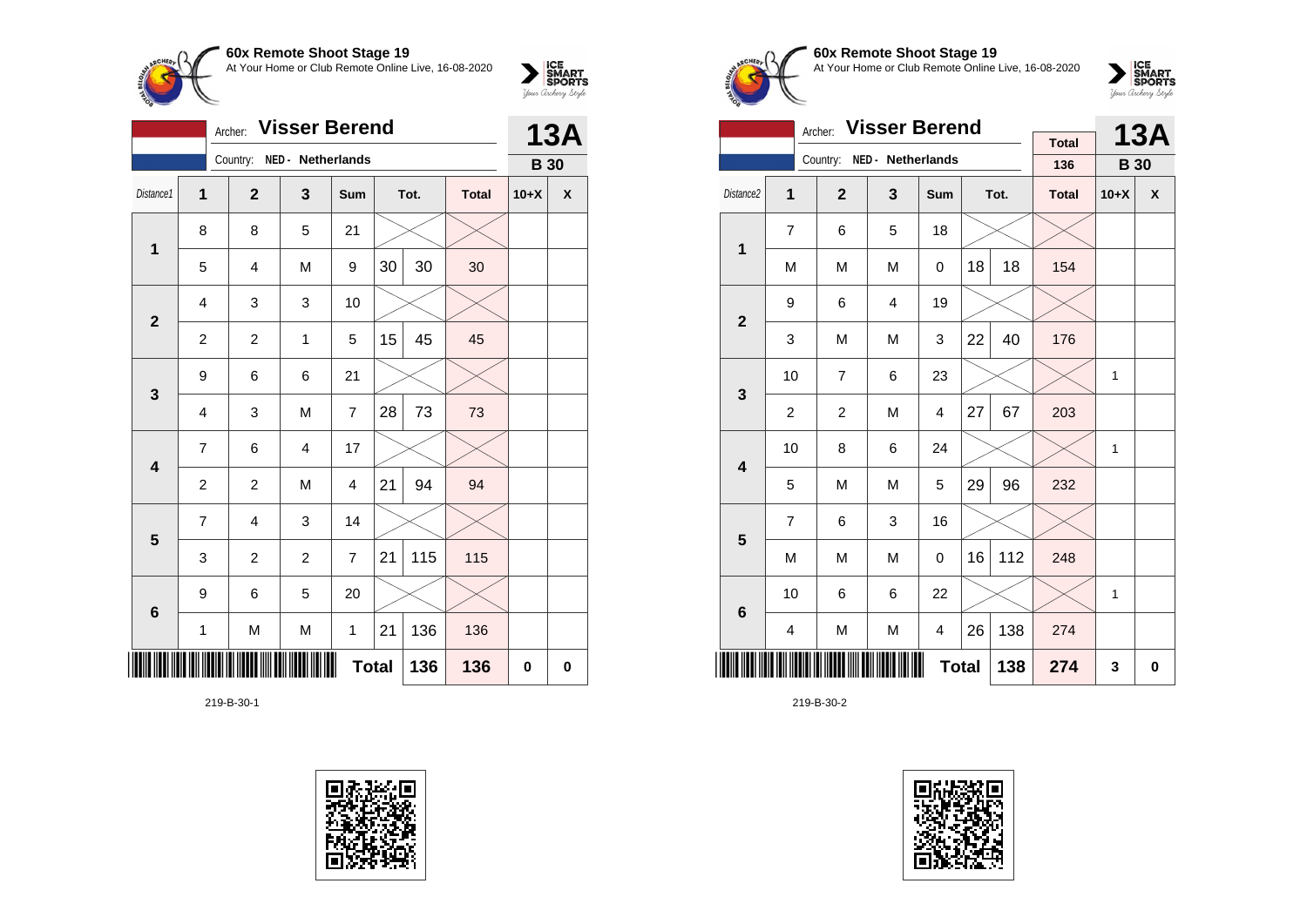## 60x Remote Shoot Stage 19

At Your Home or Club Remote Online Live, 16-08-2020

Archer: **Visser Berend**

Country: NED - Netherlands

**13A**

**B 30**

| Distance1 | 1 | 2 | 3 | Sum | Tot. | | Total | 10+X | X |
|---|---|---|---|---|---|---|---|---|---|
| 1 | 8 | 8 | 5 | 21 | | | | | |
| | 5 | 4 | M | 9 | 30 | 30 | 30 | | |
| 2 | 4 | 3 | 3 | 10 | | | | | |
| | 2 | 2 | 1 | 5 | 15 | 45 | 45 | | |
| 3 | 9 | 6 | 6 | 21 | | | | | |
| | 4 | 3 | M | 7 | 28 | 73 | 73 | | |
| 4 | 7 | 6 | 4 | 17 | | | | | |
| | 2 | 2 | M | 4 | 21 | 94 | 94 | | |
| 5 | 7 | 4 | 3 | 14 | | | | | |
| | 3 | 2 | 2 | 7 | 21 | 115 | 115 | | |
| 6 | 9 | 6 | 5 | 20 | | | | | |
| | 1 | M | M | 1 | 21 | 136 | 136 | | |
| | | | | | **Total** | **136** | **136** | **0** | **0** |

219-B-30-1

## 60x Remote Shoot Stage 19

At Your Home or Club Remote Online Live, 16-08-2020

Archer: **Visser Berend**

Country: NED - Netherlands

Total: 136

**13A**

**B 30**

| Distance2 | 1 | 2 | 3 | Sum | Tot. | | Total | 10+X | X |
|---|---|---|---|---|---|---|---|---|---|
| 1 | 7 | 6 | 5 | 18 | | | | | |
| | M | M | M | 0 | 18 | 18 | 154 | | |
| 2 | 9 | 6 | 4 | 19 | | | | | |
| | 3 | M | M | 3 | 22 | 40 | 176 | | |
| 3 | 10 | 7 | 6 | 23 | | | | 1 | |
| | 2 | 2 | M | 4 | 27 | 67 | 203 | | |
| 4 | 10 | 8 | 6 | 24 | | | | 1 | |
| | 5 | M | M | 5 | 29 | 96 | 232 | | |
| 5 | 7 | 6 | 3 | 16 | | | | | |
| | M | M | M | 0 | 16 | 112 | 248 | | |
| 6 | 10 | 6 | 6 | 22 | | | | 1 | |
| | 4 | M | M | 4 | 26 | 138 | 274 | | |
| | | | | | **Total** | **138** | **274** | **3** | **0** |

219-B-30-2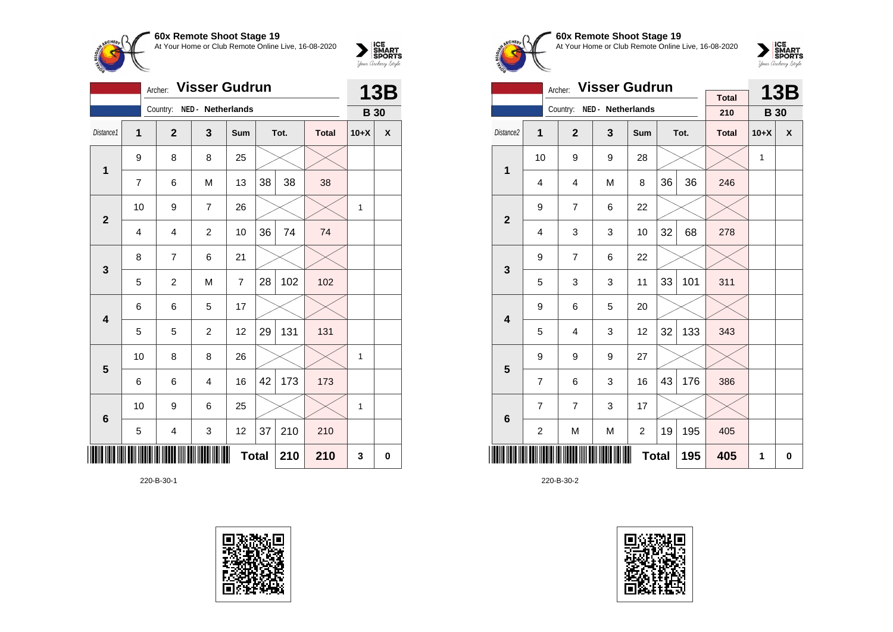**60x Remote Shoot Stage 19**
At Your Home or Club Remote Online Live, 16-08-2020

Archer: **Visser Gudrun** — **13B**
Country: NED - Netherlands — **B 30**

| Distance1 | 1 | 2 | 3 | Sum | Tot. | | Total | 10+X | X |
|---|---|---|---|---|---|---|---|---|---|
| 1 | 9 | 8 | 8 | 25 | | | | | |
| | 7 | 6 | M | 13 | 38 | 38 | 38 | | |
| 2 | 10 | 9 | 7 | 26 | | | | 1 | |
| | 4 | 4 | 2 | 10 | 36 | 74 | 74 | | |
| 3 | 8 | 7 | 6 | 21 | | | | | |
| | 5 | 2 | M | 7 | 28 | 102 | 102 | | |
| 4 | 6 | 6 | 5 | 17 | | | | | |
| | 5 | 5 | 2 | 12 | 29 | 131 | 131 | | |
| 5 | 10 | 8 | 8 | 26 | | | | 1 | |
| | 6 | 6 | 4 | 16 | 42 | 173 | 173 | | |
| 6 | 10 | 9 | 6 | 25 | | | | 1 | |
| | 5 | 4 | 3 | 12 | 37 | 210 | 210 | | |
| | | | | Total | | 210 | 210 | 3 | 0 |

220-B-30-1

**60x Remote Shoot Stage 19**
At Your Home or Club Remote Online Live, 16-08-2020

Archer: **Visser Gudrun** — Total 210 — **13B**
Country: NED - Netherlands — **B 30**

| Distance2 | 1 | 2 | 3 | Sum | Tot. | | Total | 10+X | X |
|---|---|---|---|---|---|---|---|---|---|
| 1 | 10 | 9 | 9 | 28 | | | | 1 | |
| | 4 | 4 | M | 8 | 36 | 36 | 246 | | |
| 2 | 9 | 7 | 6 | 22 | | | | | |
| | 4 | 3 | 3 | 10 | 32 | 68 | 278 | | |
| 3 | 9 | 7 | 6 | 22 | | | | | |
| | 5 | 3 | 3 | 11 | 33 | 101 | 311 | | |
| 4 | 9 | 6 | 5 | 20 | | | | | |
| | 5 | 4 | 3 | 12 | 32 | 133 | 343 | | |
| 5 | 9 | 9 | 9 | 27 | | | | | |
| | 7 | 6 | 3 | 16 | 43 | 176 | 386 | | |
| 6 | 7 | 7 | 3 | 17 | | | | | |
| | 2 | M | M | 2 | 19 | 195 | 405 | | |
| | | | | Total | | 195 | 405 | 1 | 0 |

220-B-30-2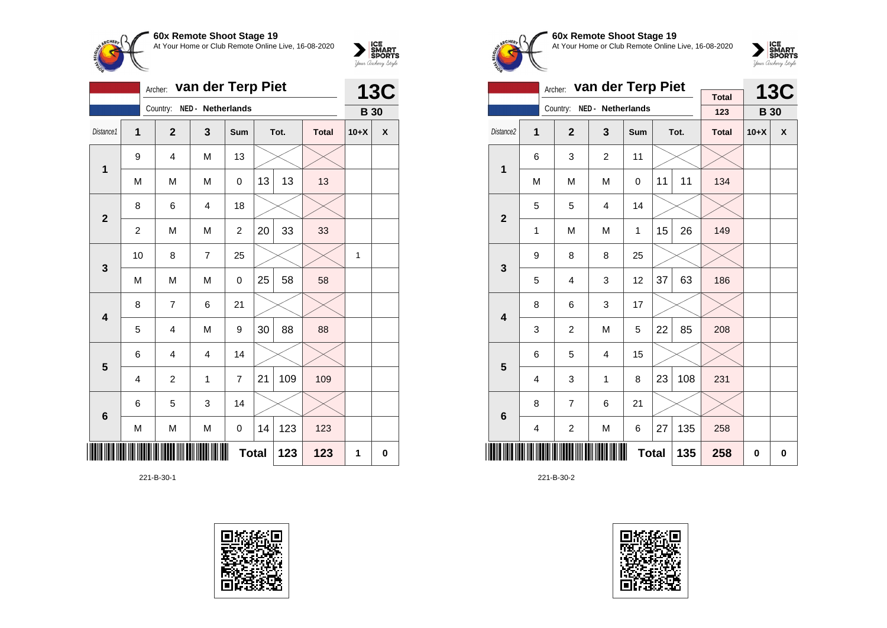**60x Remote Shoot Stage 19**
At Your Home or Club Remote Online Live, 16-08-2020

Archer: **van der Terp Piet**
Country: NED - Netherlands

**13C**
**B 30**

| Distance1 | 1 | 2 | 3 | Sum | Tot. | | Total | 10+X | X |
|---|---|---|---|---|---|---|---|---|---|
| 1 | 9 | 4 | M | 13 | | | | | |
| | M | M | M | 0 | 13 | 13 | 13 | | |
| 2 | 8 | 6 | 4 | 18 | | | | | |
| | 2 | M | M | 2 | 20 | 33 | 33 | | |
| 3 | 10 | 8 | 7 | 25 | | | | 1 | |
| | M | M | M | 0 | 25 | 58 | 58 | | |
| 4 | 8 | 7 | 6 | 21 | | | | | |
| | 5 | 4 | M | 9 | 30 | 88 | 88 | | |
| 5 | 6 | 4 | 4 | 14 | | | | | |
| | 4 | 2 | 1 | 7 | 21 | 109 | 109 | | |
| 6 | 6 | 5 | 3 | 14 | | | | | |
| | M | M | M | 0 | 14 | 123 | 123 | | |
| | | | | | **Total** | **123** | **123** | **1** | **0** |

221-B-30-1

**60x Remote Shoot Stage 19**
At Your Home or Club Remote Online Live, 16-08-2020

Archer: **van der Terp Piet**
Country: NED - Netherlands

Total: 123

**13C**
**B 30**

| Distance2 | 1 | 2 | 3 | Sum | Tot. | | Total | 10+X | X |
|---|---|---|---|---|---|---|---|---|---|
| 1 | 6 | 3 | 2 | 11 | | | | | |
| | M | M | M | 0 | 11 | 11 | 134 | | |
| 2 | 5 | 5 | 4 | 14 | | | | | |
| | 1 | M | M | 1 | 15 | 26 | 149 | | |
| 3 | 9 | 8 | 8 | 25 | | | | | |
| | 5 | 4 | 3 | 12 | 37 | 63 | 186 | | |
| 4 | 8 | 6 | 3 | 17 | | | | | |
| | 3 | 2 | M | 5 | 22 | 85 | 208 | | |
| 5 | 6 | 5 | 4 | 15 | | | | | |
| | 4 | 3 | 1 | 8 | 23 | 108 | 231 | | |
| 6 | 8 | 7 | 6 | 21 | | | | | |
| | 4 | 2 | M | 6 | 27 | 135 | 258 | | |
| | | | | | **Total** | **135** | **258** | **0** | **0** |

221-B-30-2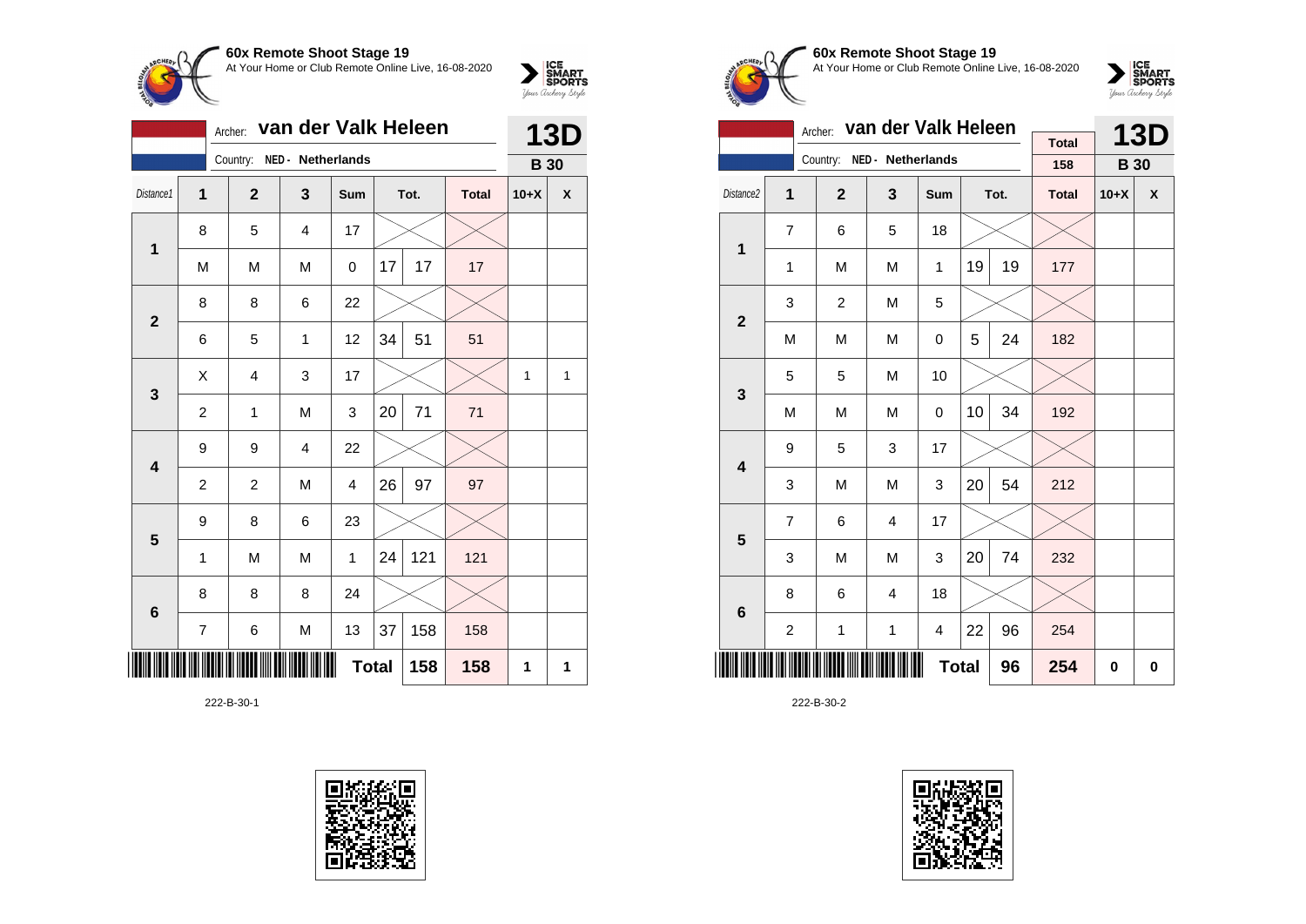## 60x Remote Shoot Stage 19

At Your Home or Club Remote Online Live, 16-08-2020

Archer: **van der Valk Heleen** — **13D**

Country: NED - Netherlands — **B 30**

| Distance1 | 1 | 2 | 3 | Sum | Tot. | | Total | 10+X | X |
|---|---|---|---|---|---|---|---|---|---|
| 1 | 8 | 5 | 4 | 17 | | | | | |
| | M | M | M | 0 | 17 | 17 | 17 | | |
| 2 | 8 | 8 | 6 | 22 | | | | | |
| | 6 | 5 | 1 | 12 | 34 | 51 | 51 | | |
| 3 | X | 4 | 3 | 17 | | | | 1 | 1 |
| | 2 | 1 | M | 3 | 20 | 71 | 71 | | |
| 4 | 9 | 9 | 4 | 22 | | | | | |
| | 2 | 2 | M | 4 | 26 | 97 | 97 | | |
| 5 | 9 | 8 | 6 | 23 | | | | | |
| | 1 | M | M | 1 | 24 | 121 | 121 | | |
| 6 | 8 | 8 | 8 | 24 | | | | | |
| | 7 | 6 | M | 13 | 37 | 158 | 158 | | |
| | | | | | **Total** | 158 | 158 | 1 | 1 |

222-B-30-1

## 60x Remote Shoot Stage 19

At Your Home or Club Remote Online Live, 16-08-2020

Archer: **van der Valk Heleen** — Total 158 — **13D**

Country: NED - Netherlands — **B 30**

| Distance2 | 1 | 2 | 3 | Sum | Tot. | | Total | 10+X | X |
|---|---|---|---|---|---|---|---|---|---|
| 1 | 7 | 6 | 5 | 18 | | | | | |
| | 1 | M | M | 1 | 19 | 19 | 177 | | |
| 2 | 3 | 2 | M | 5 | | | | | |
| | M | M | M | 0 | 5 | 24 | 182 | | |
| 3 | 5 | 5 | M | 10 | | | | | |
| | M | M | M | 0 | 10 | 34 | 192 | | |
| 4 | 9 | 5 | 3 | 17 | | | | | |
| | 3 | M | M | 3 | 20 | 54 | 212 | | |
| 5 | 7 | 6 | 4 | 17 | | | | | |
| | 3 | M | M | 3 | 20 | 74 | 232 | | |
| 6 | 8 | 6 | 4 | 18 | | | | | |
| | 2 | 1 | 1 | 4 | 22 | 96 | 254 | | |
| | | | | | **Total** | 96 | 254 | 0 | 0 |

222-B-30-2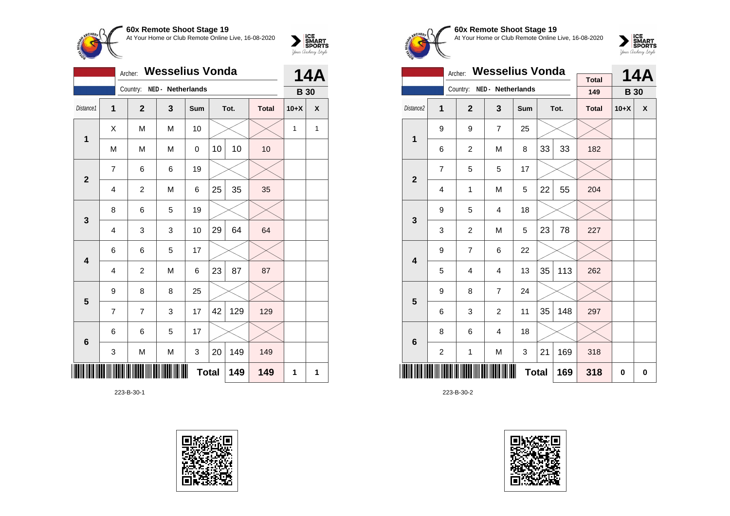**60x Remote Shoot Stage 19**
At Your Home or Club Remote Online Live, 16-08-2020

Archer: **Wesselius Vonda**
Country: NED - Netherlands

**14A**
**B 30**

| Distance1 | 1 | 2 | 3 | Sum | Tot. | | Total | 10+X | X |
|---|---|---|---|---|---|---|---|---|---|
| 1 | X | M | M | 10 | | | | 1 | 1 |
| | M | M | M | 0 | 10 | 10 | 10 | | |
| 2 | 7 | 6 | 6 | 19 | | | | | |
| | 4 | 2 | M | 6 | 25 | 35 | 35 | | |
| 3 | 8 | 6 | 5 | 19 | | | | | |
| | 4 | 3 | 3 | 10 | 29 | 64 | 64 | | |
| 4 | 6 | 6 | 5 | 17 | | | | | |
| | 4 | 2 | M | 6 | 23 | 87 | 87 | | |
| 5 | 9 | 8 | 8 | 25 | | | | | |
| | 7 | 7 | 3 | 17 | 42 | 129 | 129 | | |
| 6 | 6 | 6 | 5 | 17 | | | | | |
| | 3 | M | M | 3 | 20 | 149 | 149 | | |
| | | | | Total | | 149 | 149 | 1 | 1 |

223-B-30-1

**60x Remote Shoot Stage 19**
At Your Home or Club Remote Online Live, 16-08-2020

Archer: **Wesselius Vonda**
Country: NED - Netherlands

Total: 149

**14A**
**B 30**

| Distance2 | 1 | 2 | 3 | Sum | Tot. | | Total | 10+X | X |
|---|---|---|---|---|---|---|---|---|---|
| 1 | 9 | 9 | 7 | 25 | | | | | |
| | 6 | 2 | M | 8 | 33 | 33 | 182 | | |
| 2 | 7 | 5 | 5 | 17 | | | | | |
| | 4 | 1 | M | 5 | 22 | 55 | 204 | | |
| 3 | 9 | 5 | 4 | 18 | | | | | |
| | 3 | 2 | M | 5 | 23 | 78 | 227 | | |
| 4 | 9 | 7 | 6 | 22 | | | | | |
| | 5 | 4 | 4 | 13 | 35 | 113 | 262 | | |
| 5 | 9 | 8 | 7 | 24 | | | | | |
| | 6 | 3 | 2 | 11 | 35 | 148 | 297 | | |
| 6 | 8 | 6 | 4 | 18 | | | | | |
| | 2 | 1 | M | 3 | 21 | 169 | 318 | | |
| | | | | Total | | 169 | 318 | 0 | 0 |

223-B-30-2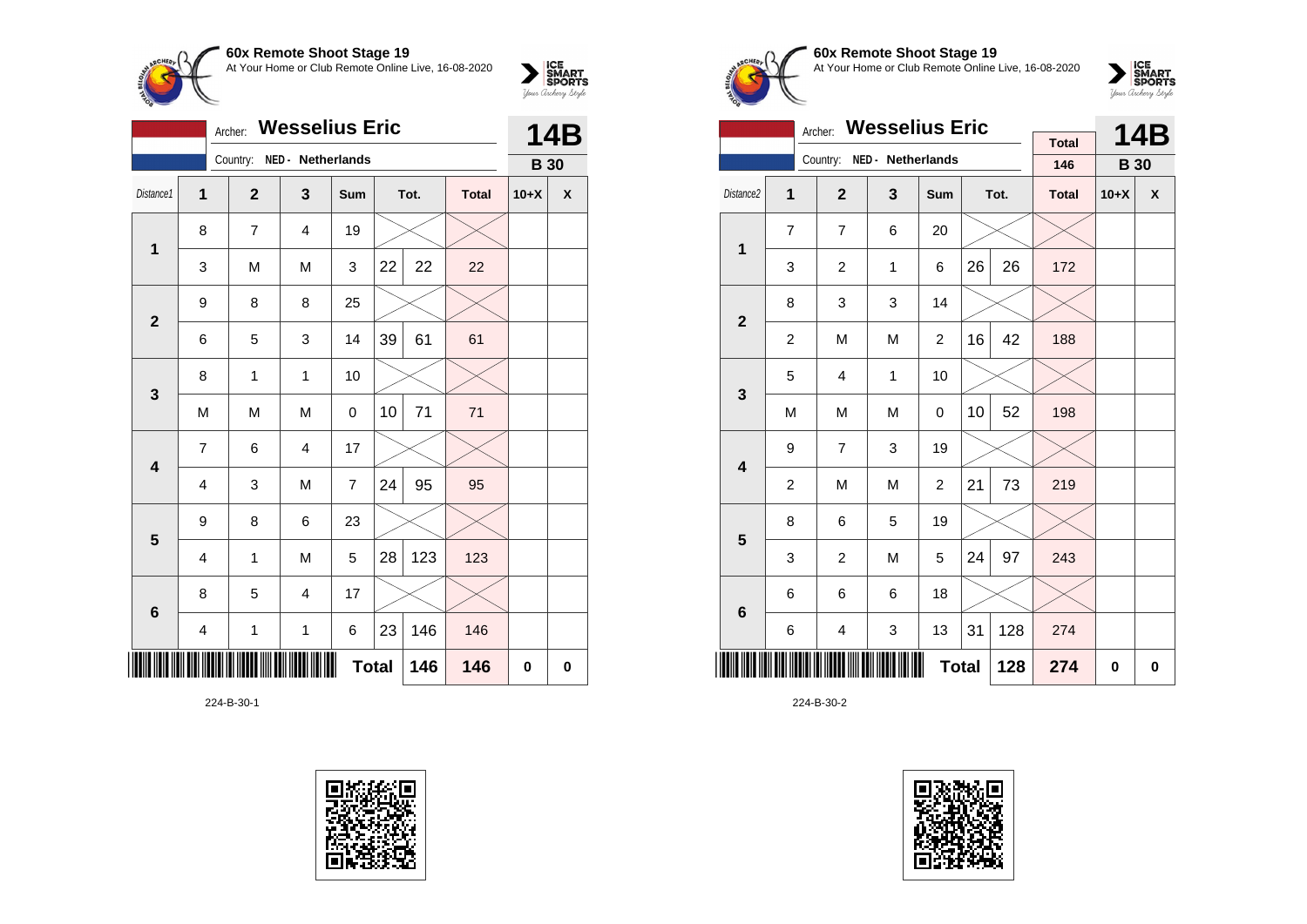**60x Remote Shoot Stage 19**
At Your Home or Club Remote Online Live, 16-08-2020

Archer: **Wesselius Eric** — **14B**
Country: NED - Netherlands — **B 30**

| Distance1 | 1 | 2 | 3 | Sum | Tot. | | Total | 10+X | X |
|---|---|---|---|---|---|---|---|---|---|
| **1** | 8 | 7 | 4 | 19 | | | | | |
| | 3 | M | M | 3 | 22 | 22 | 22 | | |
| **2** | 9 | 8 | 8 | 25 | | | | | |
| | 6 | 5 | 3 | 14 | 39 | 61 | 61 | | |
| **3** | 8 | 1 | 1 | 10 | | | | | |
| | M | M | M | 0 | 10 | 71 | 71 | | |
| **4** | 7 | 6 | 4 | 17 | | | | | |
| | 4 | 3 | M | 7 | 24 | 95 | 95 | | |
| **5** | 9 | 8 | 6 | 23 | | | | | |
| | 4 | 1 | M | 5 | 28 | 123 | 123 | | |
| **6** | 8 | 5 | 4 | 17 | | | | | |
| | 4 | 1 | 1 | 6 | 23 | 146 | 146 | | |
| | | | | **Total** | | 146 | 146 | 0 | 0 |

224-B-30-1

**60x Remote Shoot Stage 19**
At Your Home or Club Remote Online Live, 16-08-2020

Archer: **Wesselius Eric** — Total: 146 — **14B**
Country: NED - Netherlands — **B 30**

| Distance2 | 1 | 2 | 3 | Sum | Tot. | | Total | 10+X | X |
|---|---|---|---|---|---|---|---|---|---|
| **1** | 7 | 7 | 6 | 20 | | | | | |
| | 3 | 2 | 1 | 6 | 26 | 26 | 172 | | |
| **2** | 8 | 3 | 3 | 14 | | | | | |
| | 2 | M | M | 2 | 16 | 42 | 188 | | |
| **3** | 5 | 4 | 1 | 10 | | | | | |
| | M | M | M | 0 | 10 | 52 | 198 | | |
| **4** | 9 | 7 | 3 | 19 | | | | | |
| | 2 | M | M | 2 | 21 | 73 | 219 | | |
| **5** | 8 | 6 | 5 | 19 | | | | | |
| | 3 | 2 | M | 5 | 24 | 97 | 243 | | |
| **6** | 6 | 6 | 6 | 18 | | | | | |
| | 6 | 4 | 3 | 13 | 31 | 128 | 274 | | |
| | | | | **Total** | | 128 | 274 | 0 | 0 |

224-B-30-2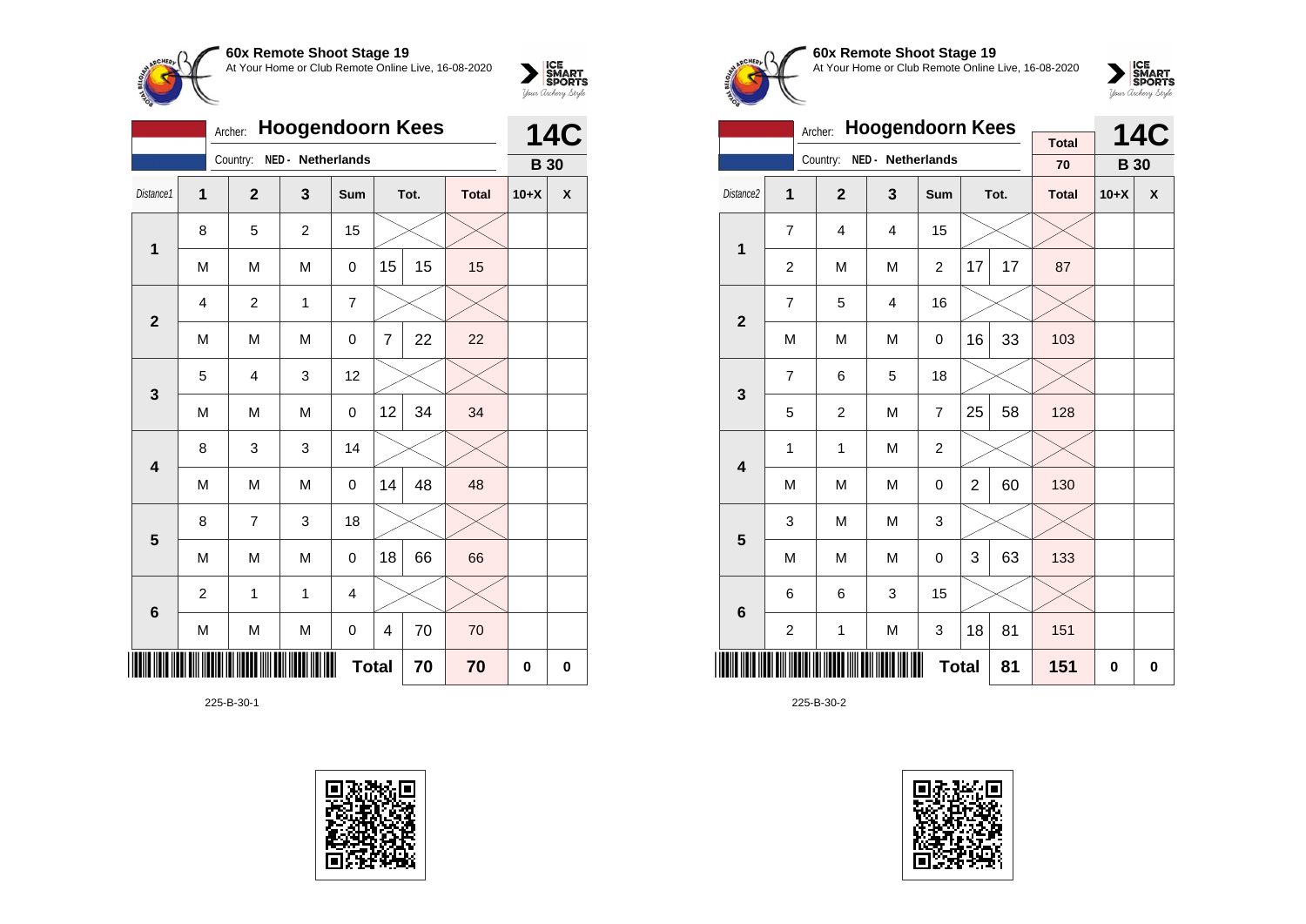**60x Remote Shoot Stage 19**
At Your Home or Club Remote Online Live, 16-08-2020

Archer: **Hoogendoorn Kees**
Country: NED - Netherlands

**14C** — **B 30**

| Distance1 | 1 | 2 | 3 | Sum | Tot. | | Total | 10+X | X |
|---|---|---|---|---|---|---|---|---|---|
| 1 | 8 | 5 | 2 | 15 | | | | | |
| | M | M | M | 0 | 15 | 15 | 15 | | |
| 2 | 4 | 2 | 1 | 7 | | | | | |
| | M | M | M | 0 | 7 | 22 | 22 | | |
| 3 | 5 | 4 | 3 | 12 | | | | | |
| | M | M | M | 0 | 12 | 34 | 34 | | |
| 4 | 8 | 3 | 3 | 14 | | | | | |
| | M | M | M | 0 | 14 | 48 | 48 | | |
| 5 | 8 | 7 | 3 | 18 | | | | | |
| | M | M | M | 0 | 18 | 66 | 66 | | |
| 6 | 2 | 1 | 1 | 4 | | | | | |
| | M | M | M | 0 | 4 | 70 | 70 | | |
| | | | | Total | | 70 | 70 | 0 | 0 |

225-B-30-1

**60x Remote Shoot Stage 19**
At Your Home or Club Remote Online Live, 16-08-2020

Archer: **Hoogendoorn Kees**
Country: NED - Netherlands

Total: 70

**14C** — **B 30**

| Distance2 | 1 | 2 | 3 | Sum | Tot. | | Total | 10+X | X |
|---|---|---|---|---|---|---|---|---|---|
| 1 | 7 | 4 | 4 | 15 | | | | | |
| | 2 | M | M | 2 | 17 | 17 | 87 | | |
| 2 | 7 | 5 | 4 | 16 | | | | | |
| | M | M | M | 0 | 16 | 33 | 103 | | |
| 3 | 7 | 6 | 5 | 18 | | | | | |
| | 5 | 2 | M | 7 | 25 | 58 | 128 | | |
| 4 | 1 | 1 | M | 2 | | | | | |
| | M | M | M | 0 | 2 | 60 | 130 | | |
| 5 | 3 | M | M | 3 | | | | | |
| | M | M | M | 0 | 3 | 63 | 133 | | |
| 6 | 6 | 6 | 3 | 15 | | | | | |
| | 2 | 1 | M | 3 | 18 | 81 | 151 | | |
| | | | | Total | | 81 | 151 | 0 | 0 |

225-B-30-2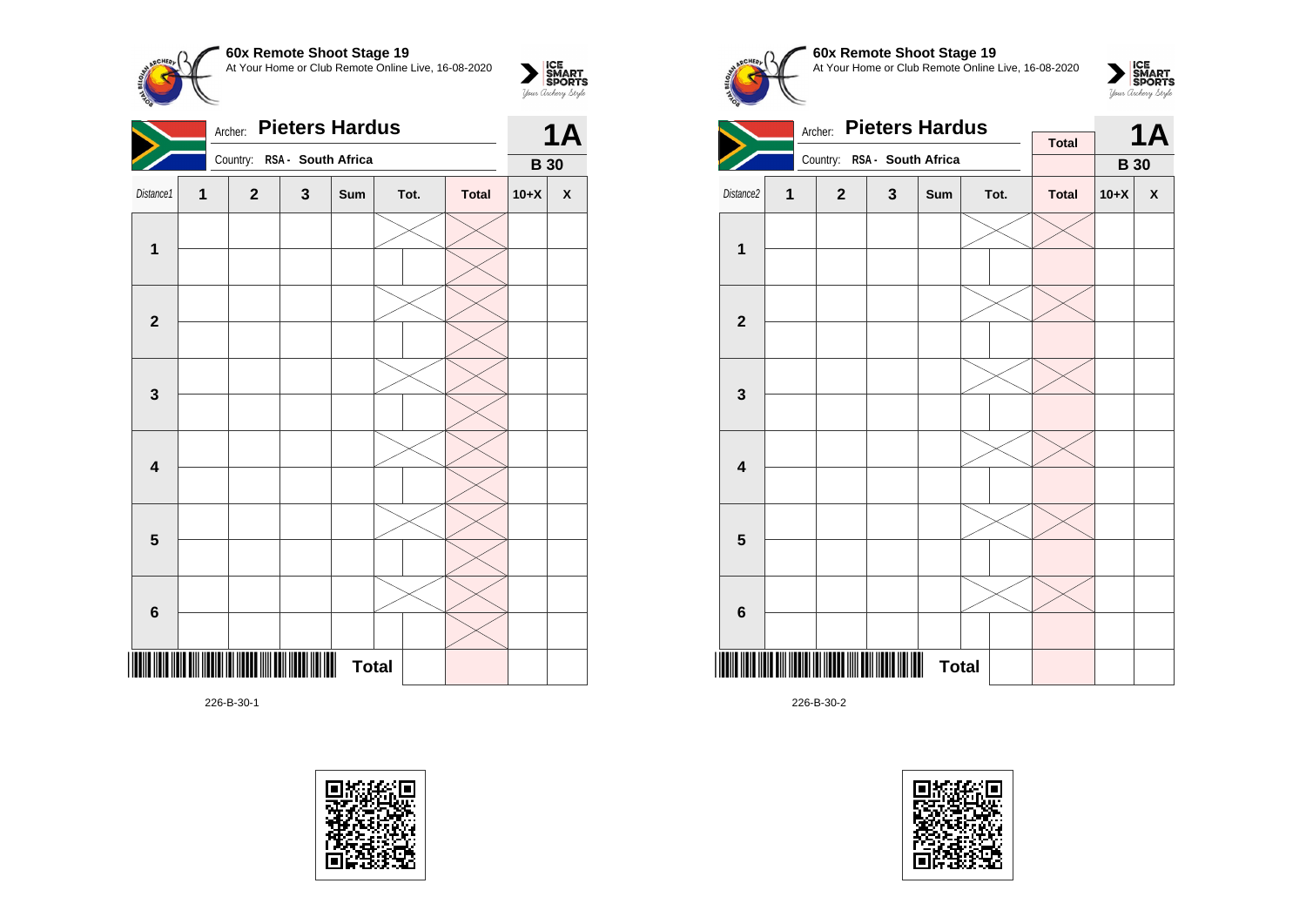**60x Remote Shoot Stage 19**
At Your Home or Club Remote Online Live, 16-08-2020

Archer: **Pieters Hardus**
Country: **RSA - South Africa**

**1A**
**B 30**

| Distance1 | 1 | 2 | 3 | Sum | Tot. | Total | 10+X | X |
|---|---|---|---|---|---|---|---|---|
| 1 | | | | | | | | |
| | | | | | | | | |
| 2 | | | | | | | | |
| | | | | | | | | |
| 3 | | | | | | | | |
| | | | | | | | | |
| 4 | | | | | | | | |
| | | | | | | | | |
| 5 | | | | | | | | |
| | | | | | | | | |
| 6 | | | | | | | | |
| | | | | | | | | |
| | | | | **Total** | | | | |

226-B-30-1

**60x Remote Shoot Stage 19**
At Your Home or Club Remote Online Live, 16-08-2020

Archer: **Pieters Hardus**
Country: **RSA - South Africa**

**Total**

**1A**
**B 30**

| Distance2 | 1 | 2 | 3 | Sum | Tot. | Total | 10+X | X |
|---|---|---|---|---|---|---|---|---|
| 1 | | | | | | | | |
| | | | | | | | | |
| 2 | | | | | | | | |
| | | | | | | | | |
| 3 | | | | | | | | |
| | | | | | | | | |
| 4 | | | | | | | | |
| | | | | | | | | |
| 5 | | | | | | | | |
| | | | | | | | | |
| 6 | | | | | | | | |
| | | | | | | | | |
| | | | | **Total** | | | | |

226-B-30-2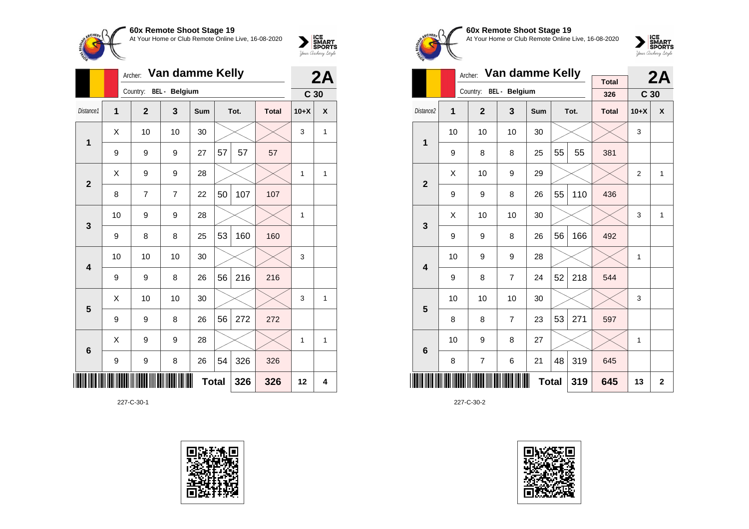## 60x Remote Shoot Stage 19

At Your Home or Club Remote Online Live, 16-08-2020

Archer: **Van damme Kelly** — **2A**

Country: BEL - Belgium — **C 30**

| Distance1 | 1 | 2 | 3 | Sum | Tot. | | Total | 10+X | X |
|---|---|---|---|---|---|---|---|---|---|
| 1 | X | 10 | 10 | 30 | | | | 3 | 1 |
| | 9 | 9 | 9 | 27 | 57 | 57 | 57 | | |
| 2 | X | 9 | 9 | 28 | | | | 1 | 1 |
| | 8 | 7 | 7 | 22 | 50 | 107 | 107 | | |
| 3 | 10 | 9 | 9 | 28 | | | | 1 | |
| | 9 | 8 | 8 | 25 | 53 | 160 | 160 | | |
| 4 | 10 | 10 | 10 | 30 | | | | 3 | |
| | 9 | 9 | 8 | 26 | 56 | 216 | 216 | | |
| 5 | X | 10 | 10 | 30 | | | | 3 | 1 |
| | 9 | 9 | 8 | 26 | 56 | 272 | 272 | | |
| 6 | X | 9 | 9 | 28 | | | | 1 | 1 |
| | 9 | 9 | 8 | 26 | 54 | 326 | 326 | | |
| | | | | | **Total** | **326** | **326** | **12** | **4** |

227-C-30-1

## 60x Remote Shoot Stage 19

At Your Home or Club Remote Online Live, 16-08-2020

Archer: **Van damme Kelly** — **2A**

Country: BEL - Belgium — Total: 326 — **C 30**

| Distance2 | 1 | 2 | 3 | Sum | Tot. | | Total | 10+X | X |
|---|---|---|---|---|---|---|---|---|---|
| 1 | 10 | 10 | 10 | 30 | | | | 3 | |
| | 9 | 8 | 8 | 25 | 55 | 55 | 381 | | |
| 2 | X | 10 | 9 | 29 | | | | 2 | 1 |
| | 9 | 9 | 8 | 26 | 55 | 110 | 436 | | |
| 3 | X | 10 | 10 | 30 | | | | 3 | 1 |
| | 9 | 9 | 8 | 26 | 56 | 166 | 492 | | |
| 4 | 10 | 9 | 9 | 28 | | | | 1 | |
| | 9 | 8 | 7 | 24 | 52 | 218 | 544 | | |
| 5 | 10 | 10 | 10 | 30 | | | | 3 | |
| | 8 | 8 | 7 | 23 | 53 | 271 | 597 | | |
| 6 | 10 | 9 | 8 | 27 | | | | 1 | |
| | 8 | 7 | 6 | 21 | 48 | 319 | 645 | | |
| | | | | | **Total** | **319** | **645** | **13** | **2** |

227-C-30-2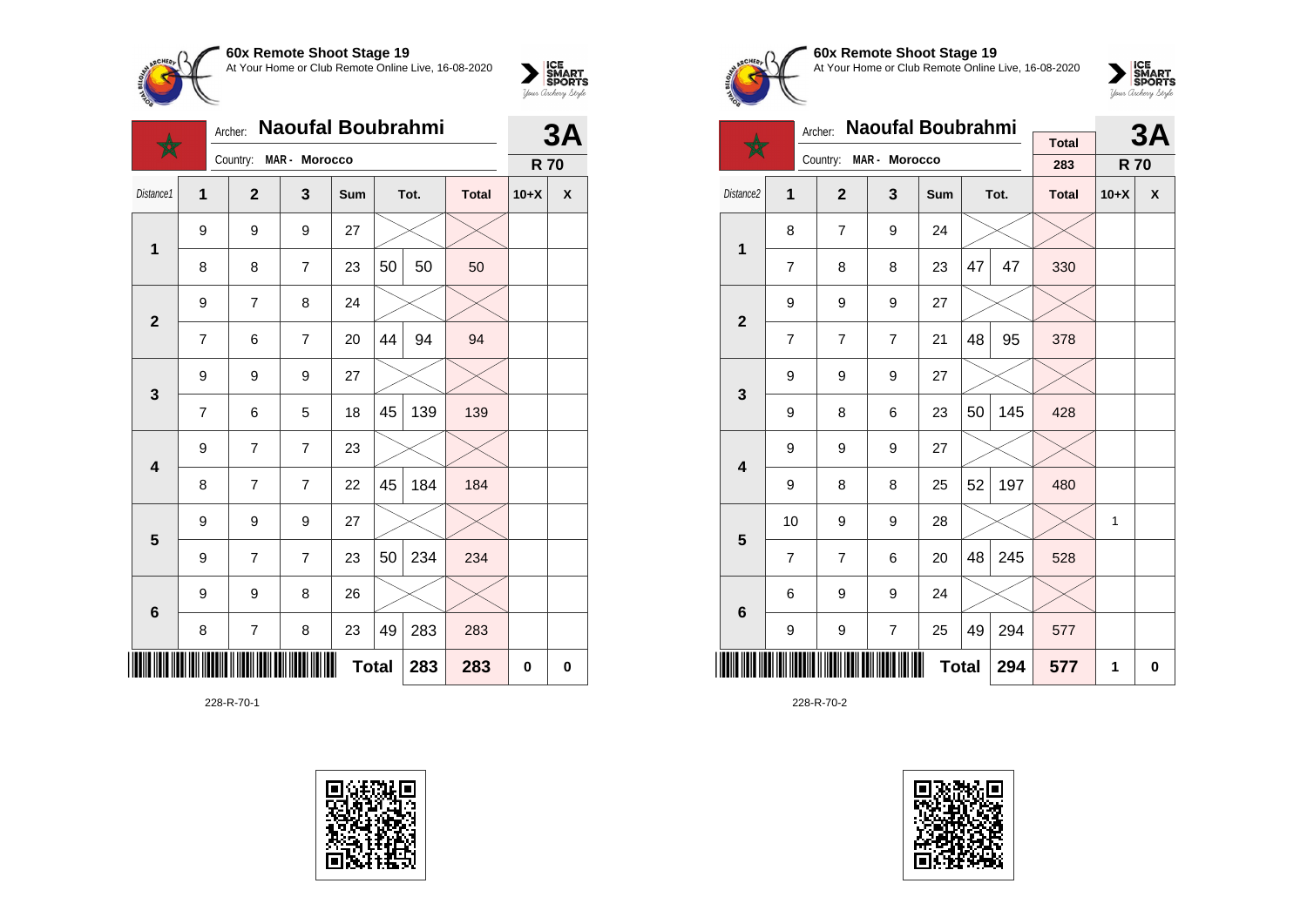## 60x Remote Shoot Stage 19

At Your Home or Club Remote Online Live, 16-08-2020

Archer: **Naoufal Boubrahmi** — **3A**

Country: MAR - Morocco — **R 70**

| Distance1 | 1 | 2 | 3 | Sum | Tot. | | Total | 10+X | X |
|---|---|---|---|---|---|---|---|---|---|
| 1 | 9 | 9 | 9 | 27 | | | | | |
| | 8 | 8 | 7 | 23 | 50 | 50 | 50 | | |
| 2 | 9 | 7 | 8 | 24 | | | | | |
| | 7 | 6 | 7 | 20 | 44 | 94 | 94 | | |
| 3 | 9 | 9 | 9 | 27 | | | | | |
| | 7 | 6 | 5 | 18 | 45 | 139 | 139 | | |
| 4 | 9 | 7 | 7 | 23 | | | | | |
| | 8 | 7 | 7 | 22 | 45 | 184 | 184 | | |
| 5 | 9 | 9 | 9 | 27 | | | | | |
| | 9 | 7 | 7 | 23 | 50 | 234 | 234 | | |
| 6 | 9 | 9 | 8 | 26 | | | | | |
| | 8 | 7 | 8 | 23 | 49 | 283 | 283 | | |
| | | | | **Total** | | **283** | **283** | **0** | **0** |

228-R-70-1

## 60x Remote Shoot Stage 19

At Your Home or Club Remote Online Live, 16-08-2020

Archer: **Naoufal Boubrahmi** — **3A**

Country: MAR - Morocco — Total 283 — **R 70**

| Distance2 | 1 | 2 | 3 | Sum | Tot. | | Total | 10+X | X |
|---|---|---|---|---|---|---|---|---|---|
| 1 | 8 | 7 | 9 | 24 | | | | | |
| | 7 | 8 | 8 | 23 | 47 | 47 | 330 | | |
| 2 | 9 | 9 | 9 | 27 | | | | | |
| | 7 | 7 | 7 | 21 | 48 | 95 | 378 | | |
| 3 | 9 | 9 | 9 | 27 | | | | | |
| | 9 | 8 | 6 | 23 | 50 | 145 | 428 | | |
| 4 | 9 | 9 | 9 | 27 | | | | | |
| | 9 | 8 | 8 | 25 | 52 | 197 | 480 | | |
| 5 | 10 | 9 | 9 | 28 | | | | 1 | |
| | 7 | 7 | 6 | 20 | 48 | 245 | 528 | | |
| 6 | 6 | 9 | 9 | 24 | | | | | |
| | 9 | 9 | 7 | 25 | 49 | 294 | 577 | | |
| | | | | **Total** | | **294** | **577** | **1** | **0** |

228-R-70-2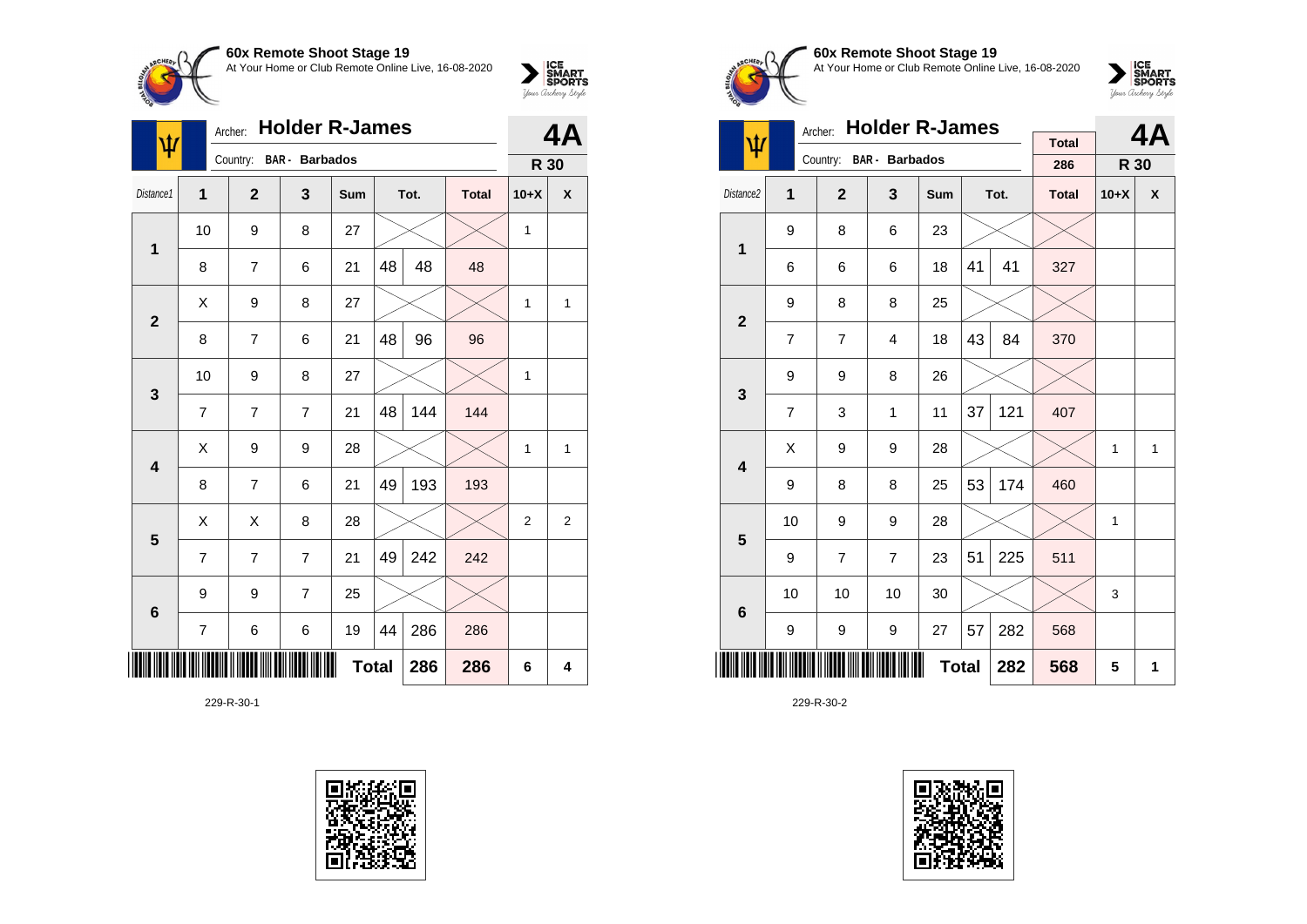## 60x Remote Shoot Stage 19

At Your Home or Club Remote Online Live, 16-08-2020

Archer: **Holder R-James**
Country: **BAR - Barbados**

**4A** — **R 30**

| Distance1 | 1 | 2 | 3 | Sum | Tot. | | Total | 10+X | X |
|---|---|---|---|---|---|---|---|---|---|
| 1 | 10 | 9 | 8 | 27 | | | | 1 | |
| | 8 | 7 | 6 | 21 | 48 | 48 | 48 | | |
| 2 | X | 9 | 8 | 27 | | | | 1 | 1 |
| | 8 | 7 | 6 | 21 | 48 | 96 | 96 | | |
| 3 | 10 | 9 | 8 | 27 | | | | 1 | |
| | 7 | 7 | 7 | 21 | 48 | 144 | 144 | | |
| 4 | X | 9 | 9 | 28 | | | | 1 | 1 |
| | 8 | 7 | 6 | 21 | 49 | 193 | 193 | | |
| 5 | X | X | 8 | 28 | | | | 2 | 2 |
| | 7 | 7 | 7 | 21 | 49 | 242 | 242 | | |
| 6 | 9 | 9 | 7 | 25 | | | | | |
| | 7 | 6 | 6 | 19 | 44 | 286 | 286 | | |
| | | | | | **Total** | **286** | **286** | **6** | **4** |

229-R-30-1

## 60x Remote Shoot Stage 19

At Your Home or Club Remote Online Live, 16-08-2020

Archer: **Holder R-James**
Country: **BAR - Barbados**

Total: 286

**4A** — **R 30**

| Distance2 | 1 | 2 | 3 | Sum | Tot. | | Total | 10+X | X |
|---|---|---|---|---|---|---|---|---|---|
| 1 | 9 | 8 | 6 | 23 | | | | | |
| | 6 | 6 | 6 | 18 | 41 | 41 | 327 | | |
| 2 | 9 | 8 | 8 | 25 | | | | | |
| | 7 | 7 | 4 | 18 | 43 | 84 | 370 | | |
| 3 | 9 | 9 | 8 | 26 | | | | | |
| | 7 | 3 | 1 | 11 | 37 | 121 | 407 | | |
| 4 | X | 9 | 9 | 28 | | | | 1 | 1 |
| | 9 | 8 | 8 | 25 | 53 | 174 | 460 | | |
| 5 | 10 | 9 | 9 | 28 | | | | 1 | |
| | 9 | 7 | 7 | 23 | 51 | 225 | 511 | | |
| 6 | 10 | 10 | 10 | 30 | | | | 3 | |
| | 9 | 9 | 9 | 27 | 57 | 282 | 568 | | |
| | | | | | **Total** | **282** | **568** | **5** | **1** |

229-R-30-2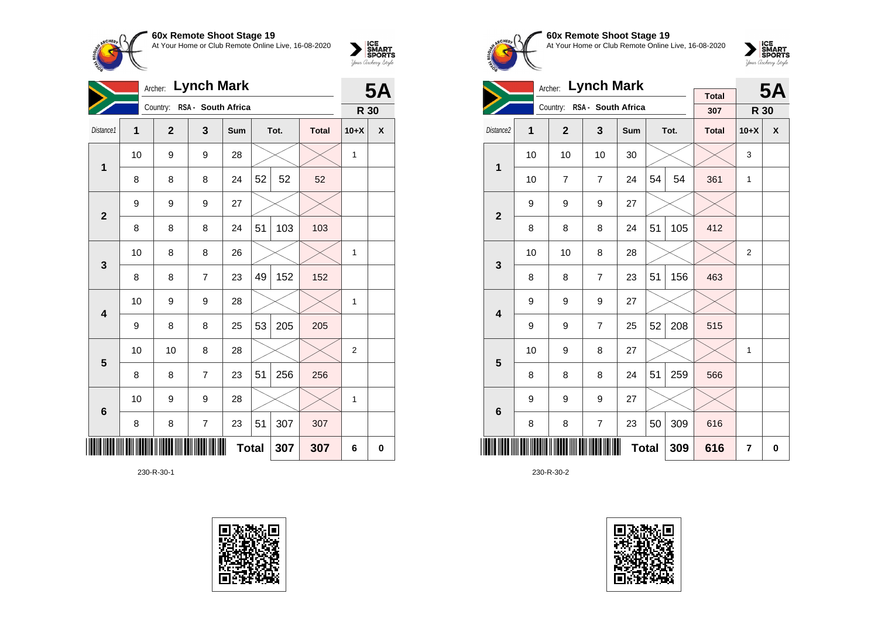**60x Remote Shoot Stage 19**
At Your Home or Club Remote Online Live, 16-08-2020

Archer: **Lynch Mark**
Country: RSA - South Africa

**5A**
**R 30**

| Distance1 | 1 | 2 | 3 | Sum | Tot. | | Total | 10+X | X |
|---|---|---|---|---|---|---|---|---|---|
| 1 | 10 | 9 | 9 | 28 | | | | 1 | |
| | 8 | 8 | 8 | 24 | 52 | 52 | 52 | | |
| 2 | 9 | 9 | 9 | 27 | | | | | |
| | 8 | 8 | 8 | 24 | 51 | 103 | 103 | | |
| 3 | 10 | 8 | 8 | 26 | | | | 1 | |
| | 8 | 8 | 7 | 23 | 49 | 152 | 152 | | |
| 4 | 10 | 9 | 9 | 28 | | | | 1 | |
| | 9 | 8 | 8 | 25 | 53 | 205 | 205 | | |
| 5 | 10 | 10 | 8 | 28 | | | | 2 | |
| | 8 | 8 | 7 | 23 | 51 | 256 | 256 | | |
| 6 | 10 | 9 | 9 | 28 | | | | 1 | |
| | 8 | 8 | 7 | 23 | 51 | 307 | 307 | | |
| | | | | | **Total** | 307 | 307 | 6 | 0 |

230-R-30-1

**60x Remote Shoot Stage 19**
At Your Home or Club Remote Online Live, 16-08-2020

Archer: **Lynch Mark**
Country: RSA - South Africa

Total: 307

**5A**
**R 30**

| Distance2 | 1 | 2 | 3 | Sum | Tot. | | Total | 10+X | X |
|---|---|---|---|---|---|---|---|---|---|
| 1 | 10 | 10 | 10 | 30 | | | | 3 | |
| | 10 | 7 | 7 | 24 | 54 | 54 | 361 | 1 | |
| 2 | 9 | 9 | 9 | 27 | | | | | |
| | 8 | 8 | 8 | 24 | 51 | 105 | 412 | | |
| 3 | 10 | 10 | 8 | 28 | | | | 2 | |
| | 8 | 8 | 7 | 23 | 51 | 156 | 463 | | |
| 4 | 9 | 9 | 9 | 27 | | | | | |
| | 9 | 9 | 7 | 25 | 52 | 208 | 515 | | |
| 5 | 10 | 9 | 8 | 27 | | | | 1 | |
| | 8 | 8 | 8 | 24 | 51 | 259 | 566 | | |
| 6 | 9 | 9 | 9 | 27 | | | | | |
| | 8 | 8 | 7 | 23 | 50 | 309 | 616 | | |
| | | | | | **Total** | 309 | 616 | 7 | 0 |

230-R-30-2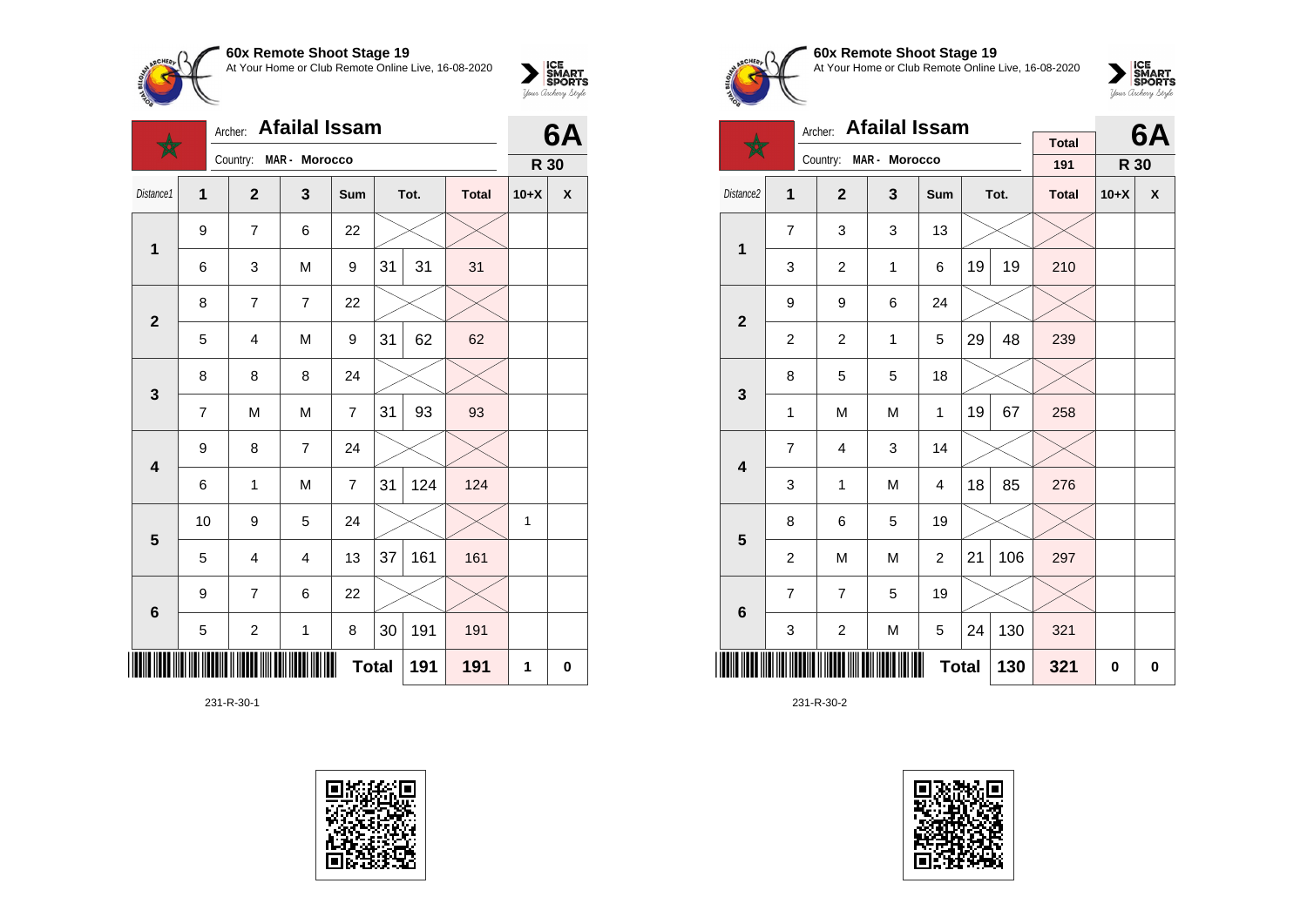**60x Remote Shoot Stage 19**
At Your Home or Club Remote Online Live, 16-08-2020

Archer: **Afailal Issam**
Country: MAR - Morocco

**6A**
**R 30**

| Distance1 | 1 | 2 | 3 | Sum | Tot. | | Total | 10+X | X |
|---|---|---|---|---|---|---|---|---|---|
| 1 | 9 | 7 | 6 | 22 | | | | | |
| | 6 | 3 | M | 9 | 31 | 31 | 31 | | |
| 2 | 8 | 7 | 7 | 22 | | | | | |
| | 5 | 4 | M | 9 | 31 | 62 | 62 | | |
| 3 | 8 | 8 | 8 | 24 | | | | | |
| | 7 | M | M | 7 | 31 | 93 | 93 | | |
| 4 | 9 | 8 | 7 | 24 | | | | | |
| | 6 | 1 | M | 7 | 31 | 124 | 124 | | |
| 5 | 10 | 9 | 5 | 24 | | | | 1 | |
| | 5 | 4 | 4 | 13 | 37 | 161 | 161 | | |
| 6 | 9 | 7 | 6 | 22 | | | | | |
| | 5 | 2 | 1 | 8 | 30 | 191 | 191 | | |
| | | | | | **Total** | **191** | **191** | **1** | **0** |

231-R-30-1

**60x Remote Shoot Stage 19**
At Your Home or Club Remote Online Live, 16-08-2020

Archer: **Afailal Issam**
Country: MAR - Morocco

Total: 191

**6A**
**R 30**

| Distance2 | 1 | 2 | 3 | Sum | Tot. | | Total | 10+X | X |
|---|---|---|---|---|---|---|---|---|---|
| 1 | 7 | 3 | 3 | 13 | | | | | |
| | 3 | 2 | 1 | 6 | 19 | 19 | 210 | | |
| 2 | 9 | 9 | 6 | 24 | | | | | |
| | 2 | 2 | 1 | 5 | 29 | 48 | 239 | | |
| 3 | 8 | 5 | 5 | 18 | | | | | |
| | 1 | M | M | 1 | 19 | 67 | 258 | | |
| 4 | 7 | 4 | 3 | 14 | | | | | |
| | 3 | 1 | M | 4 | 18 | 85 | 276 | | |
| 5 | 8 | 6 | 5 | 19 | | | | | |
| | 2 | M | M | 2 | 21 | 106 | 297 | | |
| 6 | 7 | 7 | 5 | 19 | | | | | |
| | 3 | 2 | M | 5 | 24 | 130 | 321 | | |
| | | | | | **Total** | **130** | **321** | **0** | **0** |

231-R-30-2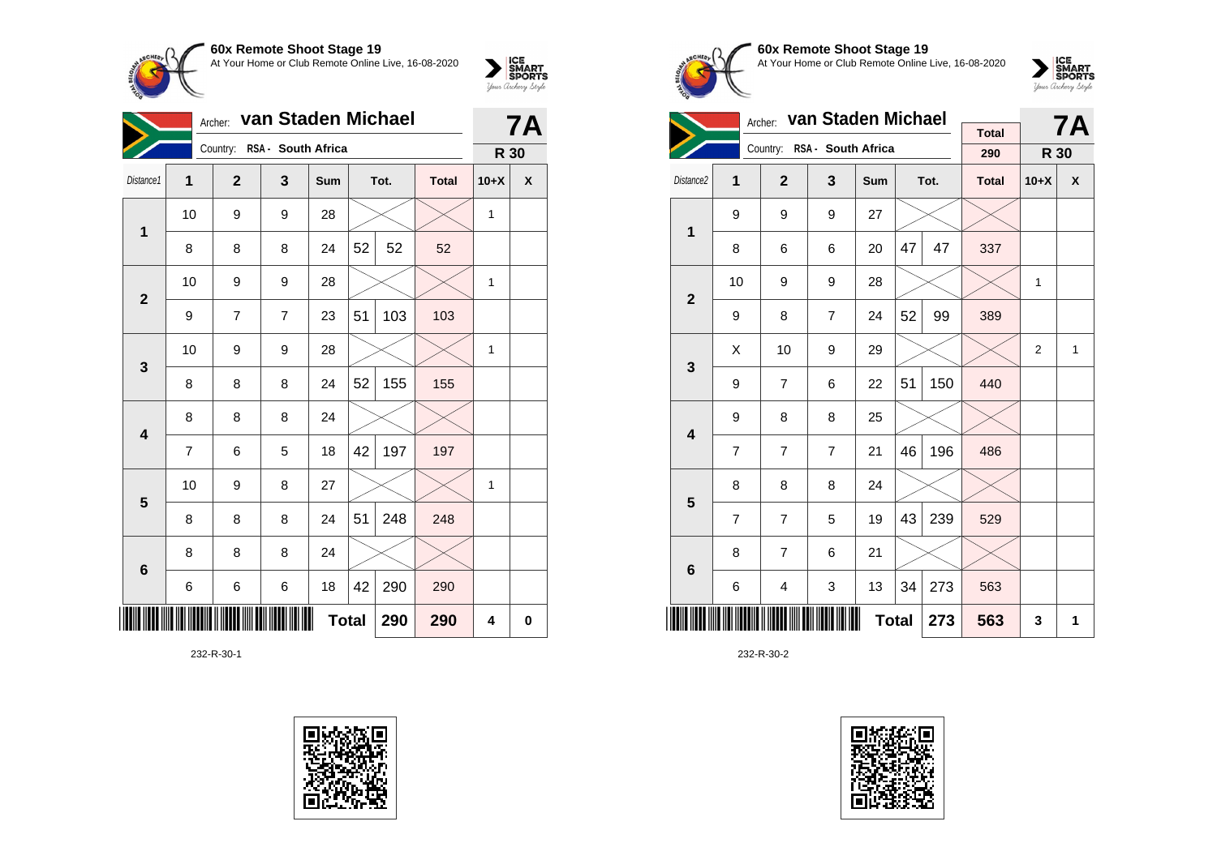**60x Remote Shoot Stage 19**
At Your Home or Club Remote Online Live, 16-08-2020

Archer: **van Staden Michael** — **7A**
Country: RSA - South Africa — **R 30**

| Distance1 | 1 | 2 | 3 | Sum | Tot. | | Total | 10+X | X |
|---|---|---|---|---|---|---|---|---|---|
| 1 | 10 | 9 | 9 | 28 | | | | 1 | |
| | 8 | 8 | 8 | 24 | 52 | 52 | 52 | | |
| 2 | 10 | 9 | 9 | 28 | | | | 1 | |
| | 9 | 7 | 7 | 23 | 51 | 103 | 103 | | |
| 3 | 10 | 9 | 9 | 28 | | | | 1 | |
| | 8 | 8 | 8 | 24 | 52 | 155 | 155 | | |
| 4 | 8 | 8 | 8 | 24 | | | | | |
| | 7 | 6 | 5 | 18 | 42 | 197 | 197 | | |
| 5 | 10 | 9 | 8 | 27 | | | | 1 | |
| | 8 | 8 | 8 | 24 | 51 | 248 | 248 | | |
| 6 | 8 | 8 | 8 | 24 | | | | | |
| | 6 | 6 | 6 | 18 | 42 | 290 | 290 | | |
| | | | | | **Total** | **290** | **290** | **4** | **0** |

232-R-30-1

**60x Remote Shoot Stage 19**
At Your Home or Club Remote Online Live, 16-08-2020

Archer: **van Staden Michael** — **7A**
Country: RSA - South Africa — Total 290 — **R 30**

| Distance2 | 1 | 2 | 3 | Sum | Tot. | | Total | 10+X | X |
|---|---|---|---|---|---|---|---|---|---|
| 1 | 9 | 9 | 9 | 27 | | | | | |
| | 8 | 6 | 6 | 20 | 47 | 47 | 337 | | |
| 2 | 10 | 9 | 9 | 28 | | | | 1 | |
| | 9 | 8 | 7 | 24 | 52 | 99 | 389 | | |
| 3 | X | 10 | 9 | 29 | | | | 2 | 1 |
| | 9 | 7 | 6 | 22 | 51 | 150 | 440 | | |
| 4 | 9 | 8 | 8 | 25 | | | | | |
| | 7 | 7 | 7 | 21 | 46 | 196 | 486 | | |
| 5 | 8 | 8 | 8 | 24 | | | | | |
| | 7 | 7 | 5 | 19 | 43 | 239 | 529 | | |
| 6 | 8 | 7 | 6 | 21 | | | | | |
| | 6 | 4 | 3 | 13 | 34 | 273 | 563 | | |
| | | | | | **Total** | **273** | **563** | **3** | **1** |

232-R-30-2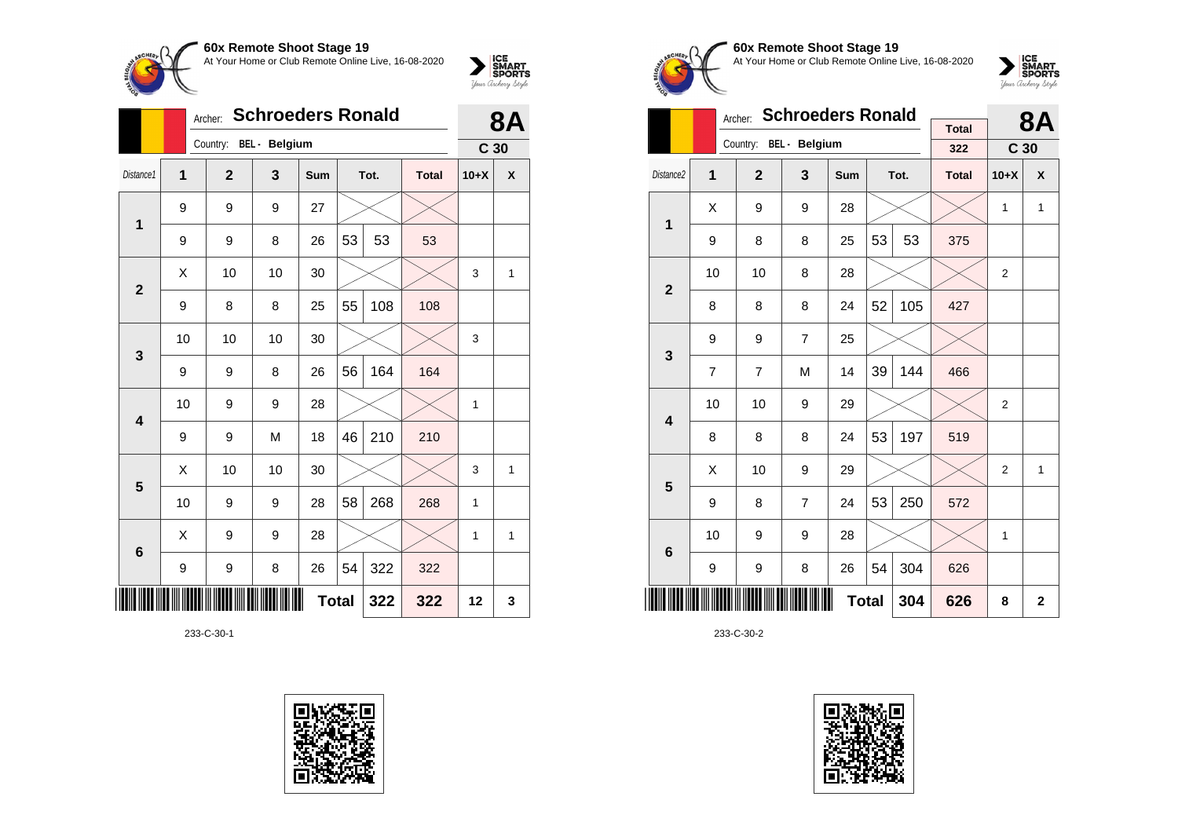**60x Remote Shoot Stage 19**
At Your Home or Club Remote Online Live, 16-08-2020

Archer: **Schroeders Ronald**
Country: BEL - Belgium
**8A**
**C 30**

| Distance1 | 1 | 2 | 3 | Sum | Tot. | | Total | 10+X | X |
|---|---|---|---|---|---|---|---|---|---|
| 1 | 9 | 9 | 9 | 27 | | | | | |
| | 9 | 9 | 8 | 26 | 53 | 53 | 53 | | |
| 2 | X | 10 | 10 | 30 | | | | 3 | 1 |
| | 9 | 8 | 8 | 25 | 55 | 108 | 108 | | |
| 3 | 10 | 10 | 10 | 30 | | | | 3 | |
| | 9 | 9 | 8 | 26 | 56 | 164 | 164 | | |
| 4 | 10 | 9 | 9 | 28 | | | | 1 | |
| | 9 | 9 | M | 18 | 46 | 210 | 210 | | |
| 5 | X | 10 | 10 | 30 | | | | 3 | 1 |
| | 10 | 9 | 9 | 28 | 58 | 268 | 268 | 1 | |
| 6 | X | 9 | 9 | 28 | | | | 1 | 1 |
| | 9 | 9 | 8 | 26 | 54 | 322 | 322 | | |
| | | | | **Total** | | 322 | 322 | 12 | 3 |

233-C-30-1

**60x Remote Shoot Stage 19**
At Your Home or Club Remote Online Live, 16-08-2020

Archer: **Schroeders Ronald**
Country: BEL - Belgium
Total: 322
**8A**
**C 30**

| Distance2 | 1 | 2 | 3 | Sum | Tot. | | Total | 10+X | X |
|---|---|---|---|---|---|---|---|---|---|
| 1 | X | 9 | 9 | 28 | | | | 1 | 1 |
| | 9 | 8 | 8 | 25 | 53 | 53 | 375 | | |
| 2 | 10 | 10 | 8 | 28 | | | | 2 | |
| | 8 | 8 | 8 | 24 | 52 | 105 | 427 | | |
| 3 | 9 | 9 | 7 | 25 | | | | | |
| | 7 | 7 | M | 14 | 39 | 144 | 466 | | |
| 4 | 10 | 10 | 9 | 29 | | | | 2 | |
| | 8 | 8 | 8 | 24 | 53 | 197 | 519 | | |
| 5 | X | 10 | 9 | 29 | | | | 2 | 1 |
| | 9 | 8 | 7 | 24 | 53 | 250 | 572 | | |
| 6 | 10 | 9 | 9 | 28 | | | | 1 | |
| | 9 | 9 | 8 | 26 | 54 | 304 | 626 | | |
| | | | | **Total** | | 304 | 626 | 8 | 2 |

233-C-30-2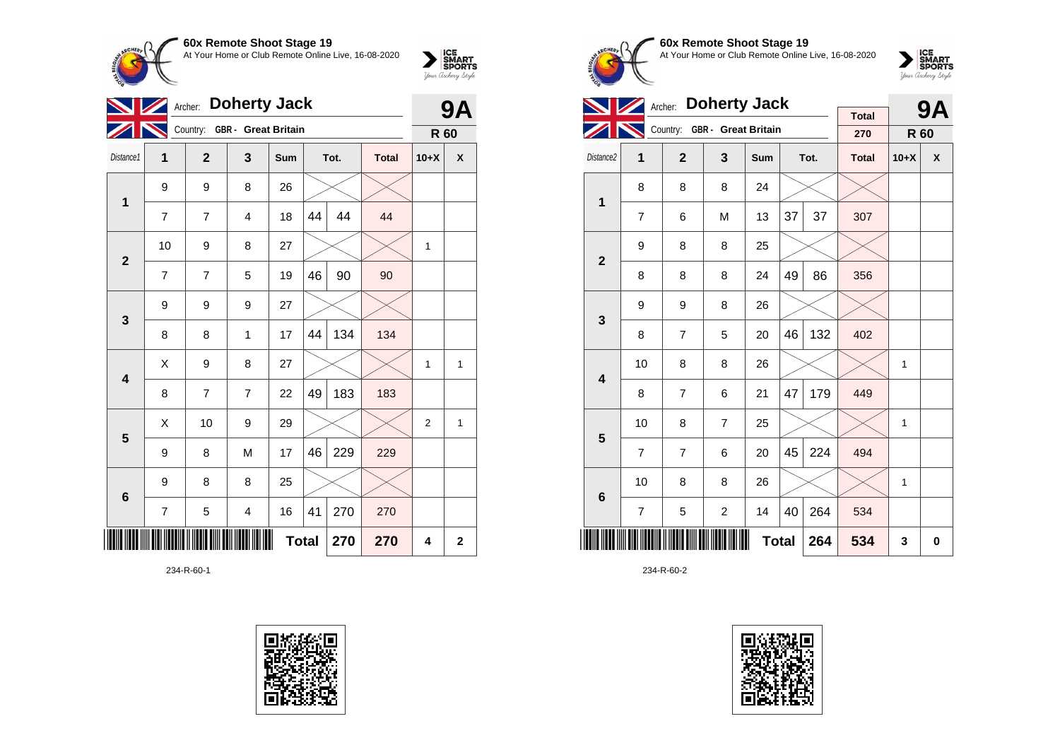## 60x Remote Shoot Stage 19

At Your Home or Club Remote Online Live, 16-08-2020

Archer: **Doherty Jack**

Country: GBR - Great Britain

**9A** — R 60

| Distance1 | 1 | 2 | 3 | Sum | Tot. | | Total | 10+X | X |
|---|---|---|---|---|---|---|---|---|---|
| 1 | 9 | 9 | 8 | 26 | | | | | |
| | 7 | 7 | 4 | 18 | 44 | 44 | 44 | | |
| 2 | 10 | 9 | 8 | 27 | | | | 1 | |
| | 7 | 7 | 5 | 19 | 46 | 90 | 90 | | |
| 3 | 9 | 9 | 9 | 27 | | | | | |
| | 8 | 8 | 1 | 17 | 44 | 134 | 134 | | |
| 4 | X | 9 | 8 | 27 | | | | 1 | 1 |
| | 8 | 7 | 7 | 22 | 49 | 183 | 183 | | |
| 5 | X | 10 | 9 | 29 | | | | 2 | 1 |
| | 9 | 8 | M | 17 | 46 | 229 | 229 | | |
| 6 | 9 | 8 | 8 | 25 | | | | | |
| | 7 | 5 | 4 | 16 | 41 | 270 | 270 | | |
| | | | | **Total** | | **270** | **270** | **4** | **2** |

234-R-60-1

## 60x Remote Shoot Stage 19

At Your Home or Club Remote Online Live, 16-08-2020

Archer: **Doherty Jack**

Country: GBR - Great Britain

Total: 270

**9A** — R 60

| Distance2 | 1 | 2 | 3 | Sum | Tot. | | Total | 10+X | X |
|---|---|---|---|---|---|---|---|---|---|
| 1 | 8 | 8 | 8 | 24 | | | | | |
| | 7 | 6 | M | 13 | 37 | 37 | 307 | | |
| 2 | 9 | 8 | 8 | 25 | | | | | |
| | 8 | 8 | 8 | 24 | 49 | 86 | 356 | | |
| 3 | 9 | 9 | 8 | 26 | | | | | |
| | 8 | 7 | 5 | 20 | 46 | 132 | 402 | | |
| 4 | 10 | 8 | 8 | 26 | | | | 1 | |
| | 8 | 7 | 6 | 21 | 47 | 179 | 449 | | |
| 5 | 10 | 8 | 7 | 25 | | | | 1 | |
| | 7 | 7 | 6 | 20 | 45 | 224 | 494 | | |
| 6 | 10 | 8 | 8 | 26 | | | | 1 | |
| | 7 | 5 | 2 | 14 | 40 | 264 | 534 | | |
| | | | | **Total** | | **264** | **534** | **3** | **0** |

234-R-60-2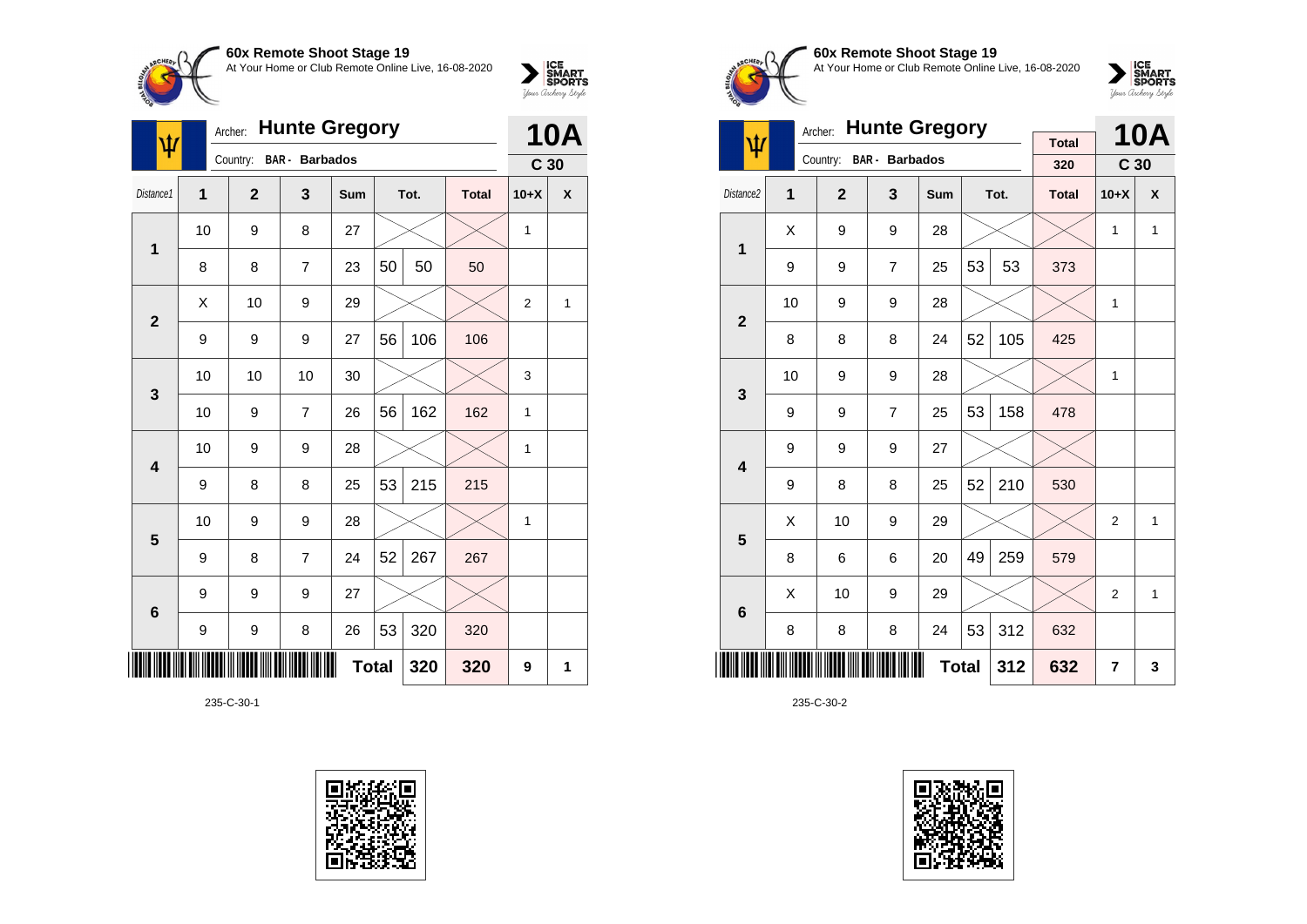## 60x Remote Shoot Stage 19

At Your Home or Club Remote Online Live, 16-08-2020

Archer: **Hunte Gregory**

Country: BAR - Barbados

**10A** — C 30

| Distance1 | 1 | 2 | 3 | Sum | Tot. | | Total | 10+X | X |
|---|---|---|---|---|---|---|---|---|---|
| 1 | 10 | 9 | 8 | 27 | | | | 1 | |
| | 8 | 8 | 7 | 23 | 50 | 50 | 50 | | |
| 2 | X | 10 | 9 | 29 | | | | 2 | 1 |
| | 9 | 9 | 9 | 27 | 56 | 106 | 106 | | |
| 3 | 10 | 10 | 10 | 30 | | | | 3 | |
| | 10 | 9 | 7 | 26 | 56 | 162 | 162 | 1 | |
| 4 | 10 | 9 | 9 | 28 | | | | 1 | |
| | 9 | 8 | 8 | 25 | 53 | 215 | 215 | | |
| 5 | 10 | 9 | 9 | 28 | | | | 1 | |
| | 9 | 8 | 7 | 24 | 52 | 267 | 267 | | |
| 6 | 9 | 9 | 9 | 27 | | | | | |
| | 9 | 9 | 8 | 26 | 53 | 320 | 320 | | |
| | | | | | **Total** | 320 | 320 | 9 | 1 |

235-C-30-1

## 60x Remote Shoot Stage 19

At Your Home or Club Remote Online Live, 16-08-2020

Archer: **Hunte Gregory**

Country: BAR - Barbados

Total: 320

**10A** — C 30

| Distance2 | 1 | 2 | 3 | Sum | Tot. | | Total | 10+X | X |
|---|---|---|---|---|---|---|---|---|---|
| 1 | X | 9 | 9 | 28 | | | | 1 | 1 |
| | 9 | 9 | 7 | 25 | 53 | 53 | 373 | | |
| 2 | 10 | 9 | 9 | 28 | | | | 1 | |
| | 8 | 8 | 8 | 24 | 52 | 105 | 425 | | |
| 3 | 10 | 9 | 9 | 28 | | | | 1 | |
| | 9 | 9 | 7 | 25 | 53 | 158 | 478 | | |
| 4 | 9 | 9 | 9 | 27 | | | | | |
| | 9 | 8 | 8 | 25 | 52 | 210 | 530 | | |
| 5 | X | 10 | 9 | 29 | | | | 2 | 1 |
| | 8 | 6 | 6 | 20 | 49 | 259 | 579 | | |
| 6 | X | 10 | 9 | 29 | | | | 2 | 1 |
| | 8 | 8 | 8 | 24 | 53 | 312 | 632 | | |
| | | | | | **Total** | 312 | 632 | 7 | 3 |

235-C-30-2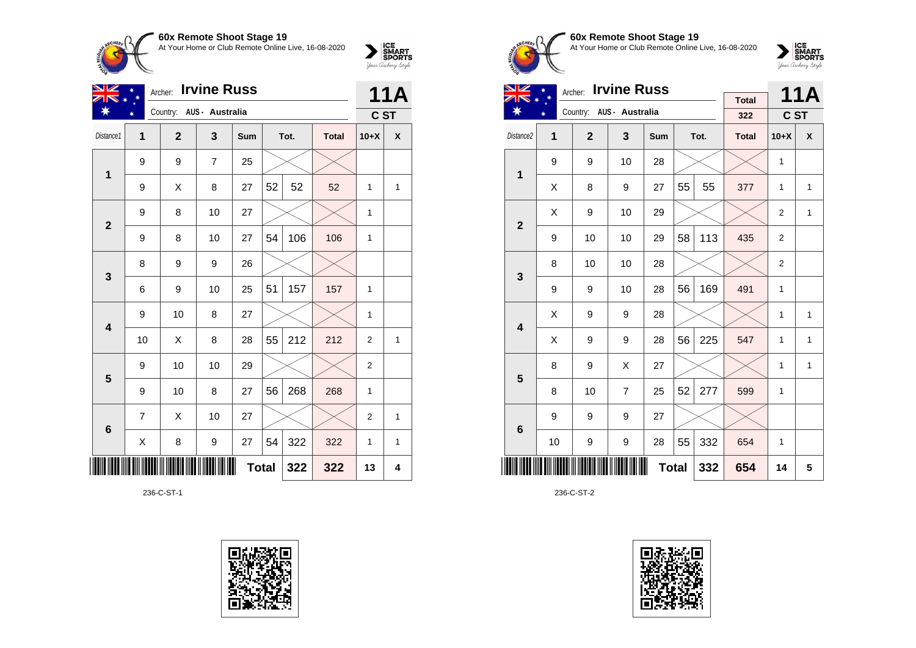## 60x Remote Shoot Stage 19

At Your Home or Club Remote Online Live, 16-08-2020

Archer: **Irvine Russ**

Country: AUS - Australia

**11A** C ST

| Distance1 | 1 | 2 | 3 | Sum | Tot. | | Total | 10+X | X |
|---|---|---|---|---|---|---|---|---|---|
| 1 | 9 | 9 | 7 | 25 | | | | | |
| | 9 | X | 8 | 27 | 52 | 52 | 52 | 1 | 1 |
| 2 | 9 | 8 | 10 | 27 | | | | 1 | |
| | 9 | 8 | 10 | 27 | 54 | 106 | 106 | 1 | |
| 3 | 8 | 9 | 9 | 26 | | | | | |
| | 6 | 9 | 10 | 25 | 51 | 157 | 157 | 1 | |
| 4 | 9 | 10 | 8 | 27 | | | | 1 | |
| | 10 | X | 8 | 28 | 55 | 212 | 212 | 2 | 1 |
| 5 | 9 | 10 | 10 | 29 | | | | 2 | |
| | 9 | 10 | 8 | 27 | 56 | 268 | 268 | 1 | |
| 6 | 7 | X | 10 | 27 | | | | 2 | 1 |
| | X | 8 | 9 | 27 | 54 | 322 | 322 | 1 | 1 |
| | | | | Total | | 322 | 322 | 13 | 4 |

236-C-ST-1

## 60x Remote Shoot Stage 19

At Your Home or Club Remote Online Live, 16-08-2020

Archer: **Irvine Russ**

Country: AUS - Australia

Total 322

**11A** C ST

| Distance2 | 1 | 2 | 3 | Sum | Tot. | | Total | 10+X | X |
|---|---|---|---|---|---|---|---|---|---|
| 1 | 9 | 9 | 10 | 28 | | | | 1 | |
| | X | 8 | 9 | 27 | 55 | 55 | 377 | 1 | 1 |
| 2 | X | 9 | 10 | 29 | | | | 2 | 1 |
| | 9 | 10 | 10 | 29 | 58 | 113 | 435 | 2 | |
| 3 | 8 | 10 | 10 | 28 | | | | 2 | |
| | 9 | 9 | 10 | 28 | 56 | 169 | 491 | 1 | |
| 4 | X | 9 | 9 | 28 | | | | 1 | 1 |
| | X | 9 | 9 | 28 | 56 | 225 | 547 | 1 | 1 |
| 5 | 8 | 9 | X | 27 | | | | 1 | 1 |
| | 8 | 10 | 7 | 25 | 52 | 277 | 599 | 1 | |
| 6 | 9 | 9 | 9 | 27 | | | | | |
| | 10 | 9 | 9 | 28 | 55 | 332 | 654 | 1 | |
| | | | | Total | | 332 | 654 | 14 | 5 |

236-C-ST-2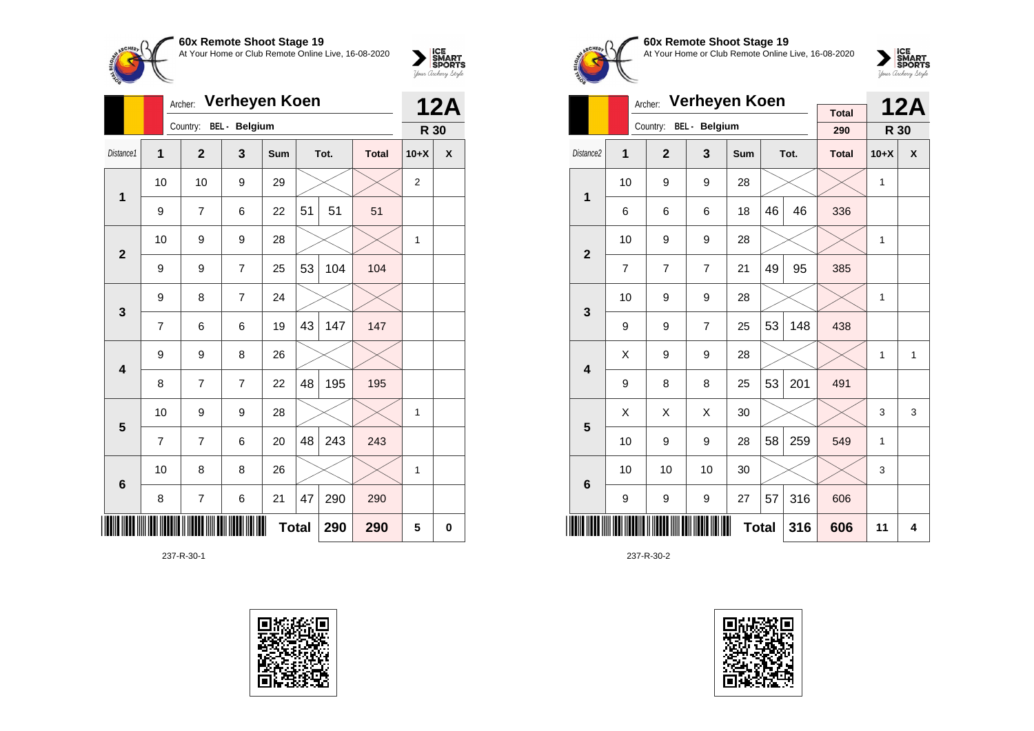**60x Remote Shoot Stage 19**
At Your Home or Club Remote Online Live, 16-08-2020

Archer: **Verheyen Koen**
Country: BEL - Belgium

**12A**
**R 30**

| Distance1 | 1 | 2 | 3 | Sum | Tot. | | Total | 10+X | X |
|---|---|---|---|---|---|---|---|---|---|
| 1 | 10 | 10 | 9 | 29 | | | | 2 | |
| | 9 | 7 | 6 | 22 | 51 | 51 | 51 | | |
| 2 | 10 | 9 | 9 | 28 | | | | 1 | |
| | 9 | 9 | 7 | 25 | 53 | 104 | 104 | | |
| 3 | 9 | 8 | 7 | 24 | | | | | |
| | 7 | 6 | 6 | 19 | 43 | 147 | 147 | | |
| 4 | 9 | 9 | 8 | 26 | | | | | |
| | 8 | 7 | 7 | 22 | 48 | 195 | 195 | | |
| 5 | 10 | 9 | 9 | 28 | | | | 1 | |
| | 7 | 7 | 6 | 20 | 48 | 243 | 243 | | |
| 6 | 10 | 8 | 8 | 26 | | | | 1 | |
| | 8 | 7 | 6 | 21 | 47 | 290 | 290 | | |
| | | | | **Total** | | 290 | 290 | 5 | 0 |

237-R-30-1

**60x Remote Shoot Stage 19**
At Your Home or Club Remote Online Live, 16-08-2020

Archer: **Verheyen Koen**
Country: BEL - Belgium

Total: 290

**12A**
**R 30**

| Distance2 | 1 | 2 | 3 | Sum | Tot. | | Total | 10+X | X |
|---|---|---|---|---|---|---|---|---|---|
| 1 | 10 | 9 | 9 | 28 | | | | 1 | |
| | 6 | 6 | 6 | 18 | 46 | 46 | 336 | | |
| 2 | 10 | 9 | 9 | 28 | | | | 1 | |
| | 7 | 7 | 7 | 21 | 49 | 95 | 385 | | |
| 3 | 10 | 9 | 9 | 28 | | | | 1 | |
| | 9 | 9 | 7 | 25 | 53 | 148 | 438 | | |
| 4 | X | 9 | 9 | 28 | | | | 1 | 1 |
| | 9 | 8 | 8 | 25 | 53 | 201 | 491 | | |
| 5 | X | X | X | 30 | | | | 3 | 3 |
| | 10 | 9 | 9 | 28 | 58 | 259 | 549 | 1 | |
| 6 | 10 | 10 | 10 | 30 | | | | 3 | |
| | 9 | 9 | 9 | 27 | 57 | 316 | 606 | | |
| | | | | **Total** | | 316 | 606 | 11 | 4 |

237-R-30-2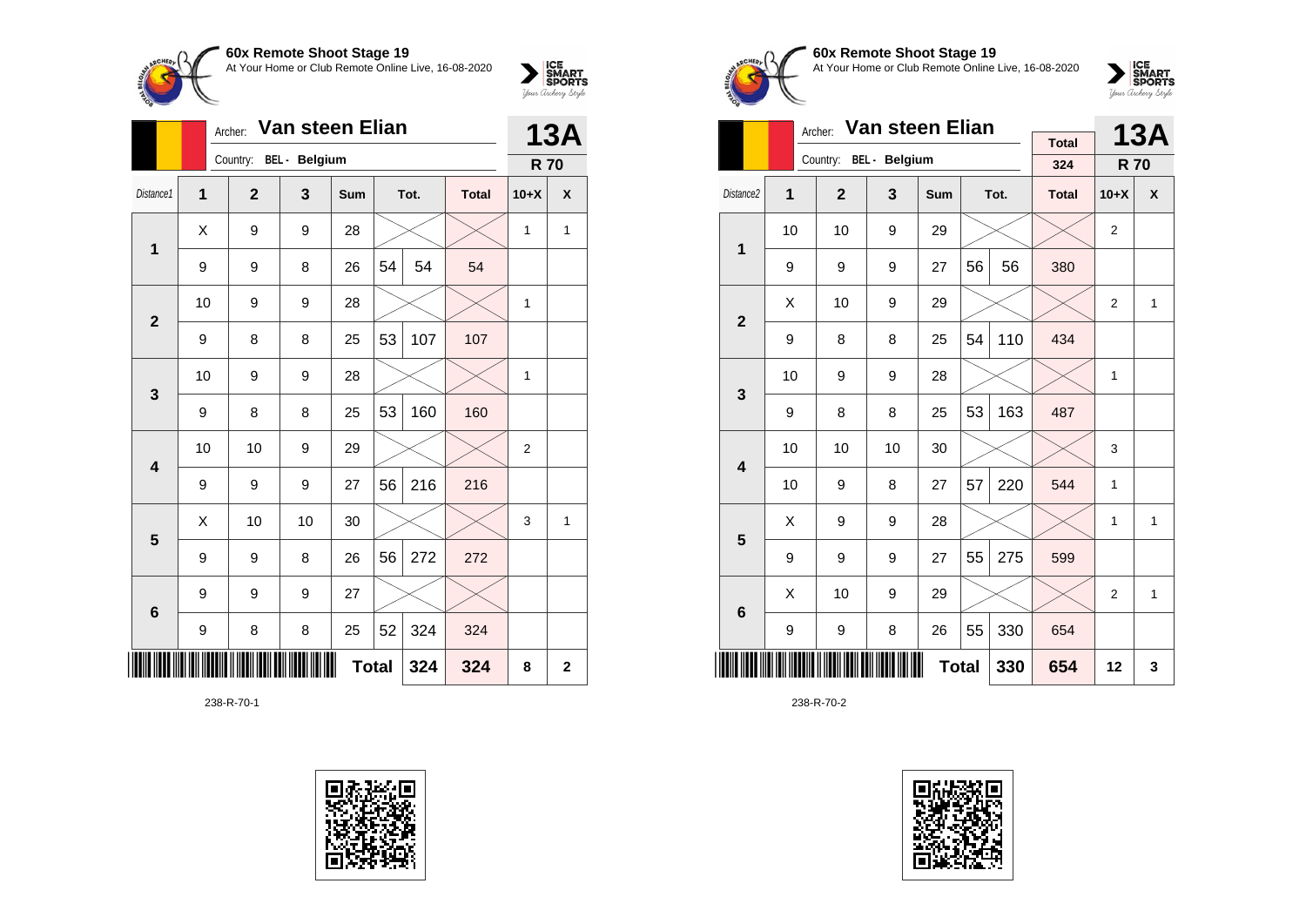**60x Remote Shoot Stage 19**
At Your Home or Club Remote Online Live, 16-08-2020

Archer: **Van steen Elian**
Country: BEL - Belgium

**13A**
**R 70**

| Distance1 | 1 | 2 | 3 | Sum | Tot. | | Total | 10+X | X |
|---|---|---|---|---|---|---|---|---|---|
| 1 | X | 9 | 9 | 28 | | | | 1 | 1 |
| | 9 | 9 | 8 | 26 | 54 | 54 | 54 | | |
| 2 | 10 | 9 | 9 | 28 | | | | 1 | |
| | 9 | 8 | 8 | 25 | 53 | 107 | 107 | | |
| 3 | 10 | 9 | 9 | 28 | | | | 1 | |
| | 9 | 8 | 8 | 25 | 53 | 160 | 160 | | |
| 4 | 10 | 10 | 9 | 29 | | | | 2 | |
| | 9 | 9 | 9 | 27 | 56 | 216 | 216 | | |
| 5 | X | 10 | 10 | 30 | | | | 3 | 1 |
| | 9 | 9 | 8 | 26 | 56 | 272 | 272 | | |
| 6 | 9 | 9 | 9 | 27 | | | | | |
| | 9 | 8 | 8 | 25 | 52 | 324 | 324 | | |
| | | | | Total | | 324 | 324 | 8 | 2 |

238-R-70-1

**60x Remote Shoot Stage 19**
At Your Home or Club Remote Online Live, 16-08-2020

Archer: **Van steen Elian**
Country: BEL - Belgium

Total: 324

**13A**
**R 70**

| Distance2 | 1 | 2 | 3 | Sum | Tot. | | Total | 10+X | X |
|---|---|---|---|---|---|---|---|---|---|
| 1 | 10 | 10 | 9 | 29 | | | | 2 | |
| | 9 | 9 | 9 | 27 | 56 | 56 | 380 | | |
| 2 | X | 10 | 9 | 29 | | | | 2 | 1 |
| | 9 | 8 | 8 | 25 | 54 | 110 | 434 | | |
| 3 | 10 | 9 | 9 | 28 | | | | 1 | |
| | 9 | 8 | 8 | 25 | 53 | 163 | 487 | | |
| 4 | 10 | 10 | 10 | 30 | | | | 3 | |
| | 10 | 9 | 8 | 27 | 57 | 220 | 544 | 1 | |
| 5 | X | 9 | 9 | 28 | | | | 1 | 1 |
| | 9 | 9 | 9 | 27 | 55 | 275 | 599 | | |
| 6 | X | 10 | 9 | 29 | | | | 2 | 1 |
| | 9 | 9 | 8 | 26 | 55 | 330 | 654 | | |
| | | | | Total | | 330 | 654 | 12 | 3 |

238-R-70-2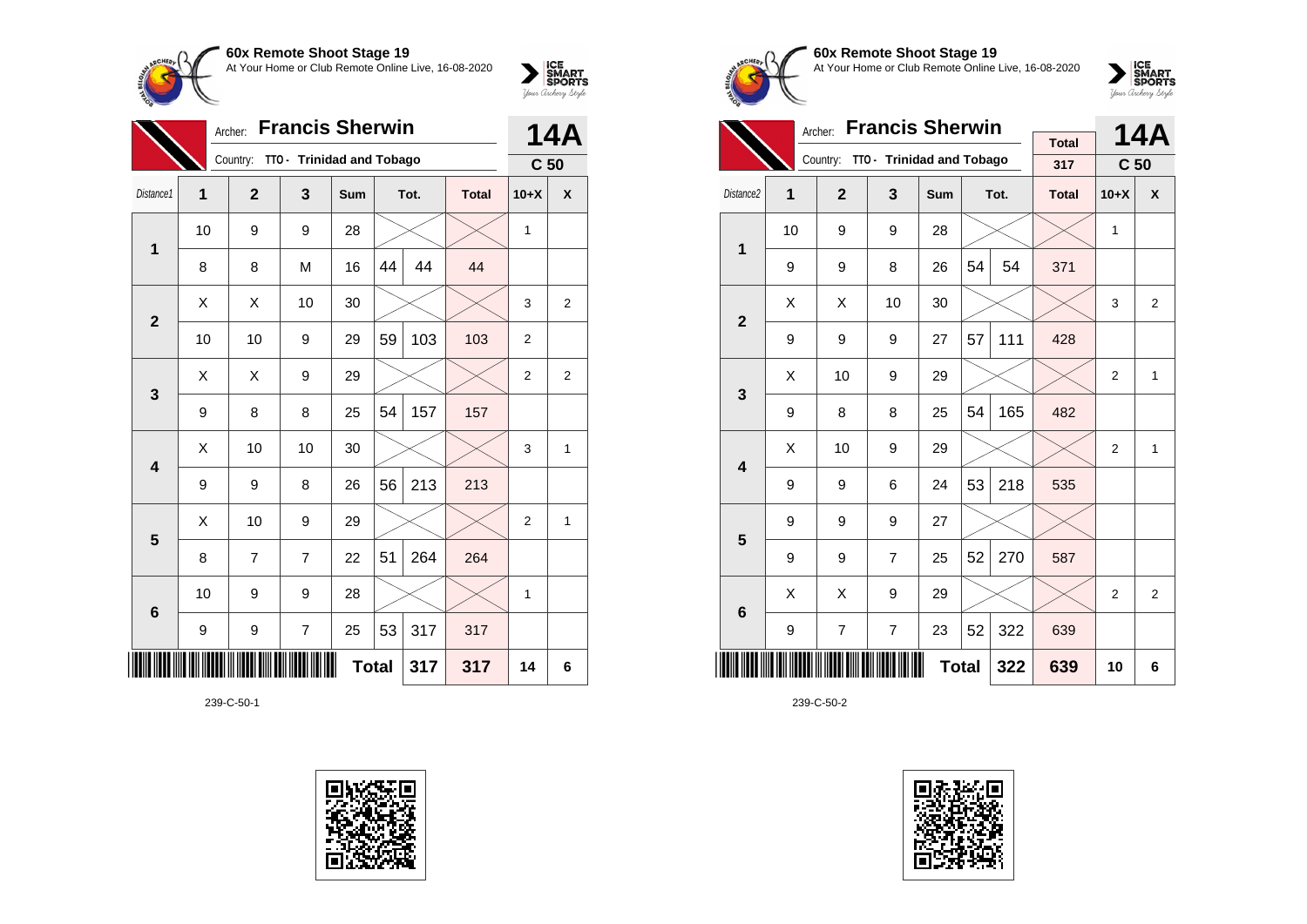**60x Remote Shoot Stage 19**
At Your Home or Club Remote Online Live, 16-08-2020

Archer: **Francis Sherwin**
Country: TTO - Trinidad and Tobago

**14A**
**C 50**

| Distance1 | 1 | 2 | 3 | Sum | Tot. | | Total | 10+X | X |
|---|---|---|---|---|---|---|---|---|---|
| 1 | 10 | 9 | 9 | 28 | | | | 1 | |
| | 8 | 8 | M | 16 | 44 | 44 | 44 | | |
| 2 | X | X | 10 | 30 | | | | 3 | 2 |
| | 10 | 10 | 9 | 29 | 59 | 103 | 103 | 2 | |
| 3 | X | X | 9 | 29 | | | | 2 | 2 |
| | 9 | 8 | 8 | 25 | 54 | 157 | 157 | | |
| 4 | X | 10 | 10 | 30 | | | | 3 | 1 |
| | 9 | 9 | 8 | 26 | 56 | 213 | 213 | | |
| 5 | X | 10 | 9 | 29 | | | | 2 | 1 |
| | 8 | 7 | 7 | 22 | 51 | 264 | 264 | | |
| 6 | 10 | 9 | 9 | 28 | | | | 1 | |
| | 9 | 9 | 7 | 25 | 53 | 317 | 317 | | |
| | | | | Total | | 317 | 317 | 14 | 6 |

239-C-50-1

**60x Remote Shoot Stage 19**
At Your Home or Club Remote Online Live, 16-08-2020

Archer: **Francis Sherwin**
Country: TTO - Trinidad and Tobago

Total: 317

**14A**
**C 50**

| Distance2 | 1 | 2 | 3 | Sum | Tot. | | Total | 10+X | X |
|---|---|---|---|---|---|---|---|---|---|
| 1 | 10 | 9 | 9 | 28 | | | | 1 | |
| | 9 | 9 | 8 | 26 | 54 | 54 | 371 | | |
| 2 | X | X | 10 | 30 | | | | 3 | 2 |
| | 9 | 9 | 9 | 27 | 57 | 111 | 428 | | |
| 3 | X | 10 | 9 | 29 | | | | 2 | 1 |
| | 9 | 8 | 8 | 25 | 54 | 165 | 482 | | |
| 4 | X | 10 | 9 | 29 | | | | 2 | 1 |
| | 9 | 9 | 6 | 24 | 53 | 218 | 535 | | |
| 5 | 9 | 9 | 9 | 27 | | | | | |
| | 9 | 9 | 7 | 25 | 52 | 270 | 587 | | |
| 6 | X | X | 9 | 29 | | | | 2 | 2 |
| | 9 | 7 | 7 | 23 | 52 | 322 | 639 | | |
| | | | | Total | | 322 | 639 | 10 | 6 |

239-C-50-2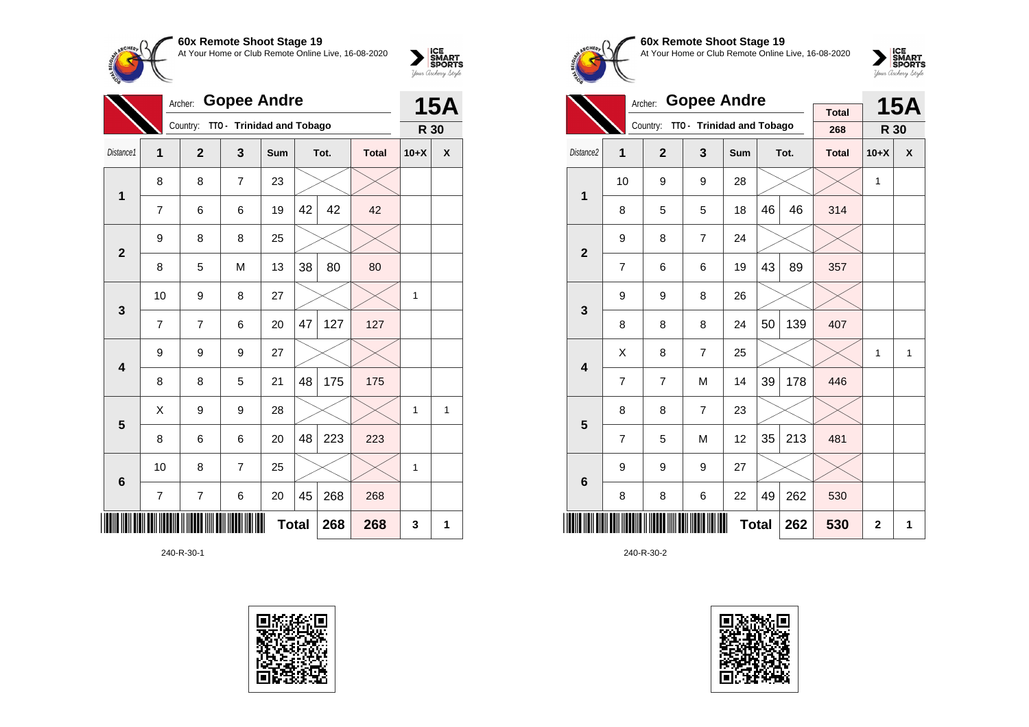## 60x Remote Shoot Stage 19

At Your Home or Club Remote Online Live, 16-08-2020

Archer: **Gopee Andre**

Country: **TTO - Trinidad and Tobago**

**15A** — **R 30**

| Distance1 | 1 | 2 | 3 | Sum | Tot. | | Total | 10+X | X |
|---|---|---|---|---|---|---|---|---|---|
| 1 | 8 | 8 | 7 | 23 | | | | | |
| | 7 | 6 | 6 | 19 | 42 | 42 | 42 | | |
| 2 | 9 | 8 | 8 | 25 | | | | | |
| | 8 | 5 | M | 13 | 38 | 80 | 80 | | |
| 3 | 10 | 9 | 8 | 27 | | | | 1 | |
| | 7 | 7 | 6 | 20 | 47 | 127 | 127 | | |
| 4 | 9 | 9 | 9 | 27 | | | | | |
| | 8 | 8 | 5 | 21 | 48 | 175 | 175 | | |
| 5 | X | 9 | 9 | 28 | | | | 1 | 1 |
| | 8 | 6 | 6 | 20 | 48 | 223 | 223 | | |
| 6 | 10 | 8 | 7 | 25 | | | | 1 | |
| | 7 | 7 | 6 | 20 | 45 | 268 | 268 | | |
| | | | | | **Total** | **268** | **268** | **3** | **1** |

240-R-30-1

## 60x Remote Shoot Stage 19

At Your Home or Club Remote Online Live, 16-08-2020

Archer: **Gopee Andre**

Country: **TTO - Trinidad and Tobago**

Total: 268

**15A** — **R 30**

| Distance2 | 1 | 2 | 3 | Sum | Tot. | | Total | 10+X | X |
|---|---|---|---|---|---|---|---|---|---|
| 1 | 10 | 9 | 9 | 28 | | | | 1 | |
| | 8 | 5 | 5 | 18 | 46 | 46 | 314 | | |
| 2 | 9 | 8 | 7 | 24 | | | | | |
| | 7 | 6 | 6 | 19 | 43 | 89 | 357 | | |
| 3 | 9 | 9 | 8 | 26 | | | | | |
| | 8 | 8 | 8 | 24 | 50 | 139 | 407 | | |
| 4 | X | 8 | 7 | 25 | | | | 1 | 1 |
| | 7 | 7 | M | 14 | 39 | 178 | 446 | | |
| 5 | 8 | 8 | 7 | 23 | | | | | |
| | 7 | 5 | M | 12 | 35 | 213 | 481 | | |
| 6 | 9 | 9 | 9 | 27 | | | | | |
| | 8 | 8 | 6 | 22 | 49 | 262 | 530 | | |
| | | | | | **Total** | **262** | **530** | **2** | **1** |

240-R-30-2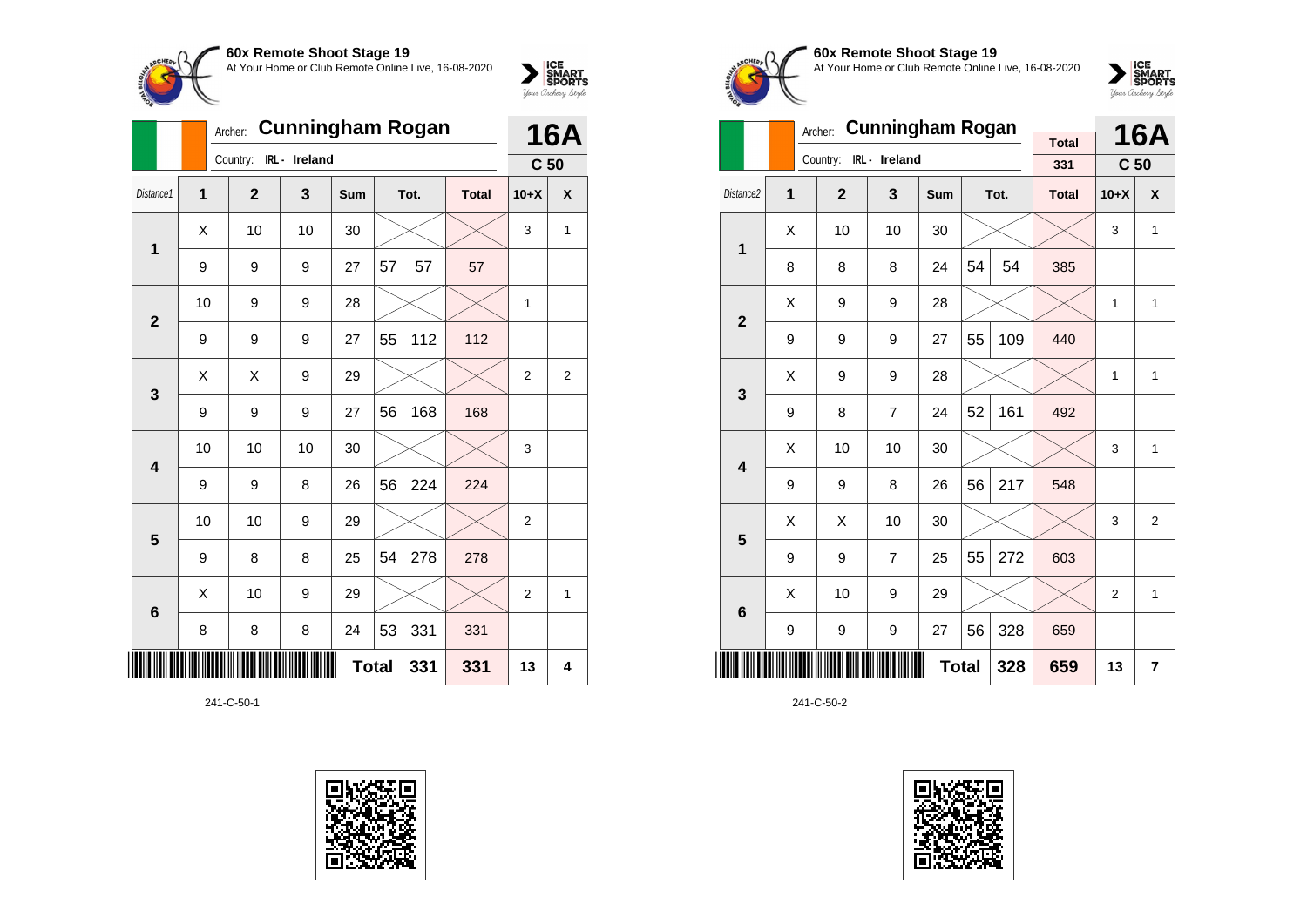## 60x Remote Shoot Stage 19

At Your Home or Club Remote Online Live, 16-08-2020

Archer: **Cunningham Rogan** — **16A**

Country: IRL - Ireland — **C 50**

| Distance1 | 1 | 2 | 3 | Sum | Tot. | | Total | 10+X | X |
|---|---|---|---|---|---|---|---|---|---|
| 1 | X | 10 | 10 | 30 | | | | 3 | 1 |
| | 9 | 9 | 9 | 27 | 57 | 57 | 57 | | |
| 2 | 10 | 9 | 9 | 28 | | | | 1 | |
| | 9 | 9 | 9 | 27 | 55 | 112 | 112 | | |
| 3 | X | X | 9 | 29 | | | | 2 | 2 |
| | 9 | 9 | 9 | 27 | 56 | 168 | 168 | | |
| 4 | 10 | 10 | 10 | 30 | | | | 3 | |
| | 9 | 9 | 8 | 26 | 56 | 224 | 224 | | |
| 5 | 10 | 10 | 9 | 29 | | | | 2 | |
| | 9 | 8 | 8 | 25 | 54 | 278 | 278 | | |
| 6 | X | 10 | 9 | 29 | | | | 2 | 1 |
| | 8 | 8 | 8 | 24 | 53 | 331 | 331 | | |
| | | | | | **Total** | **331** | **331** | **13** | **4** |

241-C-50-1

## 60x Remote Shoot Stage 19

At Your Home or Club Remote Online Live, 16-08-2020

Archer: **Cunningham Rogan** — Total: 331 — **16A**

Country: IRL - Ireland — **C 50**

| Distance2 | 1 | 2 | 3 | Sum | Tot. | | Total | 10+X | X |
|---|---|---|---|---|---|---|---|---|---|
| 1 | X | 10 | 10 | 30 | | | | 3 | 1 |
| | 8 | 8 | 8 | 24 | 54 | 54 | 385 | | |
| 2 | X | 9 | 9 | 28 | | | | 1 | 1 |
| | 9 | 9 | 9 | 27 | 55 | 109 | 440 | | |
| 3 | X | 9 | 9 | 28 | | | | 1 | 1 |
| | 9 | 8 | 7 | 24 | 52 | 161 | 492 | | |
| 4 | X | 10 | 10 | 30 | | | | 3 | 1 |
| | 9 | 9 | 8 | 26 | 56 | 217 | 548 | | |
| 5 | X | X | 10 | 30 | | | | 3 | 2 |
| | 9 | 9 | 7 | 25 | 55 | 272 | 603 | | |
| 6 | X | 10 | 9 | 29 | | | | 2 | 1 |
| | 9 | 9 | 9 | 27 | 56 | 328 | 659 | | |
| | | | | | **Total** | **328** | **659** | **13** | **7** |

241-C-50-2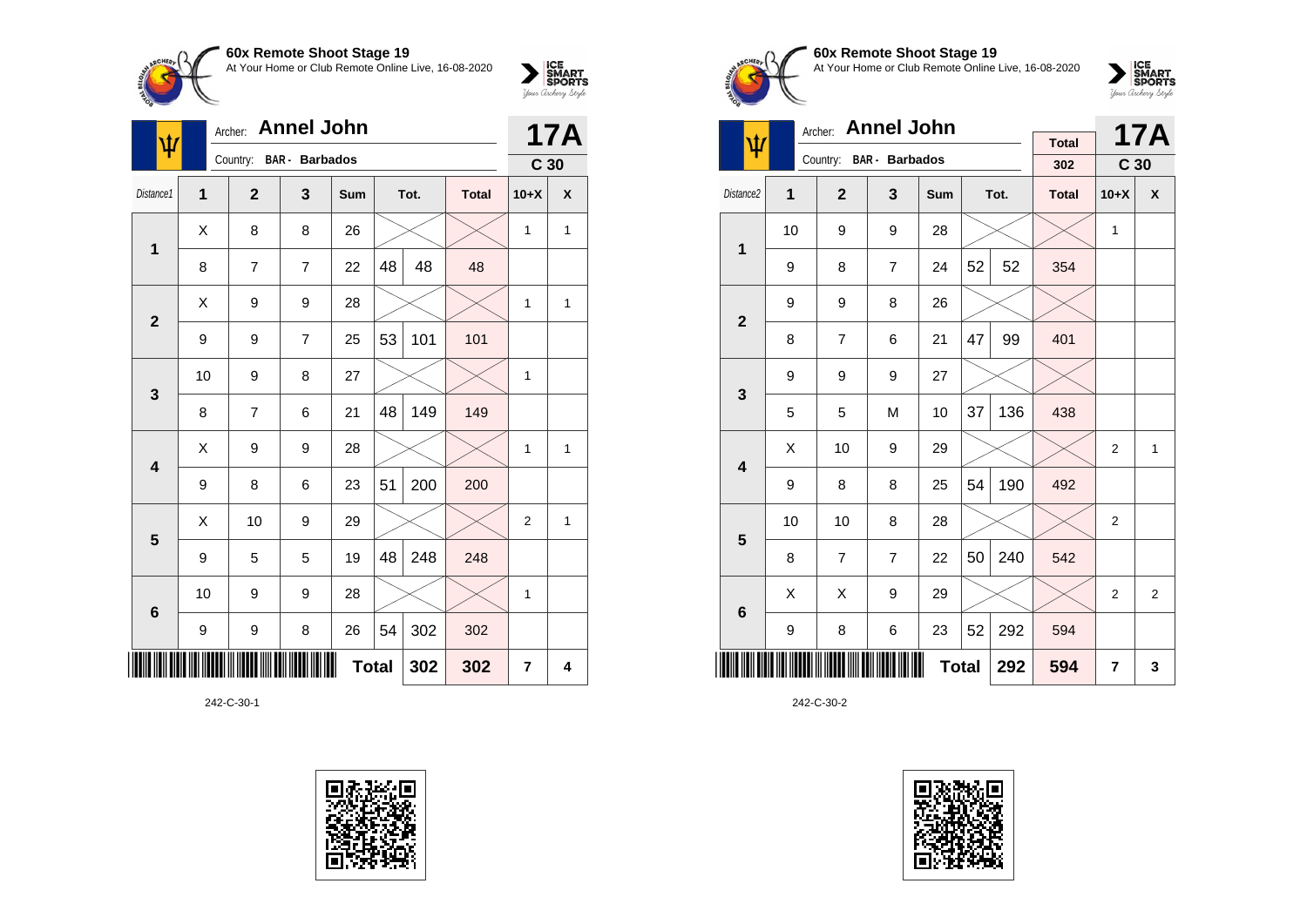## 60x Remote Shoot Stage 19

At Your Home or Club Remote Online Live, 16-08-2020

Archer: **Annel John**
Country: BAR - Barbados
**17A** C 30

| Distance1 | 1 | 2 | 3 | Sum | Tot. | | Total | 10+X | X |
|---|---|---|---|---|---|---|---|---|---|
| 1 | X | 8 | 8 | 26 | | | | 1 | 1 |
| | 8 | 7 | 7 | 22 | 48 | 48 | 48 | | |
| 2 | X | 9 | 9 | 28 | | | | 1 | 1 |
| | 9 | 9 | 7 | 25 | 53 | 101 | 101 | | |
| 3 | 10 | 9 | 8 | 27 | | | | 1 | |
| | 8 | 7 | 6 | 21 | 48 | 149 | 149 | | |
| 4 | X | 9 | 9 | 28 | | | | 1 | 1 |
| | 9 | 8 | 6 | 23 | 51 | 200 | 200 | | |
| 5 | X | 10 | 9 | 29 | | | | 2 | 1 |
| | 9 | 5 | 5 | 19 | 48 | 248 | 248 | | |
| 6 | 10 | 9 | 9 | 28 | | | | 1 | |
| | 9 | 9 | 8 | 26 | 54 | 302 | 302 | | |
| | | | | | **Total** | **302** | **302** | **7** | **4** |

242-C-30-1

## 60x Remote Shoot Stage 19

At Your Home or Club Remote Online Live, 16-08-2020

Archer: **Annel John**
Country: BAR - Barbados
Total 302
**17A** C 30

| Distance2 | 1 | 2 | 3 | Sum | Tot. | | Total | 10+X | X |
|---|---|---|---|---|---|---|---|---|---|
| 1 | 10 | 9 | 9 | 28 | | | | 1 | |
| | 9 | 8 | 7 | 24 | 52 | 52 | 354 | | |
| 2 | 9 | 9 | 8 | 26 | | | | | |
| | 8 | 7 | 6 | 21 | 47 | 99 | 401 | | |
| 3 | 9 | 9 | 9 | 27 | | | | | |
| | 5 | 5 | M | 10 | 37 | 136 | 438 | | |
| 4 | X | 10 | 9 | 29 | | | | 2 | 1 |
| | 9 | 8 | 8 | 25 | 54 | 190 | 492 | | |
| 5 | 10 | 10 | 8 | 28 | | | | 2 | |
| | 8 | 7 | 7 | 22 | 50 | 240 | 542 | | |
| 6 | X | X | 9 | 29 | | | | 2 | 2 |
| | 9 | 8 | 6 | 23 | 52 | 292 | 594 | | |
| | | | | | **Total** | **292** | **594** | **7** | **3** |

242-C-30-2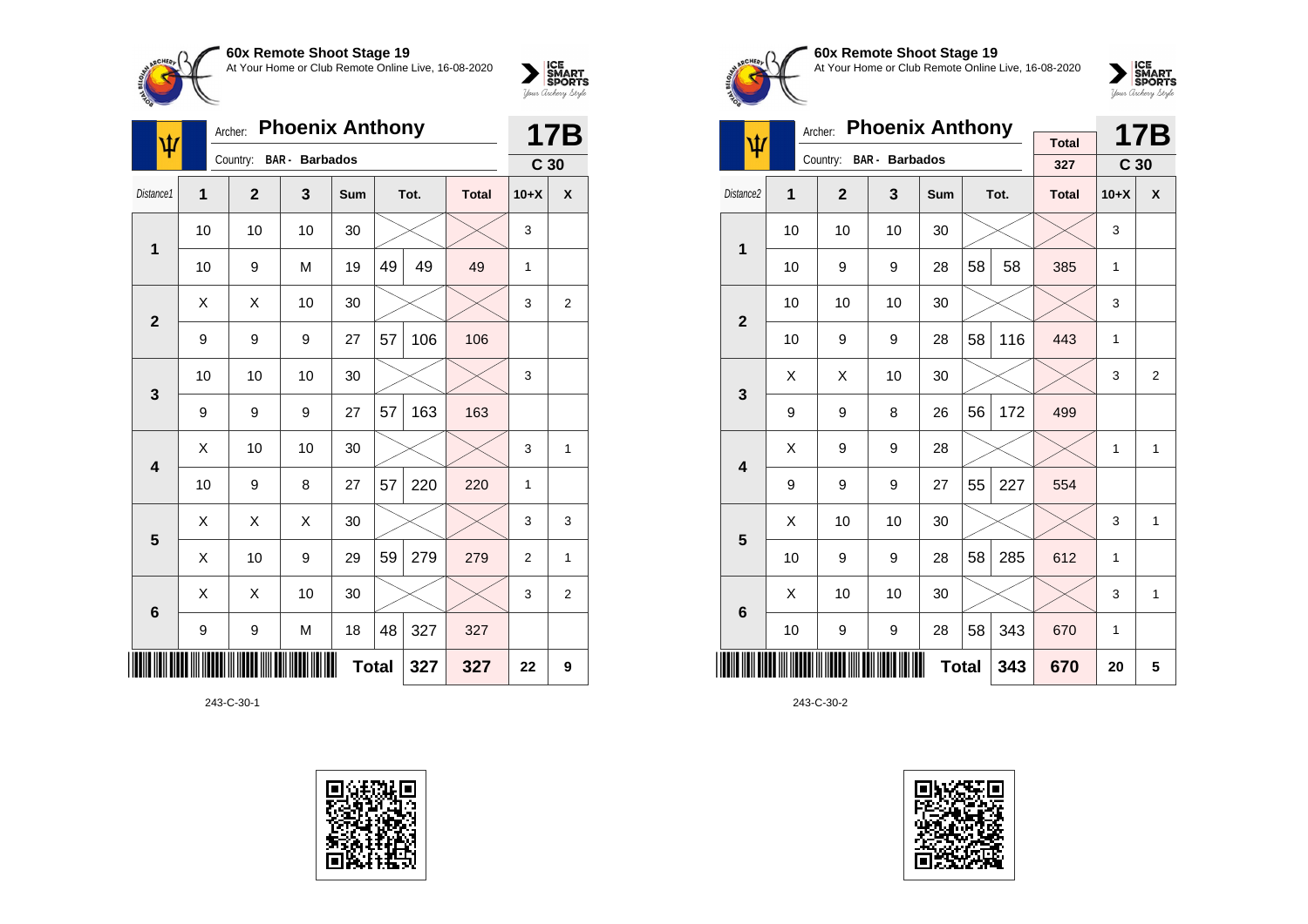**60x Remote Shoot Stage 19**
At Your Home or Club Remote Online Live, 16-08-2020

Archer: **Phoenix Anthony**
Country: BAR - Barbados

**17B** — C 30

| Distance1 | 1 | 2 | 3 | Sum | Tot. | | Total | 10+X | X |
|---|---|---|---|---|---|---|---|---|---|
| 1 | 10 | 10 | 10 | 30 | | | | 3 | |
| | 10 | 9 | M | 19 | 49 | 49 | 49 | 1 | |
| 2 | X | X | 10 | 30 | | | | 3 | 2 |
| | 9 | 9 | 9 | 27 | 57 | 106 | 106 | | |
| 3 | 10 | 10 | 10 | 30 | | | | 3 | |
| | 9 | 9 | 9 | 27 | 57 | 163 | 163 | | |
| 4 | X | 10 | 10 | 30 | | | | 3 | 1 |
| | 10 | 9 | 8 | 27 | 57 | 220 | 220 | 1 | |
| 5 | X | X | X | 30 | | | | 3 | 3 |
| | X | 10 | 9 | 29 | 59 | 279 | 279 | 2 | 1 |
| 6 | X | X | 10 | 30 | | | | 3 | 2 |
| | 9 | 9 | M | 18 | 48 | 327 | 327 | | |
| | | | | Total | | 327 | 327 | 22 | 9 |

243-C-30-1

**60x Remote Shoot Stage 19**
At Your Home or Club Remote Online Live, 16-08-2020

Archer: **Phoenix Anthony**
Country: BAR - Barbados

Total: 327

**17B** — C 30

| Distance2 | 1 | 2 | 3 | Sum | Tot. | | Total | 10+X | X |
|---|---|---|---|---|---|---|---|---|---|
| 1 | 10 | 10 | 10 | 30 | | | | 3 | |
| | 10 | 9 | 9 | 28 | 58 | 58 | 385 | 1 | |
| 2 | 10 | 10 | 10 | 30 | | | | 3 | |
| | 10 | 9 | 9 | 28 | 58 | 116 | 443 | 1 | |
| 3 | X | X | 10 | 30 | | | | 3 | 2 |
| | 9 | 9 | 8 | 26 | 56 | 172 | 499 | | |
| 4 | X | 9 | 9 | 28 | | | | 1 | 1 |
| | 9 | 9 | 9 | 27 | 55 | 227 | 554 | | |
| 5 | X | 10 | 10 | 30 | | | | 3 | 1 |
| | 10 | 9 | 9 | 28 | 58 | 285 | 612 | 1 | |
| 6 | X | 10 | 10 | 30 | | | | 3 | 1 |
| | 10 | 9 | 9 | 28 | 58 | 343 | 670 | 1 | |
| | | | | Total | | 343 | 670 | 20 | 5 |

243-C-30-2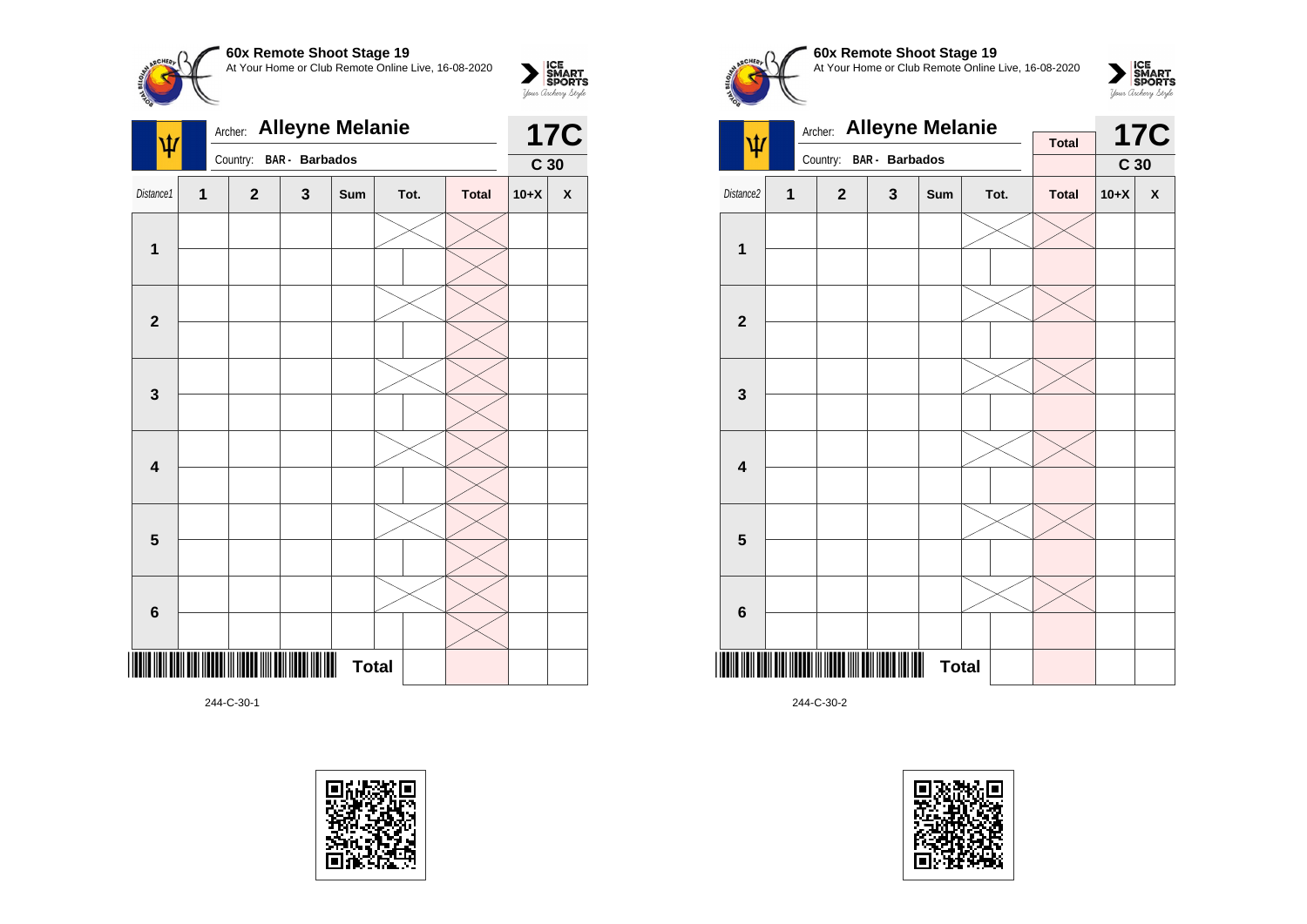**60x Remote Shoot Stage 19**
At Your Home or Club Remote Online Live, 16-08-2020

Archer: **Alleyne Melanie**
Country: **BAR - Barbados**

**17C**
**C 30**

| Distance1 | 1 | 2 | 3 | Sum | Tot. | | Total | 10+X | X |
|---|---|---|---|---|---|---|---|---|---|
| 1 | | | | | | | | | |
| | | | | | | | | | |
| 2 | | | | | | | | | |
| | | | | | | | | | |
| 3 | | | | | | | | | |
| | | | | | | | | | |
| 4 | | | | | | | | | |
| | | | | | | | | | |
| 5 | | | | | | | | | |
| | | | | | | | | | |
| 6 | | | | | | | | | |
| | | | | | | | | | |
| | | | | Total | | | | | |

244-C-30-1

**60x Remote Shoot Stage 19**
At Your Home or Club Remote Online Live, 16-08-2020

Archer: **Alleyne Melanie**
Country: **BAR - Barbados**

Total

**17C**
**C 30**

| Distance2 | 1 | 2 | 3 | Sum | Tot. | | Total | 10+X | X |
|---|---|---|---|---|---|---|---|---|---|
| 1 | | | | | | | | | |
| | | | | | | | | | |
| 2 | | | | | | | | | |
| | | | | | | | | | |
| 3 | | | | | | | | | |
| | | | | | | | | | |
| 4 | | | | | | | | | |
| | | | | | | | | | |
| 5 | | | | | | | | | |
| | | | | | | | | | |
| 6 | | | | | | | | | |
| | | | | | | | | | |
| | | | | Total | | | | | |

244-C-30-2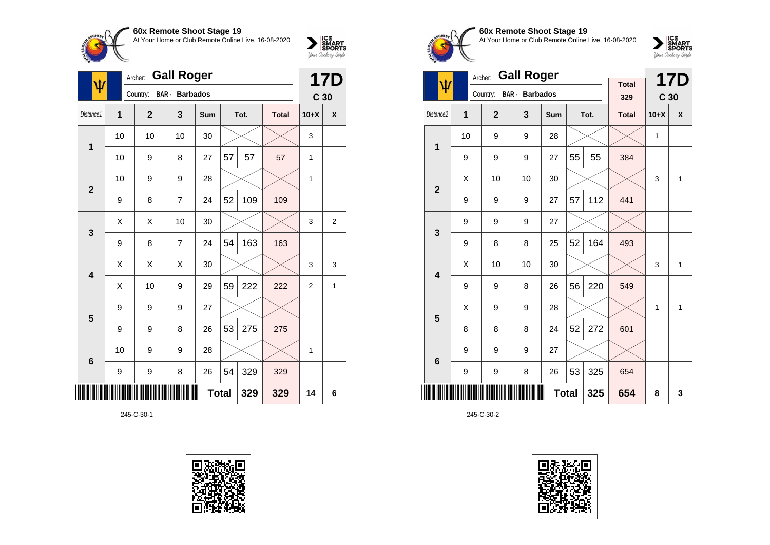**60x Remote Shoot Stage 19**
At Your Home or Club Remote Online Live, 16-08-2020

Archer: **Gall Roger**
Country: BAR - Barbados

**17D**
**C 30**

| Distance1 | 1 | 2 | 3 | Sum | Tot. | | Total | 10+X | X |
|---|---|---|---|---|---|---|---|---|---|
| 1 | 10 | 10 | 10 | 30 | | | | 3 | |
| | 10 | 9 | 8 | 27 | 57 | 57 | 57 | 1 | |
| 2 | 10 | 9 | 9 | 28 | | | | 1 | |
| | 9 | 8 | 7 | 24 | 52 | 109 | 109 | | |
| 3 | X | X | 10 | 30 | | | | 3 | 2 |
| | 9 | 8 | 7 | 24 | 54 | 163 | 163 | | |
| 4 | X | X | X | 30 | | | | 3 | 3 |
| | X | 10 | 9 | 29 | 59 | 222 | 222 | 2 | 1 |
| 5 | 9 | 9 | 9 | 27 | | | | | |
| | 9 | 9 | 8 | 26 | 53 | 275 | 275 | | |
| 6 | 10 | 9 | 9 | 28 | | | | 1 | |
| | 9 | 9 | 8 | 26 | 54 | 329 | 329 | | |
| | | | | | Total | 329 | 329 | 14 | 6 |

245-C-30-1

**60x Remote Shoot Stage 19**
At Your Home or Club Remote Online Live, 16-08-2020

Archer: **Gall Roger**
Country: BAR - Barbados

Total: 329

**17D**
**C 30**

| Distance2 | 1 | 2 | 3 | Sum | Tot. | | Total | 10+X | X |
|---|---|---|---|---|---|---|---|---|---|
| 1 | 10 | 9 | 9 | 28 | | | | 1 | |
| | 9 | 9 | 9 | 27 | 55 | 55 | 384 | | |
| 2 | X | 10 | 10 | 30 | | | | 3 | 1 |
| | 9 | 9 | 9 | 27 | 57 | 112 | 441 | | |
| 3 | 9 | 9 | 9 | 27 | | | | | |
| | 9 | 8 | 8 | 25 | 52 | 164 | 493 | | |
| 4 | X | 10 | 10 | 30 | | | | 3 | 1 |
| | 9 | 9 | 8 | 26 | 56 | 220 | 549 | | |
| 5 | X | 9 | 9 | 28 | | | | 1 | 1 |
| | 8 | 8 | 8 | 24 | 52 | 272 | 601 | | |
| 6 | 9 | 9 | 9 | 27 | | | | | |
| | 9 | 9 | 8 | 26 | 53 | 325 | 654 | | |
| | | | | | Total | 325 | 654 | 8 | 3 |

245-C-30-2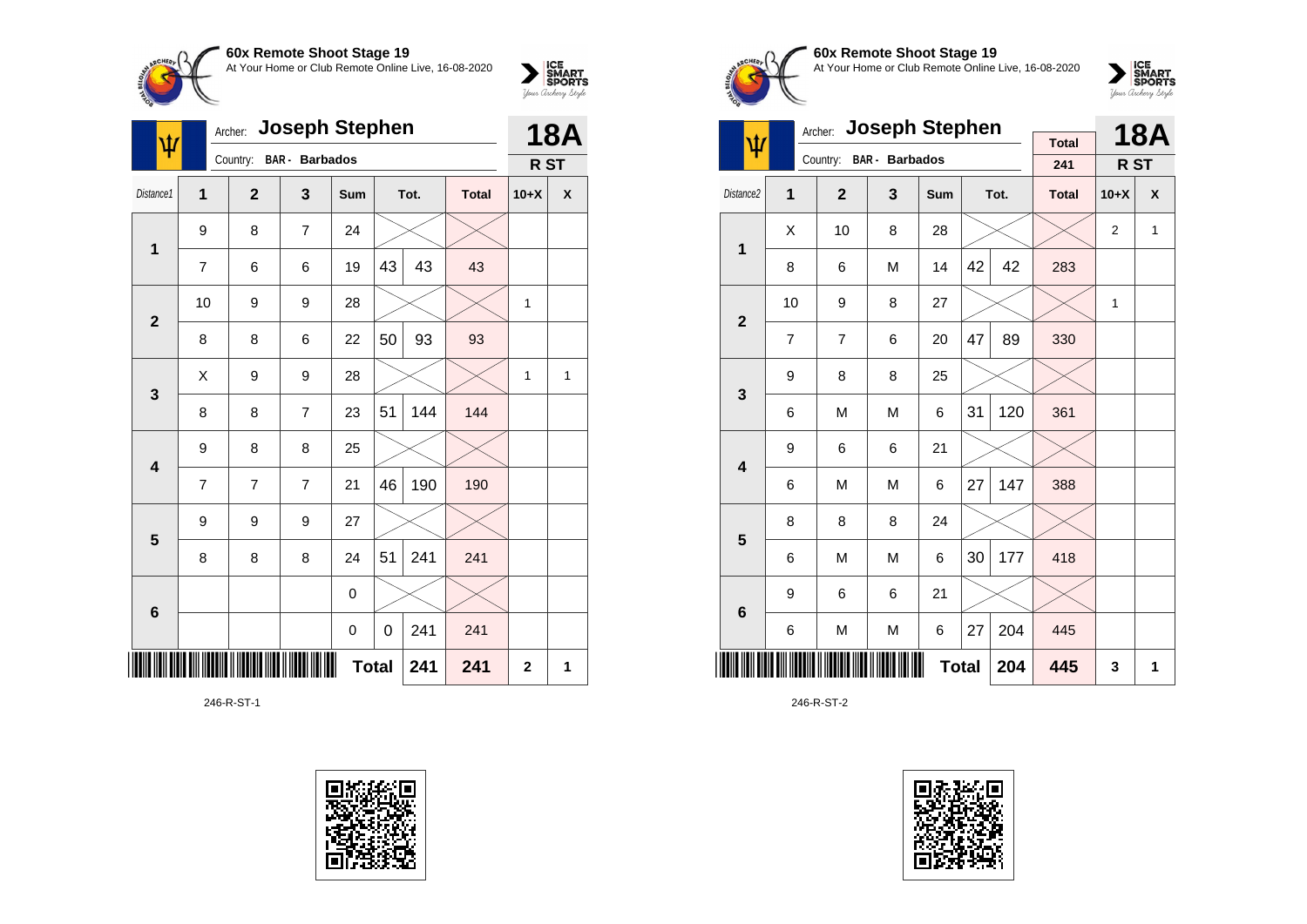**60x Remote Shoot Stage 19**
At Your Home or Club Remote Online Live, 16-08-2020

Archer: **Joseph Stephen**
Country: **BAR - Barbados**

**18A**
**R ST**

| Distance1 | 1 | 2 | 3 | Sum | Tot. | | Total | 10+X | X |
|---|---|---|---|---|---|---|---|---|---|
| **1** | 9 | 8 | 7 | 24 | | | | | |
| | 7 | 6 | 6 | 19 | 43 | 43 | 43 | | |
| **2** | 10 | 9 | 9 | 28 | | | | 1 | |
| | 8 | 8 | 6 | 22 | 50 | 93 | 93 | | |
| **3** | X | 9 | 9 | 28 | | | | 1 | 1 |
| | 8 | 8 | 7 | 23 | 51 | 144 | 144 | | |
| **4** | 9 | 8 | 8 | 25 | | | | | |
| | 7 | 7 | 7 | 21 | 46 | 190 | 190 | | |
| **5** | 9 | 9 | 9 | 27 | | | | | |
| | 8 | 8 | 8 | 24 | 51 | 241 | 241 | | |
| **6** | | | | 0 | | | | | |
| | | | | 0 | 0 | 241 | 241 | | |
| | | | | **Total** | | **241** | **241** | **2** | **1** |

246-R-ST-1

**60x Remote Shoot Stage 19**
At Your Home or Club Remote Online Live, 16-08-2020

Archer: **Joseph Stephen**
Country: **BAR - Barbados**

Total: 241

**18A**
**R ST**

| Distance2 | 1 | 2 | 3 | Sum | Tot. | | Total | 10+X | X |
|---|---|---|---|---|---|---|---|---|---|
| **1** | X | 10 | 8 | 28 | | | | 2 | 1 |
| | 8 | 6 | M | 14 | 42 | 42 | 283 | | |
| **2** | 10 | 9 | 8 | 27 | | | | 1 | |
| | 7 | 7 | 6 | 20 | 47 | 89 | 330 | | |
| **3** | 9 | 8 | 8 | 25 | | | | | |
| | 6 | M | M | 6 | 31 | 120 | 361 | | |
| **4** | 9 | 6 | 6 | 21 | | | | | |
| | 6 | M | M | 6 | 27 | 147 | 388 | | |
| **5** | 8 | 8 | 8 | 24 | | | | | |
| | 6 | M | M | 6 | 30 | 177 | 418 | | |
| **6** | 9 | 6 | 6 | 21 | | | | | |
| | 6 | M | M | 6 | 27 | 204 | 445 | | |
| | | | | **Total** | | **204** | **445** | **3** | **1** |

246-R-ST-2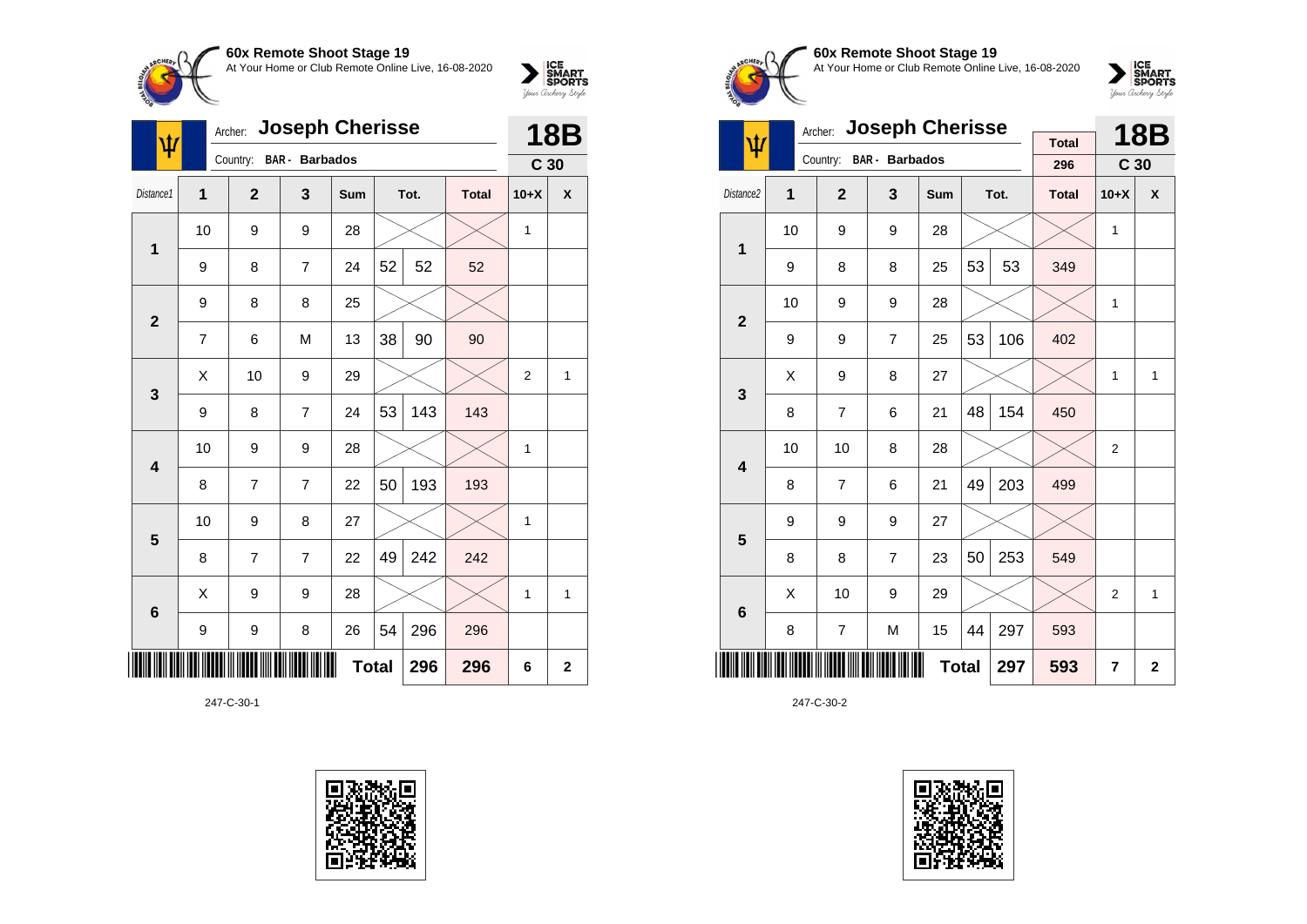**60x Remote Shoot Stage 19**
At Your Home or Club Remote Online Live, 16-08-2020

Archer: **Joseph Cherisse**
Country: BAR - Barbados

**18B** — C 30

| Distance1 | 1 | 2 | 3 | Sum | Tot. | | Total | 10+X | X |
|---|---|---|---|---|---|---|---|---|---|
| 1 | 10 | 9 | 9 | 28 | | | | 1 | |
| | 9 | 8 | 7 | 24 | 52 | 52 | 52 | | |
| 2 | 9 | 8 | 8 | 25 | | | | | |
| | 7 | 6 | M | 13 | 38 | 90 | 90 | | |
| 3 | X | 10 | 9 | 29 | | | | 2 | 1 |
| | 9 | 8 | 7 | 24 | 53 | 143 | 143 | | |
| 4 | 10 | 9 | 9 | 28 | | | | 1 | |
| | 8 | 7 | 7 | 22 | 50 | 193 | 193 | | |
| 5 | 10 | 9 | 8 | 27 | | | | 1 | |
| | 8 | 7 | 7 | 22 | 49 | 242 | 242 | | |
| 6 | X | 9 | 9 | 28 | | | | 1 | 1 |
| | 9 | 9 | 8 | 26 | 54 | 296 | 296 | | |
| | | | | | Total | 296 | 296 | 6 | 2 |

247-C-30-1

**60x Remote Shoot Stage 19**
At Your Home or Club Remote Online Live, 16-08-2020

Archer: **Joseph Cherisse**
Country: BAR - Barbados

Total: 296

**18B** — C 30

| Distance2 | 1 | 2 | 3 | Sum | Tot. | | Total | 10+X | X |
|---|---|---|---|---|---|---|---|---|---|
| 1 | 10 | 9 | 9 | 28 | | | | 1 | |
| | 9 | 8 | 8 | 25 | 53 | 53 | 349 | | |
| 2 | 10 | 9 | 9 | 28 | | | | 1 | |
| | 9 | 9 | 7 | 25 | 53 | 106 | 402 | | |
| 3 | X | 9 | 8 | 27 | | | | 1 | 1 |
| | 8 | 7 | 6 | 21 | 48 | 154 | 450 | | |
| 4 | 10 | 10 | 8 | 28 | | | | 2 | |
| | 8 | 7 | 6 | 21 | 49 | 203 | 499 | | |
| 5 | 9 | 9 | 9 | 27 | | | | | |
| | 8 | 8 | 7 | 23 | 50 | 253 | 549 | | |
| 6 | X | 10 | 9 | 29 | | | | 2 | 1 |
| | 8 | 7 | M | 15 | 44 | 297 | 593 | | |
| | | | | | Total | 297 | 593 | 7 | 2 |

247-C-30-2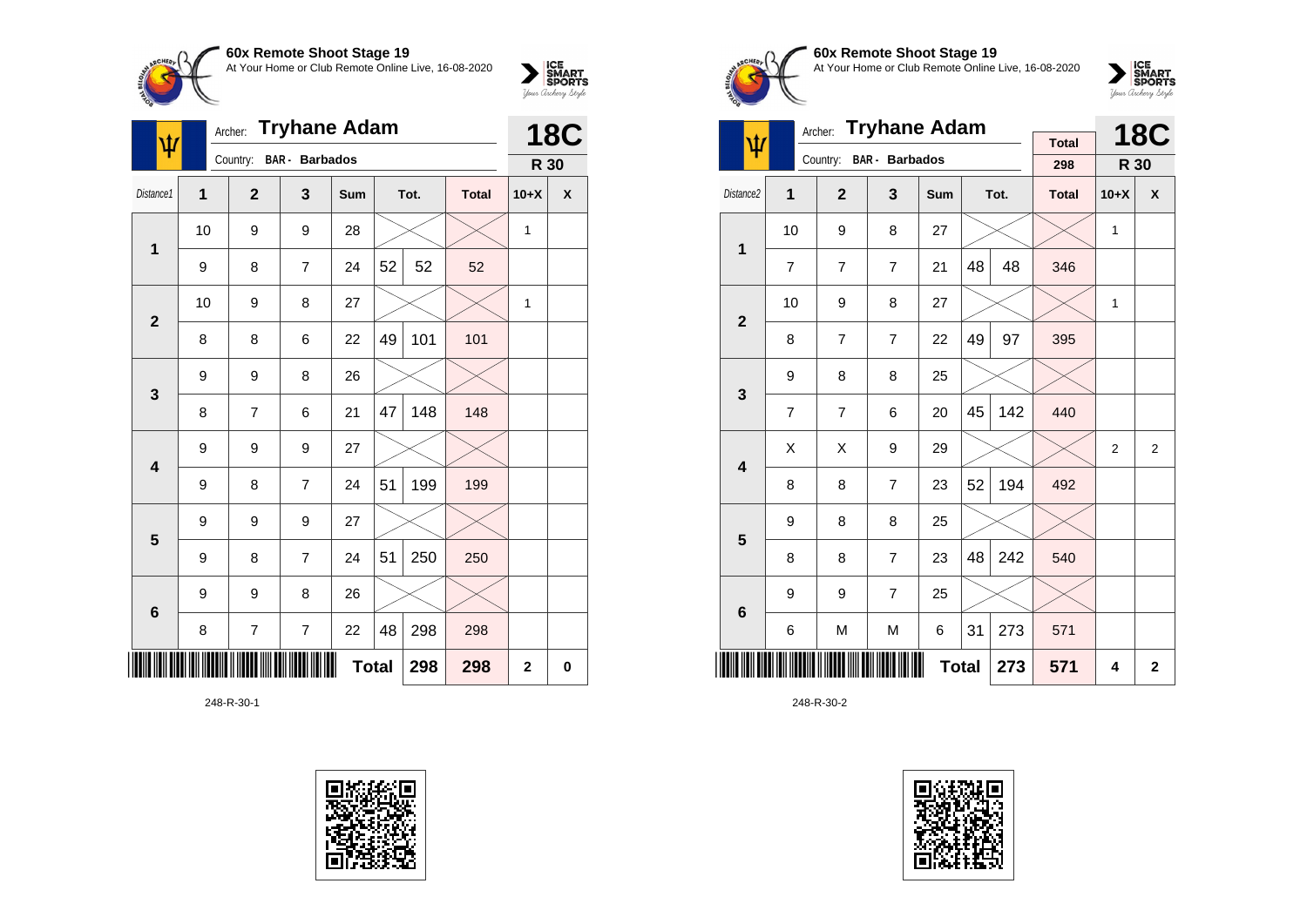**60x Remote Shoot Stage 19**
At Your Home or Club Remote Online Live, 16-08-2020

Archer: **Tryhane Adam**
Country: BAR - Barbados

**18C**
**R 30**

| Distance1 | 1 | 2 | 3 | Sum | Tot. | | Total | 10+X | X |
|---|---|---|---|---|---|---|---|---|---|
| 1 | 10 | 9 | 9 | 28 | | | | 1 | |
| | 9 | 8 | 7 | 24 | 52 | 52 | 52 | | |
| 2 | 10 | 9 | 8 | 27 | | | | 1 | |
| | 8 | 8 | 6 | 22 | 49 | 101 | 101 | | |
| 3 | 9 | 9 | 8 | 26 | | | | | |
| | 8 | 7 | 6 | 21 | 47 | 148 | 148 | | |
| 4 | 9 | 9 | 9 | 27 | | | | | |
| | 9 | 8 | 7 | 24 | 51 | 199 | 199 | | |
| 5 | 9 | 9 | 9 | 27 | | | | | |
| | 9 | 8 | 7 | 24 | 51 | 250 | 250 | | |
| 6 | 9 | 9 | 8 | 26 | | | | | |
| | 8 | 7 | 7 | 22 | 48 | 298 | 298 | | |
| | | | | **Total** | | **298** | **298** | **2** | **0** |

248-R-30-1

**60x Remote Shoot Stage 19**
At Your Home or Club Remote Online Live, 16-08-2020

Archer: **Tryhane Adam**
Country: BAR - Barbados

Total: 298

**18C**
**R 30**

| Distance2 | 1 | 2 | 3 | Sum | Tot. | | Total | 10+X | X |
|---|---|---|---|---|---|---|---|---|---|
| 1 | 10 | 9 | 8 | 27 | | | | 1 | |
| | 7 | 7 | 7 | 21 | 48 | 48 | 346 | | |
| 2 | 10 | 9 | 8 | 27 | | | | 1 | |
| | 8 | 7 | 7 | 22 | 49 | 97 | 395 | | |
| 3 | 9 | 8 | 8 | 25 | | | | | |
| | 7 | 7 | 6 | 20 | 45 | 142 | 440 | | |
| 4 | X | X | 9 | 29 | | | | 2 | 2 |
| | 8 | 8 | 7 | 23 | 52 | 194 | 492 | | |
| 5 | 9 | 8 | 8 | 25 | | | | | |
| | 8 | 8 | 7 | 23 | 48 | 242 | 540 | | |
| 6 | 9 | 9 | 7 | 25 | | | | | |
| | 6 | M | M | 6 | 31 | 273 | 571 | | |
| | | | | **Total** | | **273** | **571** | **4** | **2** |

248-R-30-2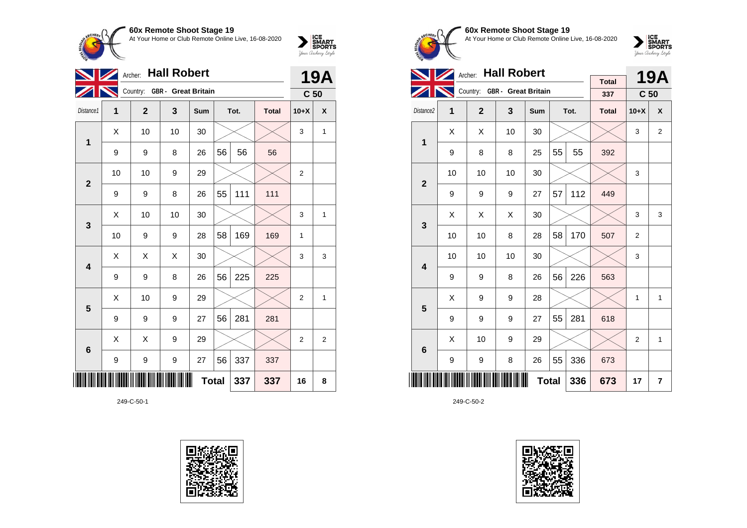**60x Remote Shoot Stage 19**
At Your Home or Club Remote Online Live, 16-08-2020

Archer: **Hall Robert**
Country: GBR - Great Britain

**19A** — C 50

| Distance1 | 1 | 2 | 3 | Sum | Tot. | | Total | 10+X | X |
|---|---|---|---|---|---|---|---|---|---|
| 1 | X | 10 | 10 | 30 | | | | 3 | 1 |
| | 9 | 9 | 8 | 26 | 56 | 56 | 56 | | |
| 2 | 10 | 10 | 9 | 29 | | | | 2 | |
| | 9 | 9 | 8 | 26 | 55 | 111 | 111 | | |
| 3 | X | 10 | 10 | 30 | | | | 3 | 1 |
| | 10 | 9 | 9 | 28 | 58 | 169 | 169 | 1 | |
| 4 | X | X | X | 30 | | | | 3 | 3 |
| | 9 | 9 | 8 | 26 | 56 | 225 | 225 | | |
| 5 | X | 10 | 9 | 29 | | | | 2 | 1 |
| | 9 | 9 | 9 | 27 | 56 | 281 | 281 | | |
| 6 | X | X | 9 | 29 | | | | 2 | 2 |
| | 9 | 9 | 9 | 27 | 56 | 337 | 337 | | |
| | | | | Total | | 337 | 337 | 16 | 8 |

249-C-50-1

**60x Remote Shoot Stage 19**
At Your Home or Club Remote Online Live, 16-08-2020

Archer: **Hall Robert**
Country: GBR - Great Britain

Total: 337

**19A** — C 50

| Distance2 | 1 | 2 | 3 | Sum | Tot. | | Total | 10+X | X |
|---|---|---|---|---|---|---|---|---|---|
| 1 | X | X | 10 | 30 | | | | 3 | 2 |
| | 9 | 8 | 8 | 25 | 55 | 55 | 392 | | |
| 2 | 10 | 10 | 10 | 30 | | | | 3 | |
| | 9 | 9 | 9 | 27 | 57 | 112 | 449 | | |
| 3 | X | X | X | 30 | | | | 3 | 3 |
| | 10 | 10 | 8 | 28 | 58 | 170 | 507 | 2 | |
| 4 | 10 | 10 | 10 | 30 | | | | 3 | |
| | 9 | 9 | 8 | 26 | 56 | 226 | 563 | | |
| 5 | X | 9 | 9 | 28 | | | | 1 | 1 |
| | 9 | 9 | 9 | 27 | 55 | 281 | 618 | | |
| 6 | X | 10 | 9 | 29 | | | | 2 | 1 |
| | 9 | 9 | 8 | 26 | 55 | 336 | 673 | | |
| | | | | Total | | 336 | 673 | 17 | 7 |

249-C-50-2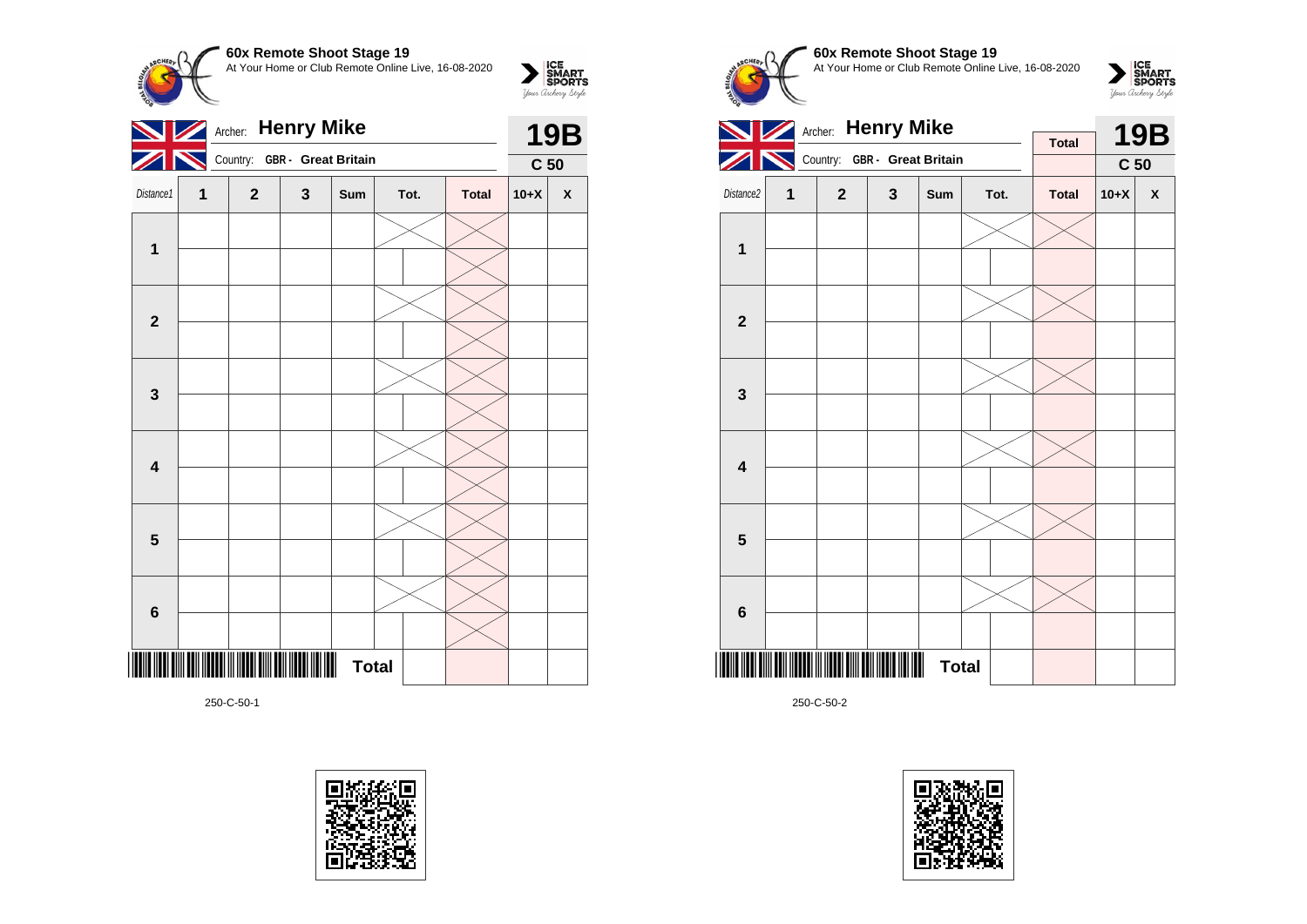**60x Remote Shoot Stage 19**
At Your Home or Club Remote Online Live, 16-08-2020

Archer: **Henry Mike**
Country: **GBR - Great Britain**

**19B**
**C 50**

| Distance1 | 1 | 2 | 3 | Sum | Tot. | | Total | 10+X | X |
|---|---|---|---|---|---|---|---|---|---|
| 1 | | | | | | | | | |
| | | | | | | | | | |
| 2 | | | | | | | | | |
| | | | | | | | | | |
| 3 | | | | | | | | | |
| | | | | | | | | | |
| 4 | | | | | | | | | |
| | | | | | | | | | |
| 5 | | | | | | | | | |
| | | | | | | | | | |
| 6 | | | | | | | | | |
| | | | | | | | | | |
| | | | | **Total** | | | | | |

250-C-50-1

**60x Remote Shoot Stage 19**
At Your Home or Club Remote Online Live, 16-08-2020

Archer: **Henry Mike**
Country: **GBR - Great Britain**

**Total**

**19B**
**C 50**

| Distance2 | 1 | 2 | 3 | Sum | Tot. | | Total | 10+X | X |
|---|---|---|---|---|---|---|---|---|---|
| 1 | | | | | | | | | |
| | | | | | | | | | |
| 2 | | | | | | | | | |
| | | | | | | | | | |
| 3 | | | | | | | | | |
| | | | | | | | | | |
| 4 | | | | | | | | | |
| | | | | | | | | | |
| 5 | | | | | | | | | |
| | | | | | | | | | |
| 6 | | | | | | | | | |
| | | | | | | | | | |
| | | | | **Total** | | | | | |

250-C-50-2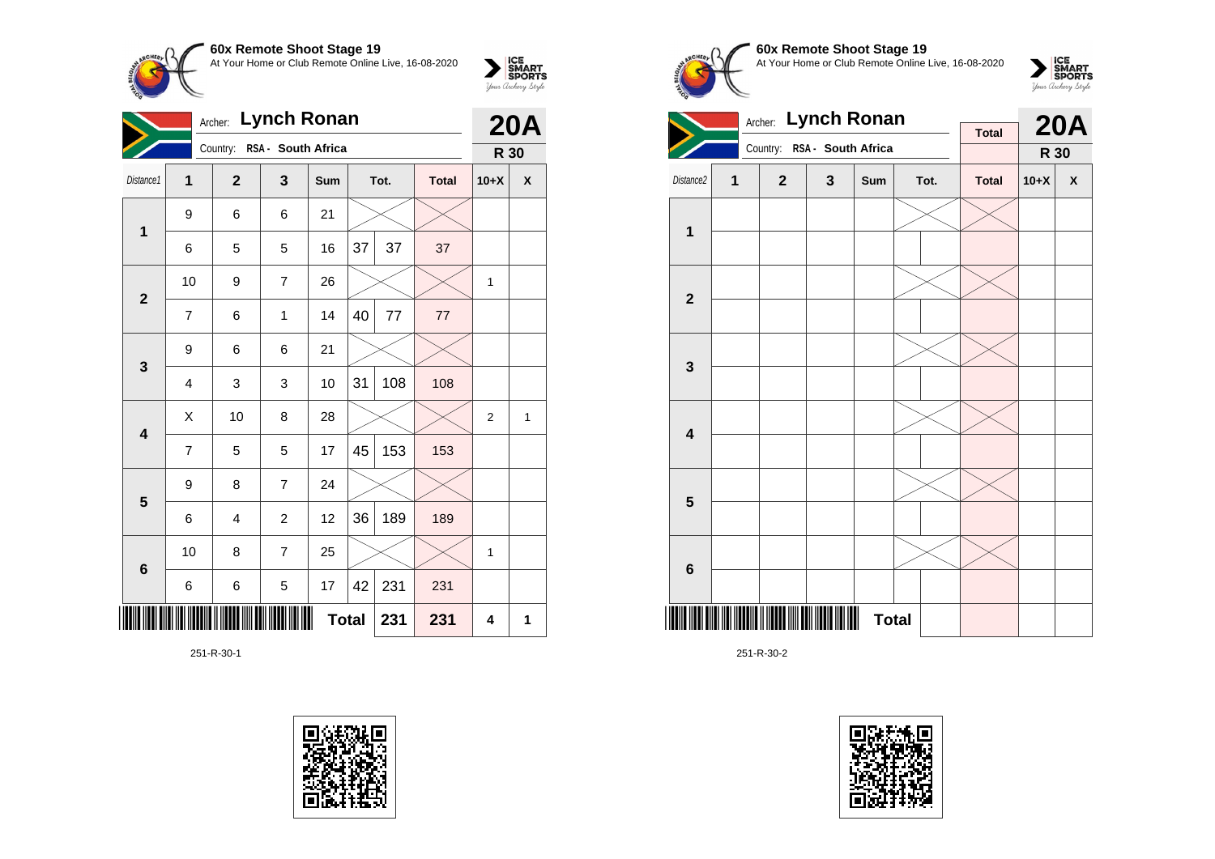**60x Remote Shoot Stage 19**
At Your Home or Club Remote Online Live, 16-08-2020

Archer: **Lynch Ronan**
Country: RSA - South Africa

**20A**
**R 30**

| Distance1 | 1 | 2 | 3 | Sum | Tot. | | Total | 10+X | X |
|---|---|---|---|---|---|---|---|---|---|
| 1 | 9 | 6 | 6 | 21 | | | | | |
| | 6 | 5 | 5 | 16 | 37 | 37 | 37 | | |
| 2 | 10 | 9 | 7 | 26 | | | | 1 | |
| | 7 | 6 | 1 | 14 | 40 | 77 | 77 | | |
| 3 | 9 | 6 | 6 | 21 | | | | | |
| | 4 | 3 | 3 | 10 | 31 | 108 | 108 | | |
| 4 | X | 10 | 8 | 28 | | | | 2 | 1 |
| | 7 | 5 | 5 | 17 | 45 | 153 | 153 | | |
| 5 | 9 | 8 | 7 | 24 | | | | | |
| | 6 | 4 | 2 | 12 | 36 | 189 | 189 | | |
| 6 | 10 | 8 | 7 | 25 | | | | 1 | |
| | 6 | 6 | 5 | 17 | 42 | 231 | 231 | | |
| | | | | Total | | 231 | 231 | 4 | 1 |

251-R-30-1

**60x Remote Shoot Stage 19**
At Your Home or Club Remote Online Live, 16-08-2020

Archer: **Lynch Ronan**
Country: RSA - South Africa

**20A**
**R 30**

| Distance2 | 1 | 2 | 3 | Sum | Tot. | | Total | 10+X | X |
|---|---|---|---|---|---|---|---|---|---|
| 1 | | | | | | | | | |
| | | | | | | | | | |
| 2 | | | | | | | | | |
| | | | | | | | | | |
| 3 | | | | | | | | | |
| | | | | | | | | | |
| 4 | | | | | | | | | |
| | | | | | | | | | |
| 5 | | | | | | | | | |
| | | | | | | | | | |
| 6 | | | | | | | | | |
| | | | | | | | | | |
| | | | | Total | | | | | |

251-R-30-2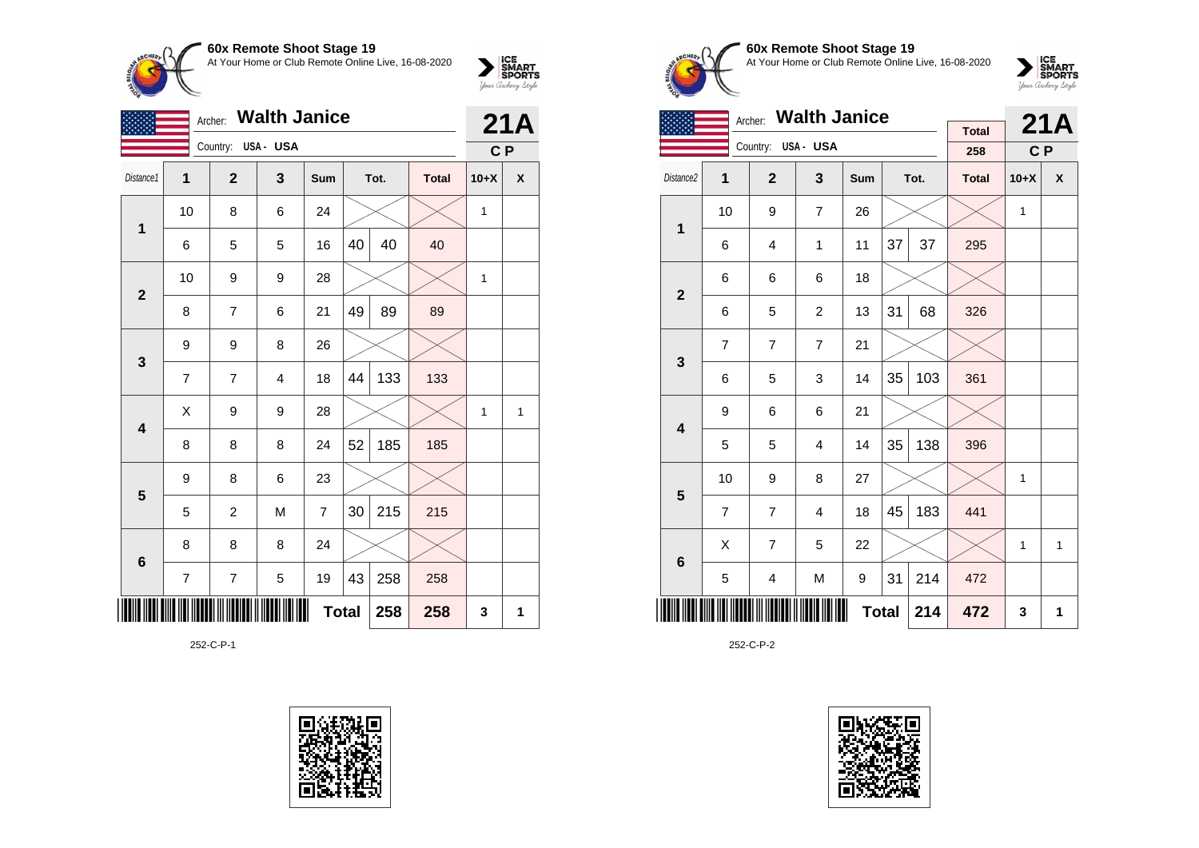## 60x Remote Shoot Stage 19

At Your Home or Club Remote Online Live, 16-08-2020

Archer: **Walth Janice**
Country: USA - USA

**21A**
C P

| Distance1 | 1 | 2 | 3 | Sum | Tot. | | Total | 10+X | X |
|---|---|---|---|---|---|---|---|---|---|
| 1 | 10 | 8 | 6 | 24 | | | | 1 | |
| | 6 | 5 | 5 | 16 | 40 | 40 | 40 | | |
| 2 | 10 | 9 | 9 | 28 | | | | 1 | |
| | 8 | 7 | 6 | 21 | 49 | 89 | 89 | | |
| 3 | 9 | 9 | 8 | 26 | | | | | |
| | 7 | 7 | 4 | 18 | 44 | 133 | 133 | | |
| 4 | X | 9 | 9 | 28 | | | | 1 | 1 |
| | 8 | 8 | 8 | 24 | 52 | 185 | 185 | | |
| 5 | 9 | 8 | 6 | 23 | | | | | |
| | 5 | 2 | M | 7 | 30 | 215 | 215 | | |
| 6 | 8 | 8 | 8 | 24 | | | | | |
| | 7 | 7 | 5 | 19 | 43 | 258 | 258 | | |
| | | | | Total | | 258 | 258 | 3 | 1 |

252-C-P-1

## 60x Remote Shoot Stage 19

At Your Home or Club Remote Online Live, 16-08-2020

Archer: **Walth Janice**
Country: USA - USA

Total: 258

**21A**
C P

| Distance2 | 1 | 2 | 3 | Sum | Tot. | | Total | 10+X | X |
|---|---|---|---|---|---|---|---|---|---|
| 1 | 10 | 9 | 7 | 26 | | | | 1 | |
| | 6 | 4 | 1 | 11 | 37 | 37 | 295 | | |
| 2 | 6 | 6 | 6 | 18 | | | | | |
| | 6 | 5 | 2 | 13 | 31 | 68 | 326 | | |
| 3 | 7 | 7 | 7 | 21 | | | | | |
| | 6 | 5 | 3 | 14 | 35 | 103 | 361 | | |
| 4 | 9 | 6 | 6 | 21 | | | | | |
| | 5 | 5 | 4 | 14 | 35 | 138 | 396 | | |
| 5 | 10 | 9 | 8 | 27 | | | | 1 | |
| | 7 | 7 | 4 | 18 | 45 | 183 | 441 | | |
| 6 | X | 7 | 5 | 22 | | | | 1 | 1 |
| | 5 | 4 | M | 9 | 31 | 214 | 472 | | |
| | | | | Total | | 214 | 472 | 3 | 1 |

252-C-P-2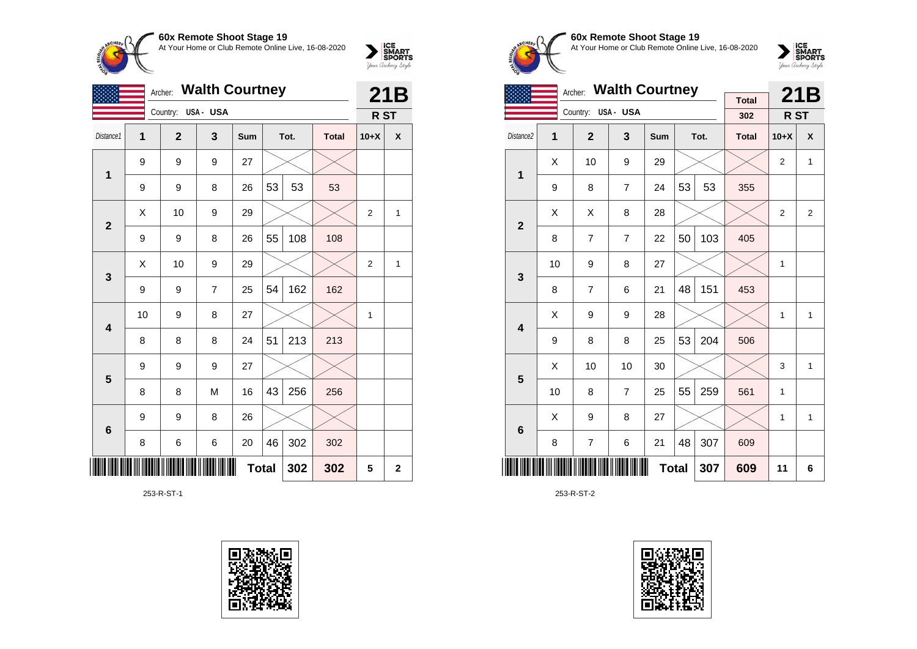## 60x Remote Shoot Stage 19

At Your Home or Club Remote Online Live, 16-08-2020

Archer: **Walth Courtney**

Country: USA - USA

**21B**

**R ST**

| Distance1 | 1 | 2 | 3 | Sum | Tot. | | Total | 10+X | X |
|---|---|---|---|---|---|---|---|---|---|
| 1 | 9 | 9 | 9 | 27 | | | | | |
| | 9 | 9 | 8 | 26 | 53 | 53 | 53 | | |
| 2 | X | 10 | 9 | 29 | | | | 2 | 1 |
| | 9 | 9 | 8 | 26 | 55 | 108 | 108 | | |
| 3 | X | 10 | 9 | 29 | | | | 2 | 1 |
| | 9 | 9 | 7 | 25 | 54 | 162 | 162 | | |
| 4 | 10 | 9 | 8 | 27 | | | | 1 | |
| | 8 | 8 | 8 | 24 | 51 | 213 | 213 | | |
| 5 | 9 | 9 | 9 | 27 | | | | | |
| | 8 | 8 | M | 16 | 43 | 256 | 256 | | |
| 6 | 9 | 9 | 8 | 26 | | | | | |
| | 8 | 6 | 6 | 20 | 46 | 302 | 302 | | |
| | | | | | Total | 302 | 302 | 5 | 2 |

253-R-ST-1

## 60x Remote Shoot Stage 19

At Your Home or Club Remote Online Live, 16-08-2020

Archer: **Walth Courtney**

Country: USA - USA

Total: 302

**21B**

**R ST**

| Distance2 | 1 | 2 | 3 | Sum | Tot. | | Total | 10+X | X |
|---|---|---|---|---|---|---|---|---|---|
| 1 | X | 10 | 9 | 29 | | | | 2 | 1 |
| | 9 | 8 | 7 | 24 | 53 | 53 | 355 | | |
| 2 | X | X | 8 | 28 | | | | 2 | 2 |
| | 8 | 7 | 7 | 22 | 50 | 103 | 405 | | |
| 3 | 10 | 9 | 8 | 27 | | | | 1 | |
| | 8 | 7 | 6 | 21 | 48 | 151 | 453 | | |
| 4 | X | 9 | 9 | 28 | | | | 1 | 1 |
| | 9 | 8 | 8 | 25 | 53 | 204 | 506 | | |
| 5 | X | 10 | 10 | 30 | | | | 3 | 1 |
| | 10 | 8 | 7 | 25 | 55 | 259 | 561 | 1 | |
| 6 | X | 9 | 8 | 27 | | | | 1 | 1 |
| | 8 | 7 | 6 | 21 | 48 | 307 | 609 | | |
| | | | | | Total | 307 | 609 | 11 | 6 |

253-R-ST-2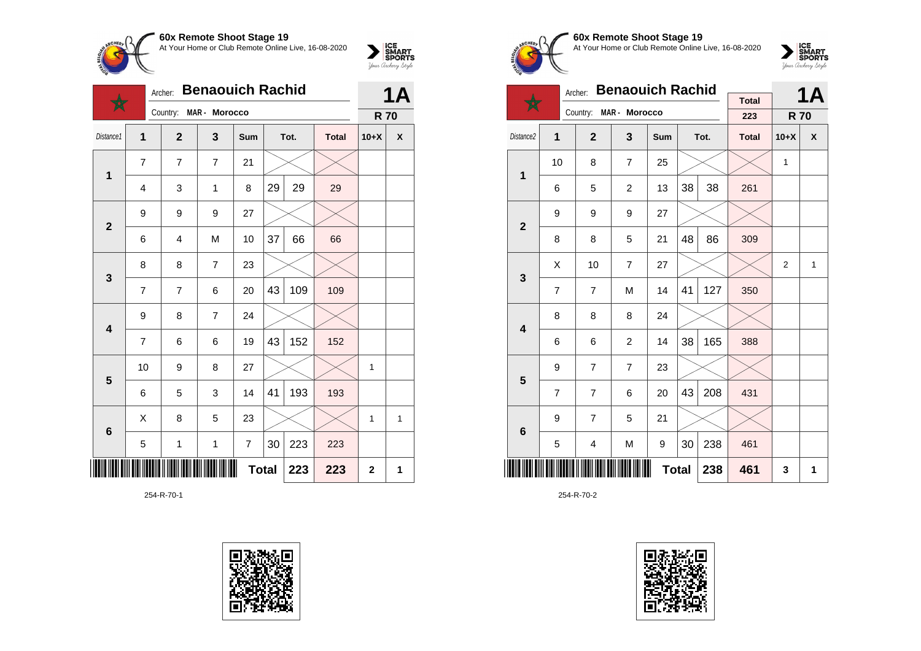## 60x Remote Shoot Stage 19

At Your Home or Club Remote Online Live, 16-08-2020

Archer: **Benaouich Rachid** — **1A**

Country: MAR - Morocco — **R 70**

| Distance1 | 1 | 2 | 3 | Sum | Tot. | | Total | 10+X | X |
|---|---|---|---|---|---|---|---|---|---|
| 1 | 7 | 7 | 7 | 21 | | | | | |
| | 4 | 3 | 1 | 8 | 29 | 29 | 29 | | |
| 2 | 9 | 9 | 9 | 27 | | | | | |
| | 6 | 4 | M | 10 | 37 | 66 | 66 | | |
| 3 | 8 | 8 | 7 | 23 | | | | | |
| | 7 | 7 | 6 | 20 | 43 | 109 | 109 | | |
| 4 | 9 | 8 | 7 | 24 | | | | | |
| | 7 | 6 | 6 | 19 | 43 | 152 | 152 | | |
| 5 | 10 | 9 | 8 | 27 | | | | 1 | |
| | 6 | 5 | 3 | 14 | 41 | 193 | 193 | | |
| 6 | X | 8 | 5 | 23 | | | | 1 | 1 |
| | 5 | 1 | 1 | 7 | 30 | 223 | 223 | | |
| | | | | | **Total** | **223** | **223** | **2** | **1** |

254-R-70-1

## 60x Remote Shoot Stage 19

At Your Home or Club Remote Online Live, 16-08-2020

Archer: **Benaouich Rachid** — **1A**

Country: MAR - Morocco — Total: 223 — **R 70**

| Distance2 | 1 | 2 | 3 | Sum | Tot. | | Total | 10+X | X |
|---|---|---|---|---|---|---|---|---|---|
| 1 | 10 | 8 | 7 | 25 | | | | 1 | |
| | 6 | 5 | 2 | 13 | 38 | 38 | 261 | | |
| 2 | 9 | 9 | 9 | 27 | | | | | |
| | 8 | 8 | 5 | 21 | 48 | 86 | 309 | | |
| 3 | X | 10 | 7 | 27 | | | | 2 | 1 |
| | 7 | 7 | M | 14 | 41 | 127 | 350 | | |
| 4 | 8 | 8 | 8 | 24 | | | | | |
| | 6 | 6 | 2 | 14 | 38 | 165 | 388 | | |
| 5 | 9 | 7 | 7 | 23 | | | | | |
| | 7 | 7 | 6 | 20 | 43 | 208 | 431 | | |
| 6 | 9 | 7 | 5 | 21 | | | | | |
| | 5 | 4 | M | 9 | 30 | 238 | 461 | | |
| | | | | | **Total** | **238** | **461** | **3** | **1** |

254-R-70-2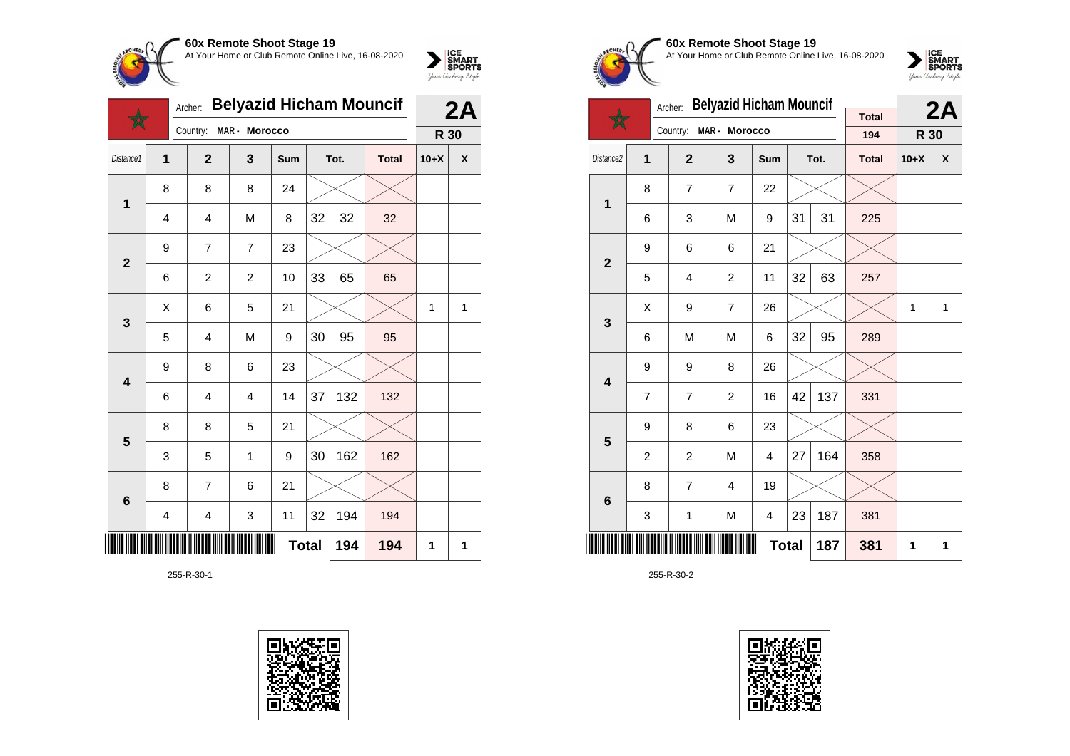**60x Remote Shoot Stage 19**
At Your Home or Club Remote Online Live, 16-08-2020

Archer: **Belyazid Hicham Mouncif** — **2A**
Country: MAR - Morocco — **R 30**

| Distance1 | 1 | 2 | 3 | Sum | Tot. | | Total | 10+X | X |
|---|---|---|---|---|---|---|---|---|---|
| 1 | 8 | 8 | 8 | 24 | | | | | |
| | 4 | 4 | M | 8 | 32 | 32 | 32 | | |
| 2 | 9 | 7 | 7 | 23 | | | | | |
| | 6 | 2 | 2 | 10 | 33 | 65 | 65 | | |
| 3 | X | 6 | 5 | 21 | | | | 1 | 1 |
| | 5 | 4 | M | 9 | 30 | 95 | 95 | | |
| 4 | 9 | 8 | 6 | 23 | | | | | |
| | 6 | 4 | 4 | 14 | 37 | 132 | 132 | | |
| 5 | 8 | 8 | 5 | 21 | | | | | |
| | 3 | 5 | 1 | 9 | 30 | 162 | 162 | | |
| 6 | 8 | 7 | 6 | 21 | | | | | |
| | 4 | 4 | 3 | 11 | 32 | 194 | 194 | | |
| | | | | | **Total** | **194** | **194** | **1** | **1** |

255-R-30-1

**60x Remote Shoot Stage 19**
At Your Home or Club Remote Online Live, 16-08-2020

Archer: **Belyazid Hicham Mouncif** — Total 194 — **2A**
Country: MAR - Morocco — **R 30**

| Distance2 | 1 | 2 | 3 | Sum | Tot. | | Total | 10+X | X |
|---|---|---|---|---|---|---|---|---|---|
| 1 | 8 | 7 | 7 | 22 | | | | | |
| | 6 | 3 | M | 9 | 31 | 31 | 225 | | |
| 2 | 9 | 6 | 6 | 21 | | | | | |
| | 5 | 4 | 2 | 11 | 32 | 63 | 257 | | |
| 3 | X | 9 | 7 | 26 | | | | 1 | 1 |
| | 6 | M | M | 6 | 32 | 95 | 289 | | |
| 4 | 9 | 9 | 8 | 26 | | | | | |
| | 7 | 7 | 2 | 16 | 42 | 137 | 331 | | |
| 5 | 9 | 8 | 6 | 23 | | | | | |
| | 2 | 2 | M | 4 | 27 | 164 | 358 | | |
| 6 | 8 | 7 | 4 | 19 | | | | | |
| | 3 | 1 | M | 4 | 23 | 187 | 381 | | |
| | | | | | **Total** | **187** | **381** | **1** | **1** |

255-R-30-2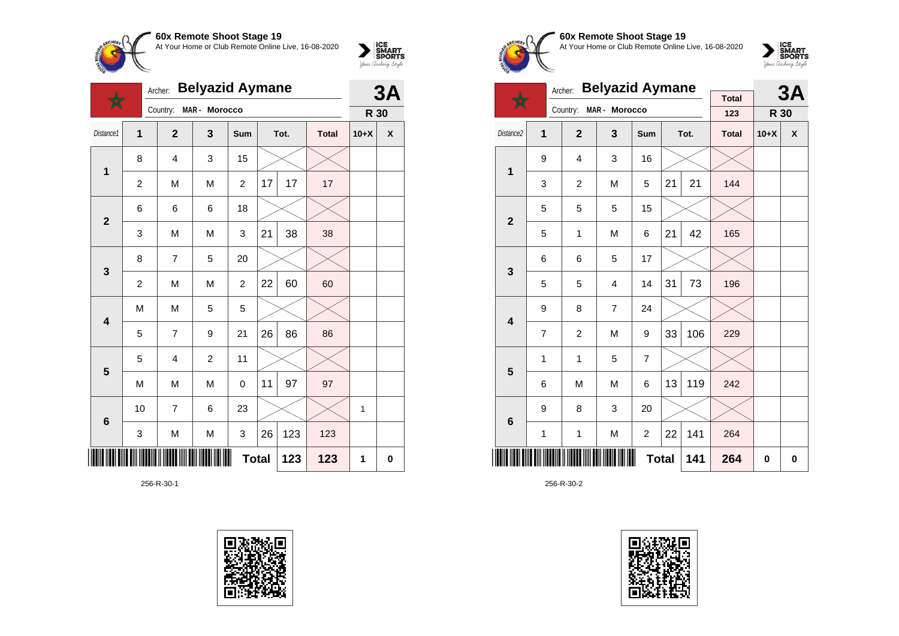**60x Remote Shoot Stage 19**
At Your Home or Club Remote Online Live, 16-08-2020

Archer: **Belyazid Aymane**
Country: MAR - Morocco

**3A** — **R 30**

| Distance1 | 1 | 2 | 3 | Sum | Tot. | | Total | 10+X | X |
|---|---|---|---|---|---|---|---|---|---|
| 1 | 8 | 4 | 3 | 15 | | | | | |
| | 2 | M | M | 2 | 17 | 17 | 17 | | |
| 2 | 6 | 6 | 6 | 18 | | | | | |
| | 3 | M | M | 3 | 21 | 38 | 38 | | |
| 3 | 8 | 7 | 5 | 20 | | | | | |
| | 2 | M | M | 2 | 22 | 60 | 60 | | |
| 4 | M | M | 5 | 5 | | | | | |
| | 5 | 7 | 9 | 21 | 26 | 86 | 86 | | |
| 5 | 5 | 4 | 2 | 11 | | | | | |
| | M | M | M | 0 | 11 | 97 | 97 | | |
| 6 | 10 | 7 | 6 | 23 | | | | 1 | |
| | 3 | M | M | 3 | 26 | 123 | 123 | | |
| | | | | | **Total** | **123** | **123** | **1** | **0** |

256-R-30-1

**60x Remote Shoot Stage 19**
At Your Home or Club Remote Online Live, 16-08-2020

Archer: **Belyazid Aymane**
Country: MAR - Morocco

Total: 123

**3A** — **R 30**

| Distance2 | 1 | 2 | 3 | Sum | Tot. | | Total | 10+X | X |
|---|---|---|---|---|---|---|---|---|---|
| 1 | 9 | 4 | 3 | 16 | | | | | |
| | 3 | 2 | M | 5 | 21 | 21 | 144 | | |
| 2 | 5 | 5 | 5 | 15 | | | | | |
| | 5 | 1 | M | 6 | 21 | 42 | 165 | | |
| 3 | 6 | 6 | 5 | 17 | | | | | |
| | 5 | 5 | 4 | 14 | 31 | 73 | 196 | | |
| 4 | 9 | 8 | 7 | 24 | | | | | |
| | 7 | 2 | M | 9 | 33 | 106 | 229 | | |
| 5 | 1 | 1 | 5 | 7 | | | | | |
| | 6 | M | M | 6 | 13 | 119 | 242 | | |
| 6 | 9 | 8 | 3 | 20 | | | | | |
| | 1 | 1 | M | 2 | 22 | 141 | 264 | | |
| | | | | | **Total** | **141** | **264** | **0** | **0** |

256-R-30-2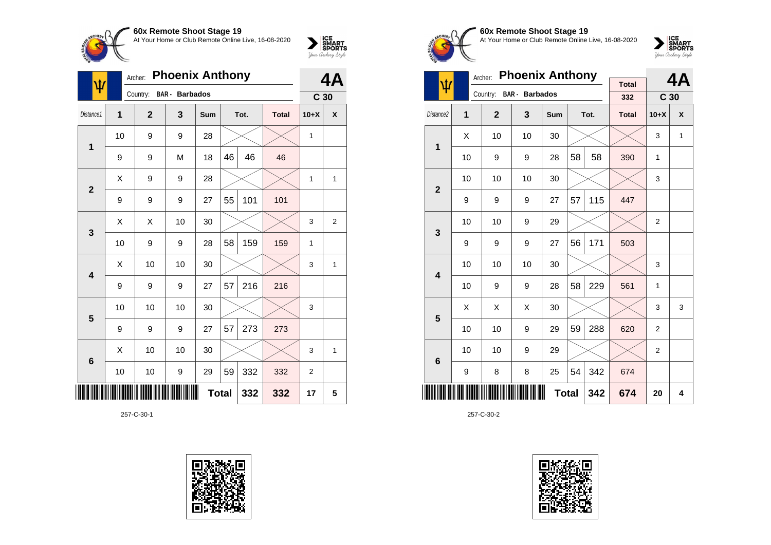**60x Remote Shoot Stage 19**
At Your Home or Club Remote Online Live, 16-08-2020

Archer: **Phoenix Anthony**
Country: BAR - Barbados

**4A** — C 30

| Distance1 | 1 | 2 | 3 | Sum | Tot. | | Total | 10+X | X |
|---|---|---|---|---|---|---|---|---|---|
| 1 | 10 | 9 | 9 | 28 | | | | 1 | |
| | 9 | 9 | M | 18 | 46 | 46 | 46 | | |
| 2 | X | 9 | 9 | 28 | | | | 1 | 1 |
| | 9 | 9 | 9 | 27 | 55 | 101 | 101 | | |
| 3 | X | X | 10 | 30 | | | | 3 | 2 |
| | 10 | 9 | 9 | 28 | 58 | 159 | 159 | 1 | |
| 4 | X | 10 | 10 | 30 | | | | 3 | 1 |
| | 9 | 9 | 9 | 27 | 57 | 216 | 216 | | |
| 5 | 10 | 10 | 10 | 30 | | | | 3 | |
| | 9 | 9 | 9 | 27 | 57 | 273 | 273 | | |
| 6 | X | 10 | 10 | 30 | | | | 3 | 1 |
| | 10 | 10 | 9 | 29 | 59 | 332 | 332 | 2 | |
| | | | | | **Total** | 332 | 332 | 17 | 5 |

257-C-30-1

**60x Remote Shoot Stage 19**
At Your Home or Club Remote Online Live, 16-08-2020

Archer: **Phoenix Anthony**
Country: BAR - Barbados

Total: 332

**4A** — C 30

| Distance2 | 1 | 2 | 3 | Sum | Tot. | | Total | 10+X | X |
|---|---|---|---|---|---|---|---|---|---|
| 1 | X | 10 | 10 | 30 | | | | 3 | 1 |
| | 10 | 9 | 9 | 28 | 58 | 58 | 390 | 1 | |
| 2 | 10 | 10 | 10 | 30 | | | | 3 | |
| | 9 | 9 | 9 | 27 | 57 | 115 | 447 | | |
| 3 | 10 | 10 | 9 | 29 | | | | 2 | |
| | 9 | 9 | 9 | 27 | 56 | 171 | 503 | | |
| 4 | 10 | 10 | 10 | 30 | | | | 3 | |
| | 10 | 9 | 9 | 28 | 58 | 229 | 561 | 1 | |
| 5 | X | X | X | 30 | | | | 3 | 3 |
| | 10 | 10 | 9 | 29 | 59 | 288 | 620 | 2 | |
| 6 | 10 | 10 | 9 | 29 | | | | 2 | |
| | 9 | 8 | 8 | 25 | 54 | 342 | 674 | | |
| | | | | | **Total** | 342 | 674 | 20 | 4 |

257-C-30-2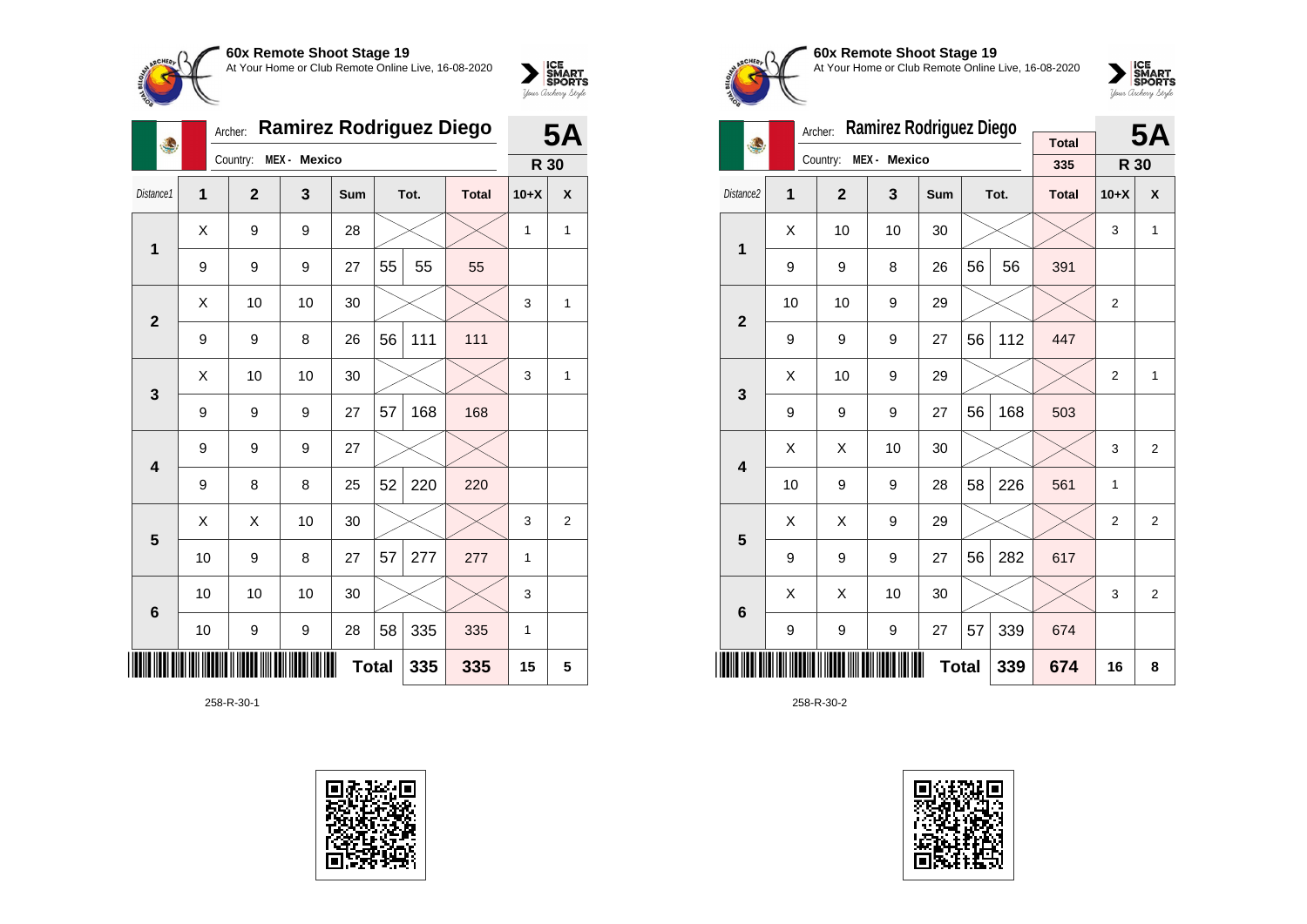**60x Remote Shoot Stage 19**
At Your Home or Club Remote Online Live, 16-08-2020

Archer: **Ramirez Rodriguez Diego**
Country: **MEX - Mexico**

**5A** **R 30**

| Distance1 | 1 | 2 | 3 | Sum | Tot. | | Total | 10+X | X |
|---|---|---|---|---|---|---|---|---|---|
| 1 | X | 9 | 9 | 28 | | | | 1 | 1 |
| | 9 | 9 | 9 | 27 | 55 | 55 | 55 | | |
| 2 | X | 10 | 10 | 30 | | | | 3 | 1 |
| | 9 | 9 | 8 | 26 | 56 | 111 | 111 | | |
| 3 | X | 10 | 10 | 30 | | | | 3 | 1 |
| | 9 | 9 | 9 | 27 | 57 | 168 | 168 | | |
| 4 | 9 | 9 | 9 | 27 | | | | | |
| | 9 | 8 | 8 | 25 | 52 | 220 | 220 | | |
| 5 | X | X | 10 | 30 | | | | 3 | 2 |
| | 10 | 9 | 8 | 27 | 57 | 277 | 277 | 1 | |
| 6 | 10 | 10 | 10 | 30 | | | | 3 | |
| | 10 | 9 | 9 | 28 | 58 | 335 | 335 | 1 | |
| | | | | | **Total** | **335** | **335** | **15** | **5** |

258-R-30-1

**60x Remote Shoot Stage 19**
At Your Home or Club Remote Online Live, 16-08-2020

Archer: **Ramirez Rodriguez Diego**
Country: **MEX - Mexico**

Total: 335

**5A** **R 30**

| Distance2 | 1 | 2 | 3 | Sum | Tot. | | Total | 10+X | X |
|---|---|---|---|---|---|---|---|---|---|
| 1 | X | 10 | 10 | 30 | | | | 3 | 1 |
| | 9 | 9 | 8 | 26 | 56 | 56 | 391 | | |
| 2 | 10 | 10 | 9 | 29 | | | | 2 | |
| | 9 | 9 | 9 | 27 | 56 | 112 | 447 | | |
| 3 | X | 10 | 9 | 29 | | | | 2 | 1 |
| | 9 | 9 | 9 | 27 | 56 | 168 | 503 | | |
| 4 | X | X | 10 | 30 | | | | 3 | 2 |
| | 10 | 9 | 9 | 28 | 58 | 226 | 561 | 1 | |
| 5 | X | X | 9 | 29 | | | | 2 | 2 |
| | 9 | 9 | 9 | 27 | 56 | 282 | 617 | | |
| 6 | X | X | 10 | 30 | | | | 3 | 2 |
| | 9 | 9 | 9 | 27 | 57 | 339 | 674 | | |
| | | | | | **Total** | **339** | **674** | **16** | **8** |

258-R-30-2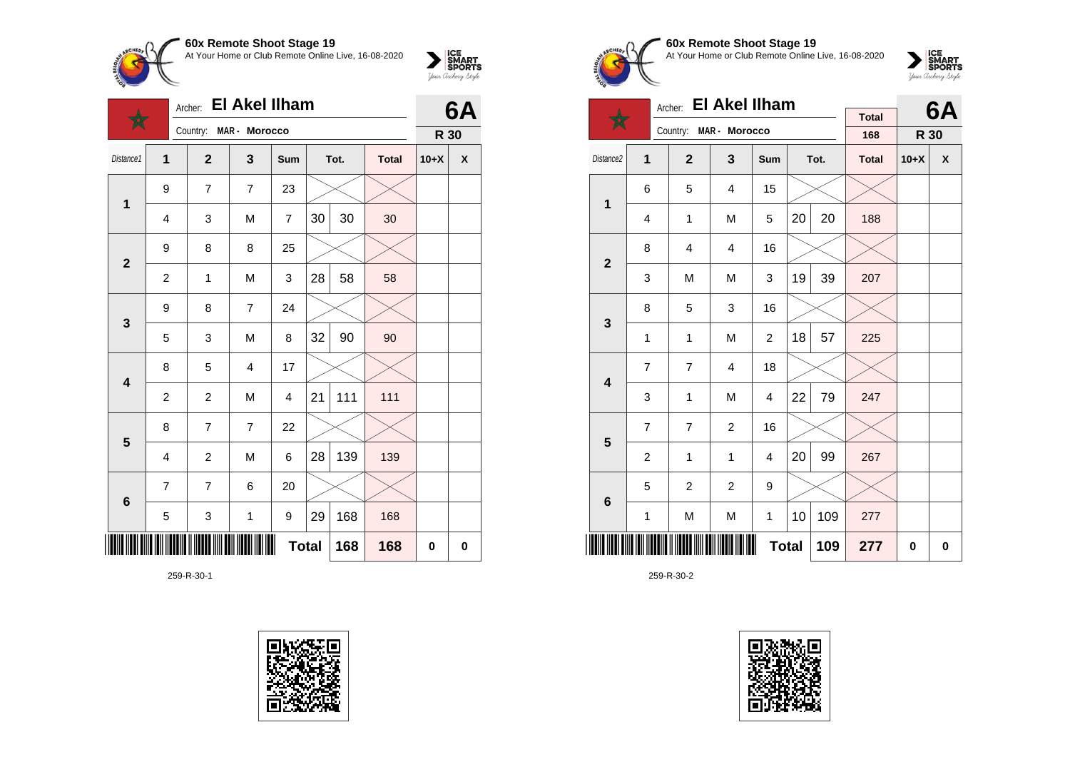**60x Remote Shoot Stage 19**
At Your Home or Club Remote Online Live, 16-08-2020

Archer: **El Akel Ilham** — **6A**
Country: **MAR - Morocco** — **R 30**

| Distance1 | 1 | 2 | 3 | Sum | Tot. | | Total | 10+X | X |
|---|---|---|---|---|---|---|---|---|---|
| 1 | 9 | 7 | 7 | 23 | | | | | |
| | 4 | 3 | M | 7 | 30 | 30 | 30 | | |
| 2 | 9 | 8 | 8 | 25 | | | | | |
| | 2 | 1 | M | 3 | 28 | 58 | 58 | | |
| 3 | 9 | 8 | 7 | 24 | | | | | |
| | 5 | 3 | M | 8 | 32 | 90 | 90 | | |
| 4 | 8 | 5 | 4 | 17 | | | | | |
| | 2 | 2 | M | 4 | 21 | 111 | 111 | | |
| 5 | 8 | 7 | 7 | 22 | | | | | |
| | 4 | 2 | M | 6 | 28 | 139 | 139 | | |
| 6 | 7 | 7 | 6 | 20 | | | | | |
| | 5 | 3 | 1 | 9 | 29 | 168 | 168 | | |
| | | | | | **Total** | **168** | **168** | **0** | **0** |

259-R-30-1

**60x Remote Shoot Stage 19**
At Your Home or Club Remote Online Live, 16-08-2020

Archer: **El Akel Ilham** — **6A**
Country: **MAR - Morocco** — Total 168 — **R 30**

| Distance2 | 1 | 2 | 3 | Sum | Tot. | | Total | 10+X | X |
|---|---|---|---|---|---|---|---|---|---|
| 1 | 6 | 5 | 4 | 15 | | | | | |
| | 4 | 1 | M | 5 | 20 | 20 | 188 | | |
| 2 | 8 | 4 | 4 | 16 | | | | | |
| | 3 | M | M | 3 | 19 | 39 | 207 | | |
| 3 | 8 | 5 | 3 | 16 | | | | | |
| | 1 | 1 | M | 2 | 18 | 57 | 225 | | |
| 4 | 7 | 7 | 4 | 18 | | | | | |
| | 3 | 1 | M | 4 | 22 | 79 | 247 | | |
| 5 | 7 | 7 | 2 | 16 | | | | | |
| | 2 | 1 | 1 | 4 | 20 | 99 | 267 | | |
| 6 | 5 | 2 | 2 | 9 | | | | | |
| | 1 | M | M | 1 | 10 | 109 | 277 | | |
| | | | | | **Total** | **109** | **277** | **0** | **0** |

259-R-30-2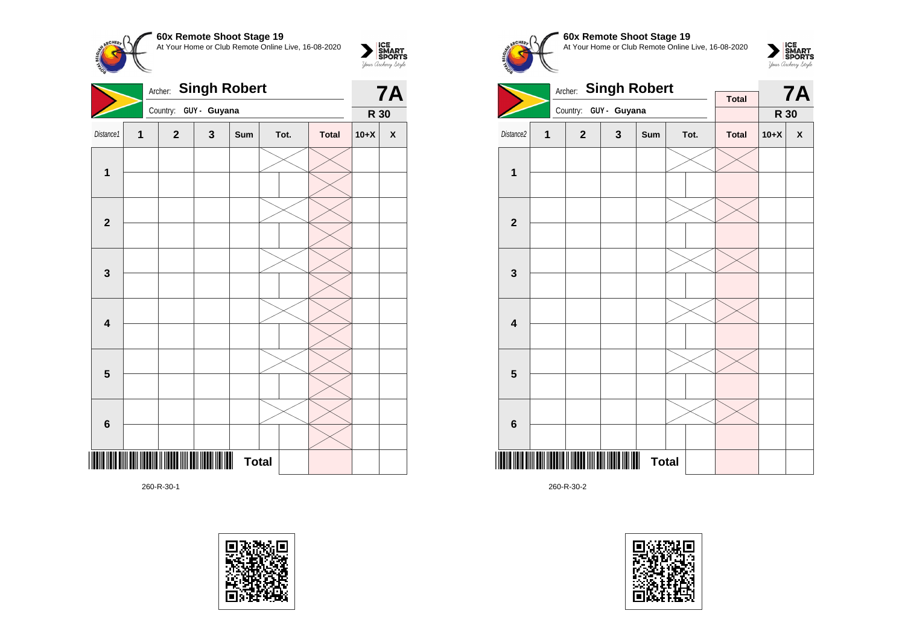## 60x Remote Shoot Stage 19

At Your Home or Club Remote Online Live, 16-08-2020

Archer: **Singh Robert**

Country: GUY - Guyana

**7A**

**R 30**

| Distance1 | 1 | 2 | 3 | Sum | Tot. | | Total | 10+X | X |
|---|---|---|---|---|---|---|---|---|---|
| 1 | | | | | | | | | |
| | | | | | | | | | |
| 2 | | | | | | | | | |
| | | | | | | | | | |
| 3 | | | | | | | | | |
| | | | | | | | | | |
| 4 | | | | | | | | | |
| | | | | | | | | | |
| 5 | | | | | | | | | |
| | | | | | | | | | |
| 6 | | | | | | | | | |
| | | | | | | | | | |
| | | | | **Total** | | | | | |

260-R-30-1

## 60x Remote Shoot Stage 19

At Your Home or Club Remote Online Live, 16-08-2020

Archer: **Singh Robert**

Country: GUY - Guyana

**7A**

**R 30**

| Distance2 | 1 | 2 | 3 | Sum | Tot. | | Total | 10+X | X |
|---|---|---|---|---|---|---|---|---|---|
| 1 | | | | | | | | | |
| | | | | | | | | | |
| 2 | | | | | | | | | |
| | | | | | | | | | |
| 3 | | | | | | | | | |
| | | | | | | | | | |
| 4 | | | | | | | | | |
| | | | | | | | | | |
| 5 | | | | | | | | | |
| | | | | | | | | | |
| 6 | | | | | | | | | |
| | | | | | | | | | |
| | | | | **Total** | | | | | |

260-R-30-2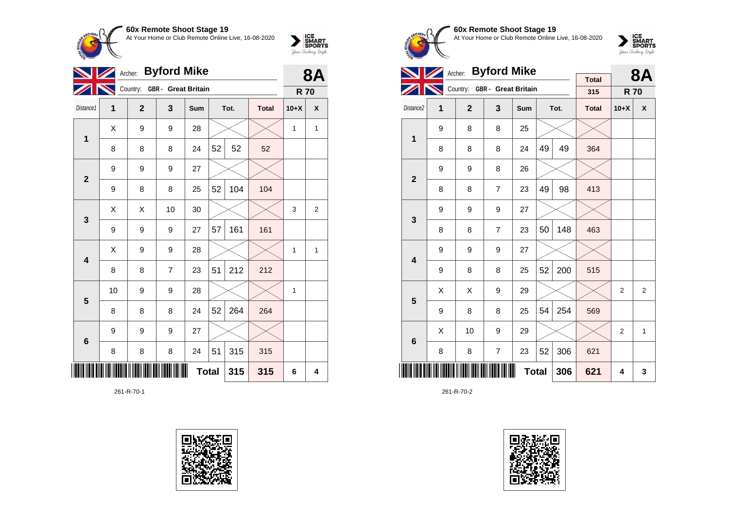## 60x Remote Shoot Stage 19

At Your Home or Club Remote Online Live, 16-08-2020

Archer: **Byford Mike**

Country: GBR - Great Britain

**8A** — R 70

| Distance1 | 1 | 2 | 3 | Sum | Tot. | | Total | 10+X | X |
|---|---|---|---|---|---|---|---|---|---|
| 1 | X | 9 | 9 | 28 | | | | 1 | 1 |
| | 8 | 8 | 8 | 24 | 52 | 52 | 52 | | |
| 2 | 9 | 9 | 9 | 27 | | | | | |
| | 9 | 8 | 8 | 25 | 52 | 104 | 104 | | |
| 3 | X | X | 10 | 30 | | | | 3 | 2 |
| | 9 | 9 | 9 | 27 | 57 | 161 | 161 | | |
| 4 | X | 9 | 9 | 28 | | | | 1 | 1 |
| | 8 | 8 | 7 | 23 | 51 | 212 | 212 | | |
| 5 | 10 | 9 | 9 | 28 | | | | 1 | |
| | 8 | 8 | 8 | 24 | 52 | 264 | 264 | | |
| 6 | 9 | 9 | 9 | 27 | | | | | |
| | 8 | 8 | 8 | 24 | 51 | 315 | 315 | | |
| | | | | | Total | 315 | 315 | 6 | 4 |

261-R-70-1

## 60x Remote Shoot Stage 19

At Your Home or Club Remote Online Live, 16-08-2020

Archer: **Byford Mike**

Country: GBR - Great Britain

Total: 315

**8A** — R 70

| Distance2 | 1 | 2 | 3 | Sum | Tot. | | Total | 10+X | X |
|---|---|---|---|---|---|---|---|---|---|
| 1 | 9 | 8 | 8 | 25 | | | | | |
| | 8 | 8 | 8 | 24 | 49 | 49 | 364 | | |
| 2 | 9 | 9 | 8 | 26 | | | | | |
| | 8 | 8 | 7 | 23 | 49 | 98 | 413 | | |
| 3 | 9 | 9 | 9 | 27 | | | | | |
| | 8 | 8 | 7 | 23 | 50 | 148 | 463 | | |
| 4 | 9 | 9 | 9 | 27 | | | | | |
| | 9 | 8 | 8 | 25 | 52 | 200 | 515 | | |
| 5 | X | X | 9 | 29 | | | | 2 | 2 |
| | 9 | 8 | 8 | 25 | 54 | 254 | 569 | | |
| 6 | X | 10 | 9 | 29 | | | | 2 | 1 |
| | 8 | 8 | 7 | 23 | 52 | 306 | 621 | | |
| | | | | | Total | 306 | 621 | 4 | 3 |

261-R-70-2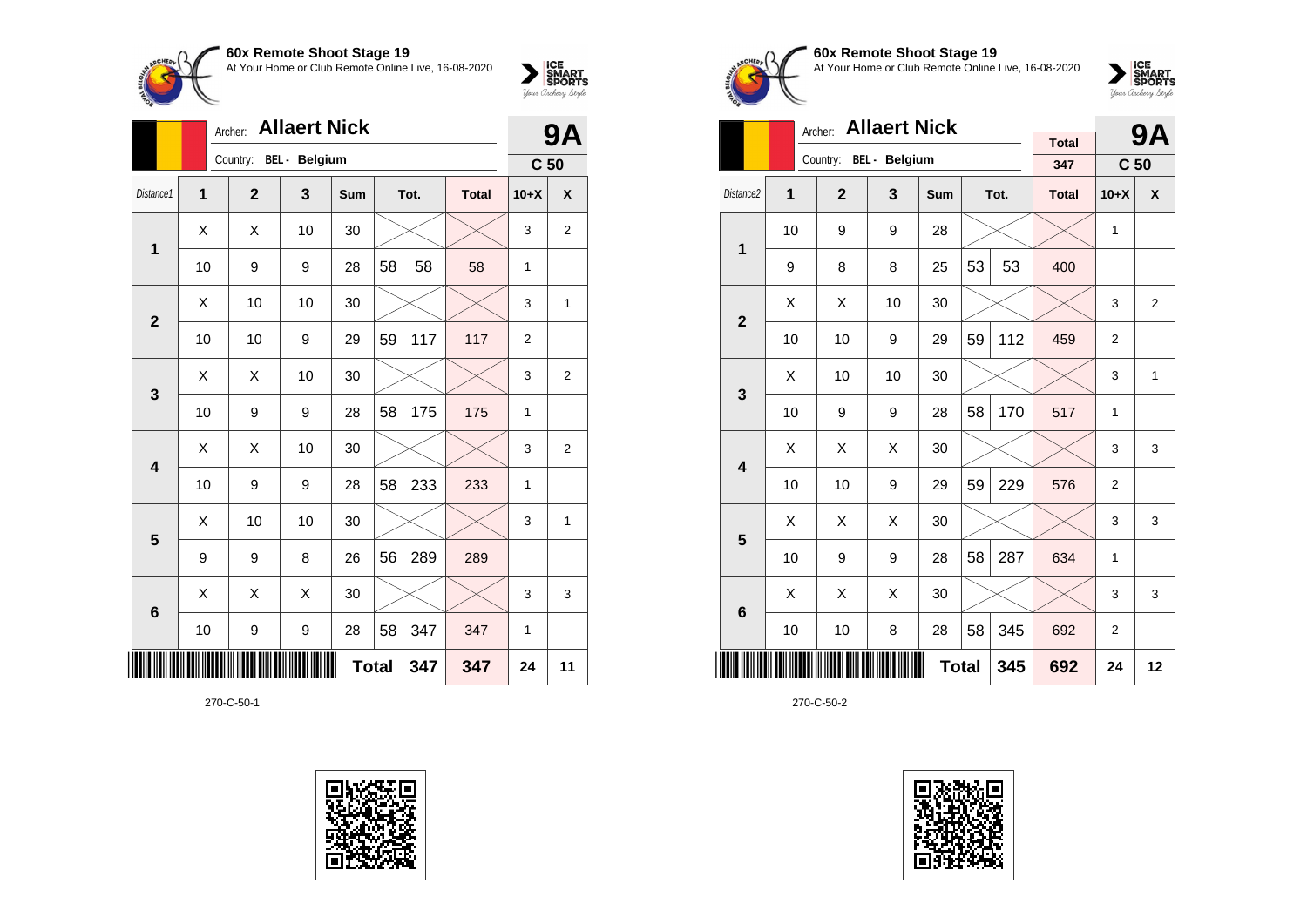**60x Remote Shoot Stage 19**
At Your Home or Club Remote Online Live, 16-08-2020

Archer: **Allaert Nick**
Country: BEL - Belgium

**9A**
**C 50**

| Distance1 | 1 | 2 | 3 | Sum | Tot. | | Total | 10+X | X |
|---|---|---|---|---|---|---|---|---|---|
| 1 | X | X | 10 | 30 | | | | 3 | 2 |
| | 10 | 9 | 9 | 28 | 58 | 58 | 58 | 1 | |
| 2 | X | 10 | 10 | 30 | | | | 3 | 1 |
| | 10 | 10 | 9 | 29 | 59 | 117 | 117 | 2 | |
| 3 | X | X | 10 | 30 | | | | 3 | 2 |
| | 10 | 9 | 9 | 28 | 58 | 175 | 175 | 1 | |
| 4 | X | X | 10 | 30 | | | | 3 | 2 |
| | 10 | 9 | 9 | 28 | 58 | 233 | 233 | 1 | |
| 5 | X | 10 | 10 | 30 | | | | 3 | 1 |
| | 9 | 9 | 8 | 26 | 56 | 289 | 289 | | |
| 6 | X | X | X | 30 | | | | 3 | 3 |
| | 10 | 9 | 9 | 28 | 58 | 347 | 347 | 1 | |
| | | | | | **Total** | 347 | 347 | 24 | 11 |

270-C-50-1

**60x Remote Shoot Stage 19**
At Your Home or Club Remote Online Live, 16-08-2020

Archer: **Allaert Nick**
Country: BEL - Belgium

Total: 347

**9A**
**C 50**

| Distance2 | 1 | 2 | 3 | Sum | Tot. | | Total | 10+X | X |
|---|---|---|---|---|---|---|---|---|---|
| 1 | 10 | 9 | 9 | 28 | | | | 1 | |
| | 9 | 8 | 8 | 25 | 53 | 53 | 400 | | |
| 2 | X | X | 10 | 30 | | | | 3 | 2 |
| | 10 | 10 | 9 | 29 | 59 | 112 | 459 | 2 | |
| 3 | X | 10 | 10 | 30 | | | | 3 | 1 |
| | 10 | 9 | 9 | 28 | 58 | 170 | 517 | 1 | |
| 4 | X | X | X | 30 | | | | 3 | 3 |
| | 10 | 10 | 9 | 29 | 59 | 229 | 576 | 2 | |
| 5 | X | X | X | 30 | | | | 3 | 3 |
| | 10 | 9 | 9 | 28 | 58 | 287 | 634 | 1 | |
| 6 | X | X | X | 30 | | | | 3 | 3 |
| | 10 | 10 | 8 | 28 | 58 | 345 | 692 | 2 | |
| | | | | | **Total** | 345 | 692 | 24 | 12 |

270-C-50-2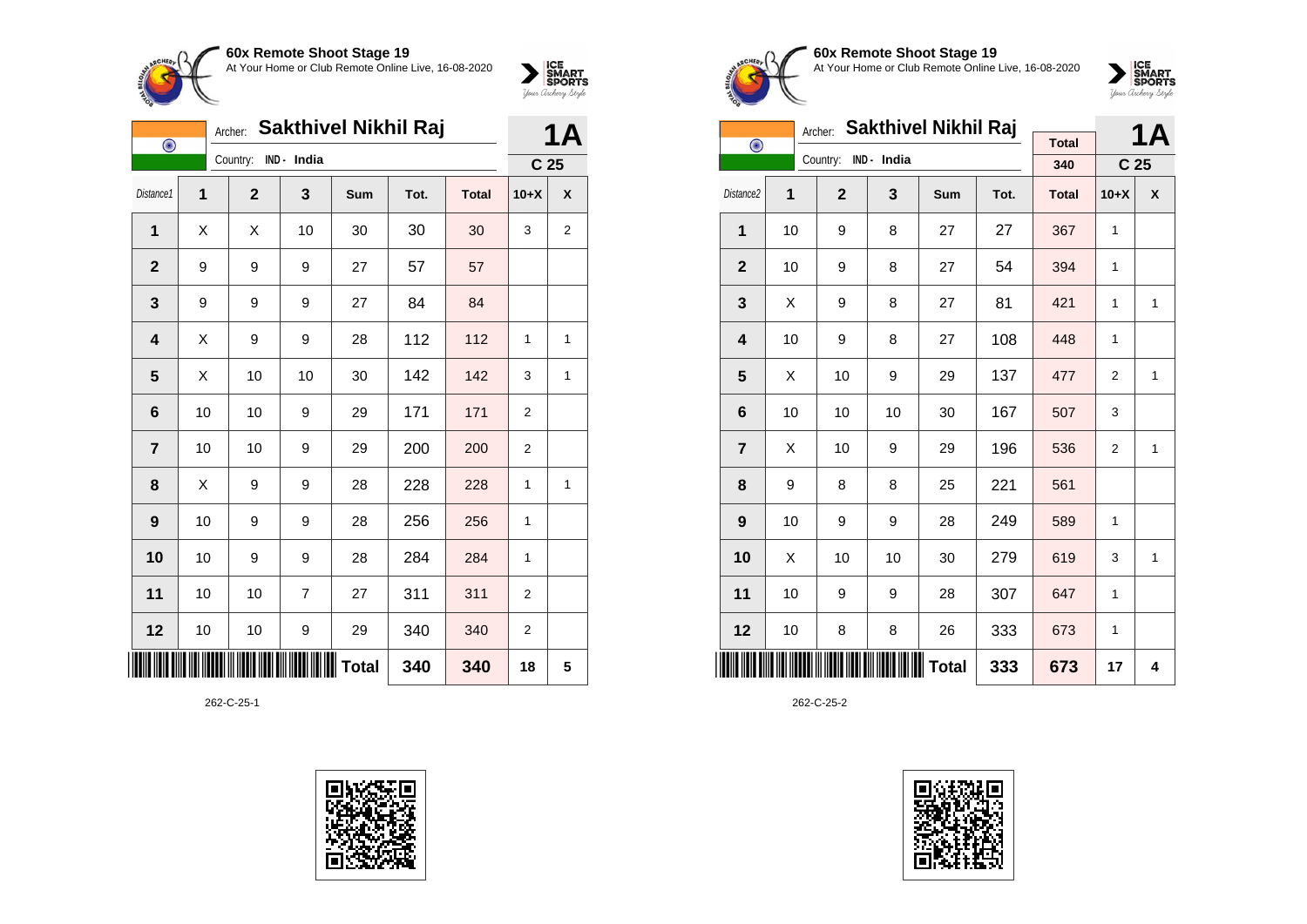**60x Remote Shoot Stage 19**
At Your Home or Club Remote Online Live, 16-08-2020

Archer: **Sakthivel Nikhil Raj** — **1A**
Country: IND - India — **C 25**

| Distance1 | 1 | 2 | 3 | Sum | Tot. | Total | 10+X | X |
|---|---|---|---|---|---|---|---|---|
| 1 | X | X | 10 | 30 | 30 | 30 | 3 | 2 |
| 2 | 9 | 9 | 9 | 27 | 57 | 57 | | |
| 3 | 9 | 9 | 9 | 27 | 84 | 84 | | |
| 4 | X | 9 | 9 | 28 | 112 | 112 | 1 | 1 |
| 5 | X | 10 | 10 | 30 | 142 | 142 | 3 | 1 |
| 6 | 10 | 10 | 9 | 29 | 171 | 171 | 2 | |
| 7 | 10 | 10 | 9 | 29 | 200 | 200 | 2 | |
| 8 | X | 9 | 9 | 28 | 228 | 228 | 1 | 1 |
| 9 | 10 | 9 | 9 | 28 | 256 | 256 | 1 | |
| 10 | 10 | 9 | 9 | 28 | 284 | 284 | 1 | |
| 11 | 10 | 10 | 7 | 27 | 311 | 311 | 2 | |
| 12 | 10 | 10 | 9 | 29 | 340 | 340 | 2 | |
| | | | | **Total** | **340** | **340** | **18** | **5** |

262-C-25-1

**60x Remote Shoot Stage 19**
At Your Home or Club Remote Online Live, 16-08-2020

Archer: **Sakthivel Nikhil Raj** — **1A**
Country: IND - India — **C 25**
Total: 340

| Distance2 | 1 | 2 | 3 | Sum | Tot. | Total | 10+X | X |
|---|---|---|---|---|---|---|---|---|
| 1 | 10 | 9 | 8 | 27 | 27 | 367 | 1 | |
| 2 | 10 | 9 | 8 | 27 | 54 | 394 | 1 | |
| 3 | X | 9 | 8 | 27 | 81 | 421 | 1 | 1 |
| 4 | 10 | 9 | 8 | 27 | 108 | 448 | 1 | |
| 5 | X | 10 | 9 | 29 | 137 | 477 | 2 | 1 |
| 6 | 10 | 10 | 10 | 30 | 167 | 507 | 3 | |
| 7 | X | 10 | 9 | 29 | 196 | 536 | 2 | 1 |
| 8 | 9 | 8 | 8 | 25 | 221 | 561 | | |
| 9 | 10 | 9 | 9 | 28 | 249 | 589 | 1 | |
| 10 | X | 10 | 10 | 30 | 279 | 619 | 3 | 1 |
| 11 | 10 | 9 | 9 | 28 | 307 | 647 | 1 | |
| 12 | 10 | 8 | 8 | 26 | 333 | 673 | 1 | |
| | | | | **Total** | **333** | **673** | **17** | **4** |

262-C-25-2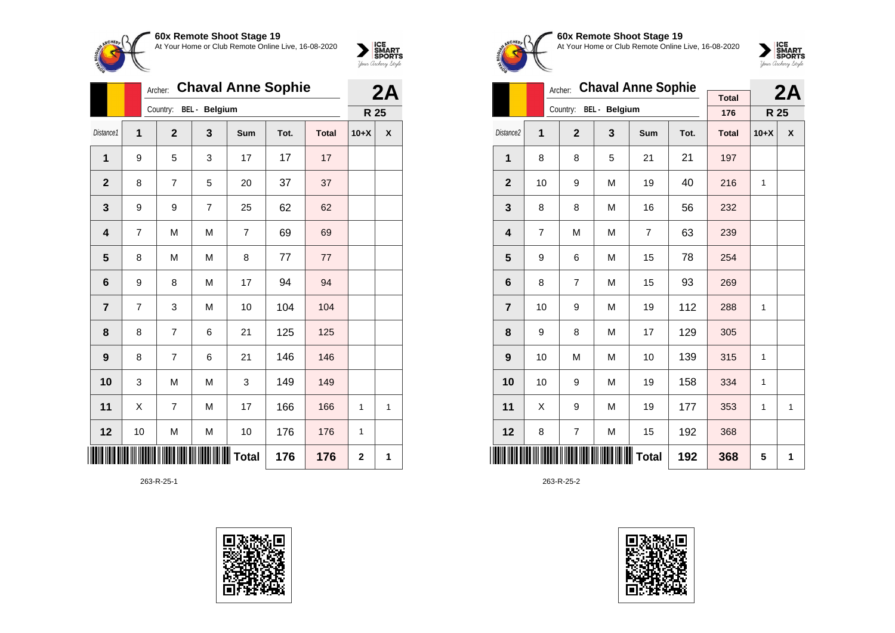## 60x Remote Shoot Stage 19

At Your Home or Club Remote Online Live, 16-08-2020

Archer: **Chaval Anne Sophie**

Country: BEL - Belgium

**2A** — R 25

| Distance1 | 1 | 2 | 3 | Sum | Tot. | Total | 10+X | X |
|---|---|---|---|---|---|---|---|---|
| 1 | 9 | 5 | 3 | 17 | 17 | 17 | | |
| 2 | 8 | 7 | 5 | 20 | 37 | 37 | | |
| 3 | 9 | 9 | 7 | 25 | 62 | 62 | | |
| 4 | 7 | M | M | 7 | 69 | 69 | | |
| 5 | 8 | M | M | 8 | 77 | 77 | | |
| 6 | 9 | 8 | M | 17 | 94 | 94 | | |
| 7 | 7 | 3 | M | 10 | 104 | 104 | | |
| 8 | 8 | 7 | 6 | 21 | 125 | 125 | | |
| 9 | 8 | 7 | 6 | 21 | 146 | 146 | | |
| 10 | 3 | M | M | 3 | 149 | 149 | | |
| 11 | X | 7 | M | 17 | 166 | 166 | 1 | 1 |
| 12 | 10 | M | M | 10 | 176 | 176 | 1 | |
| | | | | **Total** | **176** | **176** | **2** | **1** |

263-R-25-1

## 60x Remote Shoot Stage 19

At Your Home or Club Remote Online Live, 16-08-2020

Archer: **Chaval Anne Sophie**

Country: BEL - Belgium

Total: 176

**2A** — R 25

| Distance2 | 1 | 2 | 3 | Sum | Tot. | Total | 10+X | X |
|---|---|---|---|---|---|---|---|---|
| 1 | 8 | 8 | 5 | 21 | 21 | 197 | | |
| 2 | 10 | 9 | M | 19 | 40 | 216 | 1 | |
| 3 | 8 | 8 | M | 16 | 56 | 232 | | |
| 4 | 7 | M | M | 7 | 63 | 239 | | |
| 5 | 9 | 6 | M | 15 | 78 | 254 | | |
| 6 | 8 | 7 | M | 15 | 93 | 269 | | |
| 7 | 10 | 9 | M | 19 | 112 | 288 | 1 | |
| 8 | 9 | 8 | M | 17 | 129 | 305 | | |
| 9 | 10 | M | M | 10 | 139 | 315 | 1 | |
| 10 | 10 | 9 | M | 19 | 158 | 334 | 1 | |
| 11 | X | 9 | M | 19 | 177 | 353 | 1 | 1 |
| 12 | 8 | 7 | M | 15 | 192 | 368 | | |
| | | | | **Total** | **192** | **368** | **5** | **1** |

263-R-25-2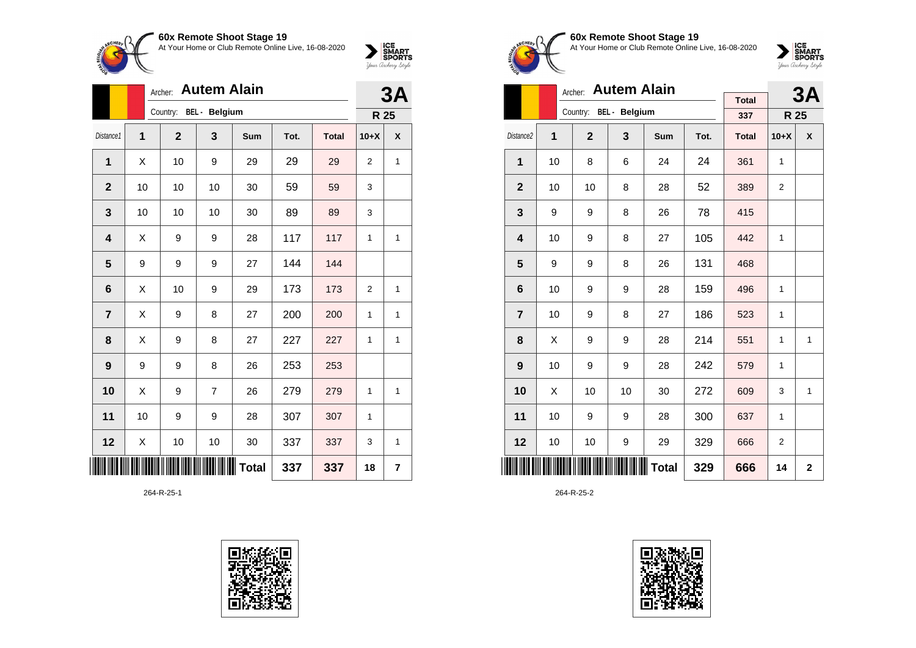**60x Remote Shoot Stage 19**
At Your Home or Club Remote Online Live, 16-08-2020

Archer: **Autem Alain**
Country: BEL - Belgium

**3A** R 25

| Distance1 | 1 | 2 | 3 | Sum | Tot. | Total | 10+X | X |
|---|---|---|---|---|---|---|---|---|
| 1 | X | 10 | 9 | 29 | 29 | 29 | 2 | 1 |
| 2 | 10 | 10 | 10 | 30 | 59 | 59 | 3 | |
| 3 | 10 | 10 | 10 | 30 | 89 | 89 | 3 | |
| 4 | X | 9 | 9 | 28 | 117 | 117 | 1 | 1 |
| 5 | 9 | 9 | 9 | 27 | 144 | 144 | | |
| 6 | X | 10 | 9 | 29 | 173 | 173 | 2 | 1 |
| 7 | X | 9 | 8 | 27 | 200 | 200 | 1 | 1 |
| 8 | X | 9 | 8 | 27 | 227 | 227 | 1 | 1 |
| 9 | 9 | 9 | 8 | 26 | 253 | 253 | | |
| 10 | X | 9 | 7 | 26 | 279 | 279 | 1 | 1 |
| 11 | 10 | 9 | 9 | 28 | 307 | 307 | 1 | |
| 12 | X | 10 | 10 | 30 | 337 | 337 | 3 | 1 |
| | | | | Total | 337 | 337 | 18 | 7 |

264-R-25-1

**60x Remote Shoot Stage 19**
At Your Home or Club Remote Online Live, 16-08-2020

Archer: **Autem Alain**
Country: BEL - Belgium

Total: 337

**3A** R 25

| Distance2 | 1 | 2 | 3 | Sum | Tot. | Total | 10+X | X |
|---|---|---|---|---|---|---|---|---|
| 1 | 10 | 8 | 6 | 24 | 24 | 361 | 1 | |
| 2 | 10 | 10 | 8 | 28 | 52 | 389 | 2 | |
| 3 | 9 | 9 | 8 | 26 | 78 | 415 | | |
| 4 | 10 | 9 | 8 | 27 | 105 | 442 | 1 | |
| 5 | 9 | 9 | 8 | 26 | 131 | 468 | | |
| 6 | 10 | 9 | 9 | 28 | 159 | 496 | 1 | |
| 7 | 10 | 9 | 8 | 27 | 186 | 523 | 1 | |
| 8 | X | 9 | 9 | 28 | 214 | 551 | 1 | 1 |
| 9 | 10 | 9 | 9 | 28 | 242 | 579 | 1 | |
| 10 | X | 10 | 10 | 30 | 272 | 609 | 3 | 1 |
| 11 | 10 | 9 | 9 | 28 | 300 | 637 | 1 | |
| 12 | 10 | 10 | 9 | 29 | 329 | 666 | 2 | |
| | | | | Total | 329 | 666 | 14 | 2 |

264-R-25-2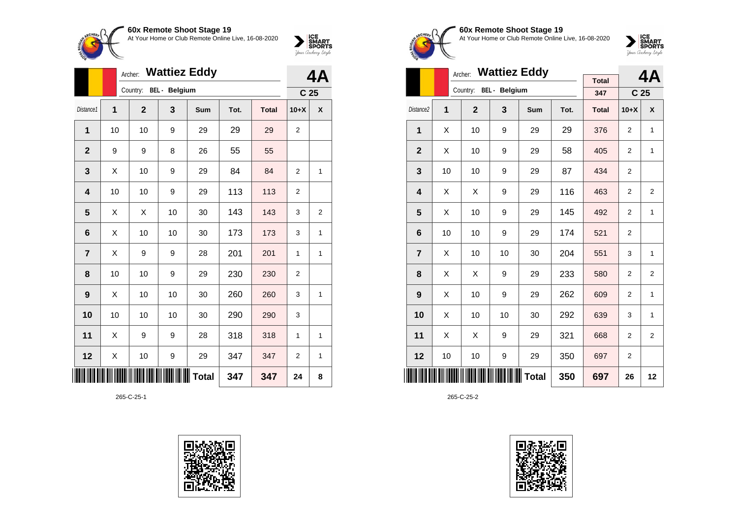**60x Remote Shoot Stage 19**
At Your Home or Club Remote Online Live, 16-08-2020

Archer: **Wattiez Eddy** — **4A**
Country: BEL - Belgium — C 25

| Distance1 | 1 | 2 | 3 | Sum | Tot. | Total | 10+X | X |
|---|---|---|---|---|---|---|---|---|
| 1 | 10 | 10 | 9 | 29 | 29 | 29 | 2 | |
| 2 | 9 | 9 | 8 | 26 | 55 | 55 | | |
| 3 | X | 10 | 9 | 29 | 84 | 84 | 2 | 1 |
| 4 | 10 | 10 | 9 | 29 | 113 | 113 | 2 | |
| 5 | X | X | 10 | 30 | 143 | 143 | 3 | 2 |
| 6 | X | 10 | 10 | 30 | 173 | 173 | 3 | 1 |
| 7 | X | 9 | 9 | 28 | 201 | 201 | 1 | 1 |
| 8 | 10 | 10 | 9 | 29 | 230 | 230 | 2 | |
| 9 | X | 10 | 10 | 30 | 260 | 260 | 3 | 1 |
| 10 | 10 | 10 | 10 | 30 | 290 | 290 | 3 | |
| 11 | X | 9 | 9 | 28 | 318 | 318 | 1 | 1 |
| 12 | X | 10 | 9 | 29 | 347 | 347 | 2 | 1 |
| | | | | **Total** | 347 | 347 | 24 | 8 |

265-C-25-1

**60x Remote Shoot Stage 19**
At Your Home or Club Remote Online Live, 16-08-2020

Archer: **Wattiez Eddy** — Total: 347 — **4A**
Country: BEL - Belgium — C 25

| Distance2 | 1 | 2 | 3 | Sum | Tot. | Total | 10+X | X |
|---|---|---|---|---|---|---|---|---|
| 1 | X | 10 | 9 | 29 | 29 | 376 | 2 | 1 |
| 2 | X | 10 | 9 | 29 | 58 | 405 | 2 | 1 |
| 3 | 10 | 10 | 9 | 29 | 87 | 434 | 2 | |
| 4 | X | X | 9 | 29 | 116 | 463 | 2 | 2 |
| 5 | X | 10 | 9 | 29 | 145 | 492 | 2 | 1 |
| 6 | 10 | 10 | 9 | 29 | 174 | 521 | 2 | |
| 7 | X | 10 | 10 | 30 | 204 | 551 | 3 | 1 |
| 8 | X | X | 9 | 29 | 233 | 580 | 2 | 2 |
| 9 | X | 10 | 9 | 29 | 262 | 609 | 2 | 1 |
| 10 | X | 10 | 10 | 30 | 292 | 639 | 3 | 1 |
| 11 | X | X | 9 | 29 | 321 | 668 | 2 | 2 |
| 12 | 10 | 10 | 9 | 29 | 350 | 697 | 2 | |
| | | | | **Total** | 350 | 697 | 26 | 12 |

265-C-25-2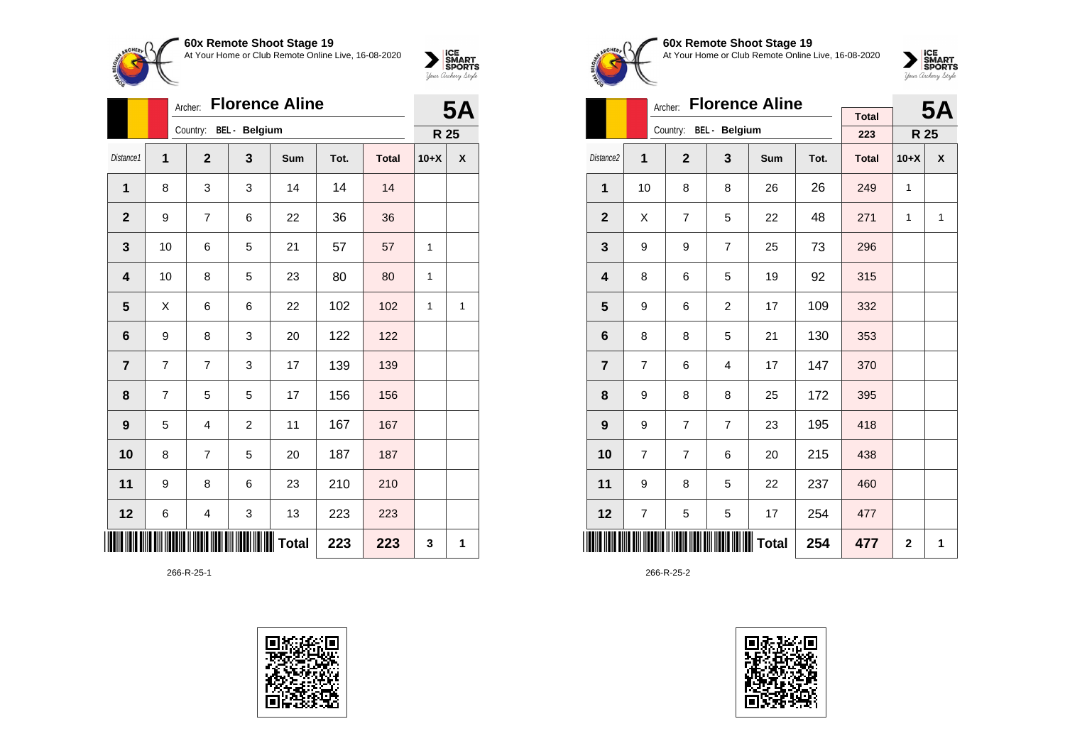**60x Remote Shoot Stage 19**
At Your Home or Club Remote Online Live, 16-08-2020

Archer: **Florence Aline** — **5A**
Country: BEL - Belgium — **R 25**

| Distance1 | 1 | 2 | 3 | Sum | Tot. | Total | 10+X | X |
|---|---|---|---|---|---|---|---|---|
| 1 | 8 | 3 | 3 | 14 | 14 | 14 | | |
| 2 | 9 | 7 | 6 | 22 | 36 | 36 | | |
| 3 | 10 | 6 | 5 | 21 | 57 | 57 | 1 | |
| 4 | 10 | 8 | 5 | 23 | 80 | 80 | 1 | |
| 5 | X | 6 | 6 | 22 | 102 | 102 | 1 | 1 |
| 6 | 9 | 8 | 3 | 20 | 122 | 122 | | |
| 7 | 7 | 7 | 3 | 17 | 139 | 139 | | |
| 8 | 7 | 5 | 5 | 17 | 156 | 156 | | |
| 9 | 5 | 4 | 2 | 11 | 167 | 167 | | |
| 10 | 8 | 7 | 5 | 20 | 187 | 187 | | |
| 11 | 9 | 8 | 6 | 23 | 210 | 210 | | |
| 12 | 6 | 4 | 3 | 13 | 223 | 223 | | |
| | | | | **Total** | **223** | **223** | **3** | **1** |

266-R-25-1

**60x Remote Shoot Stage 19**
At Your Home or Club Remote Online Live, 16-08-2020

Archer: **Florence Aline** — **5A**
Country: BEL - Belgium — **R 25**
Total: 223

| Distance2 | 1 | 2 | 3 | Sum | Tot. | Total | 10+X | X |
|---|---|---|---|---|---|---|---|---|
| 1 | 10 | 8 | 8 | 26 | 26 | 249 | 1 | |
| 2 | X | 7 | 5 | 22 | 48 | 271 | 1 | 1 |
| 3 | 9 | 9 | 7 | 25 | 73 | 296 | | |
| 4 | 8 | 6 | 5 | 19 | 92 | 315 | | |
| 5 | 9 | 6 | 2 | 17 | 109 | 332 | | |
| 6 | 8 | 8 | 5 | 21 | 130 | 353 | | |
| 7 | 7 | 6 | 4 | 17 | 147 | 370 | | |
| 8 | 9 | 8 | 8 | 25 | 172 | 395 | | |
| 9 | 9 | 7 | 7 | 23 | 195 | 418 | | |
| 10 | 7 | 7 | 6 | 20 | 215 | 438 | | |
| 11 | 9 | 8 | 5 | 22 | 237 | 460 | | |
| 12 | 7 | 5 | 5 | 17 | 254 | 477 | | |
| | | | | **Total** | **254** | **477** | **2** | **1** |

266-R-25-2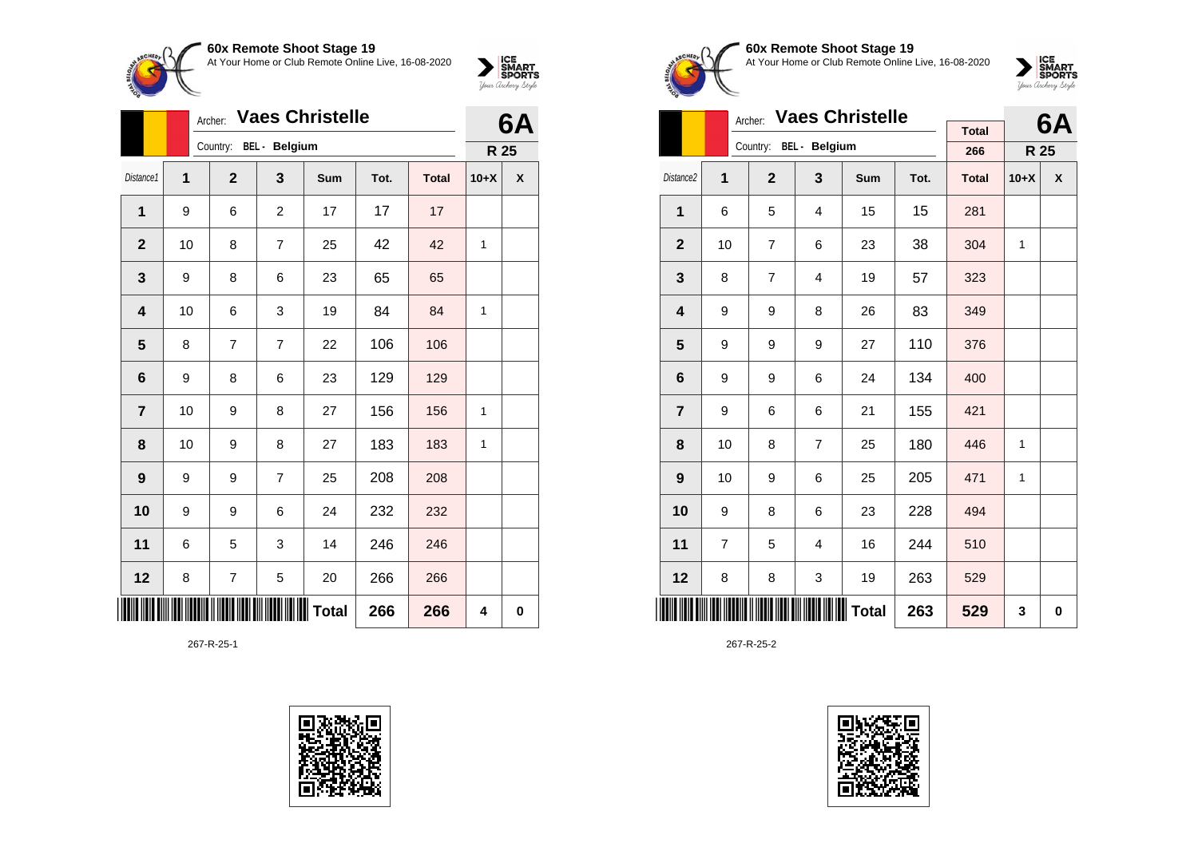**60x Remote Shoot Stage 19**
At Your Home or Club Remote Online Live, 16-08-2020

Archer: **Vaes Christelle**
Country: BEL - Belgium

**6A** — R 25

| Distance1 | 1 | 2 | 3 | Sum | Tot. | Total | 10+X | X |
|---|---|---|---|---|---|---|---|---|
| 1 | 9 | 6 | 2 | 17 | 17 | 17 | | |
| 2 | 10 | 8 | 7 | 25 | 42 | 42 | 1 | |
| 3 | 9 | 8 | 6 | 23 | 65 | 65 | | |
| 4 | 10 | 6 | 3 | 19 | 84 | 84 | 1 | |
| 5 | 8 | 7 | 7 | 22 | 106 | 106 | | |
| 6 | 9 | 8 | 6 | 23 | 129 | 129 | | |
| 7 | 10 | 9 | 8 | 27 | 156 | 156 | 1 | |
| 8 | 10 | 9 | 8 | 27 | 183 | 183 | 1 | |
| 9 | 9 | 9 | 7 | 25 | 208 | 208 | | |
| 10 | 9 | 9 | 6 | 24 | 232 | 232 | | |
| 11 | 6 | 5 | 3 | 14 | 246 | 246 | | |
| 12 | 8 | 7 | 5 | 20 | 266 | 266 | | |
| | | | | Total | 266 | 266 | 4 | 0 |

267-R-25-1

**60x Remote Shoot Stage 19**
At Your Home or Club Remote Online Live, 16-08-2020

Archer: **Vaes Christelle**
Country: BEL - Belgium

Total: 266

**6A** — R 25

| Distance2 | 1 | 2 | 3 | Sum | Tot. | Total | 10+X | X |
|---|---|---|---|---|---|---|---|---|
| 1 | 6 | 5 | 4 | 15 | 15 | 281 | | |
| 2 | 10 | 7 | 6 | 23 | 38 | 304 | 1 | |
| 3 | 8 | 7 | 4 | 19 | 57 | 323 | | |
| 4 | 9 | 9 | 8 | 26 | 83 | 349 | | |
| 5 | 9 | 9 | 9 | 27 | 110 | 376 | | |
| 6 | 9 | 9 | 6 | 24 | 134 | 400 | | |
| 7 | 9 | 6 | 6 | 21 | 155 | 421 | | |
| 8 | 10 | 8 | 7 | 25 | 180 | 446 | 1 | |
| 9 | 10 | 9 | 6 | 25 | 205 | 471 | 1 | |
| 10 | 9 | 8 | 6 | 23 | 228 | 494 | | |
| 11 | 7 | 5 | 4 | 16 | 244 | 510 | | |
| 12 | 8 | 8 | 3 | 19 | 263 | 529 | | |
| | | | | Total | 263 | 529 | 3 | 0 |

267-R-25-2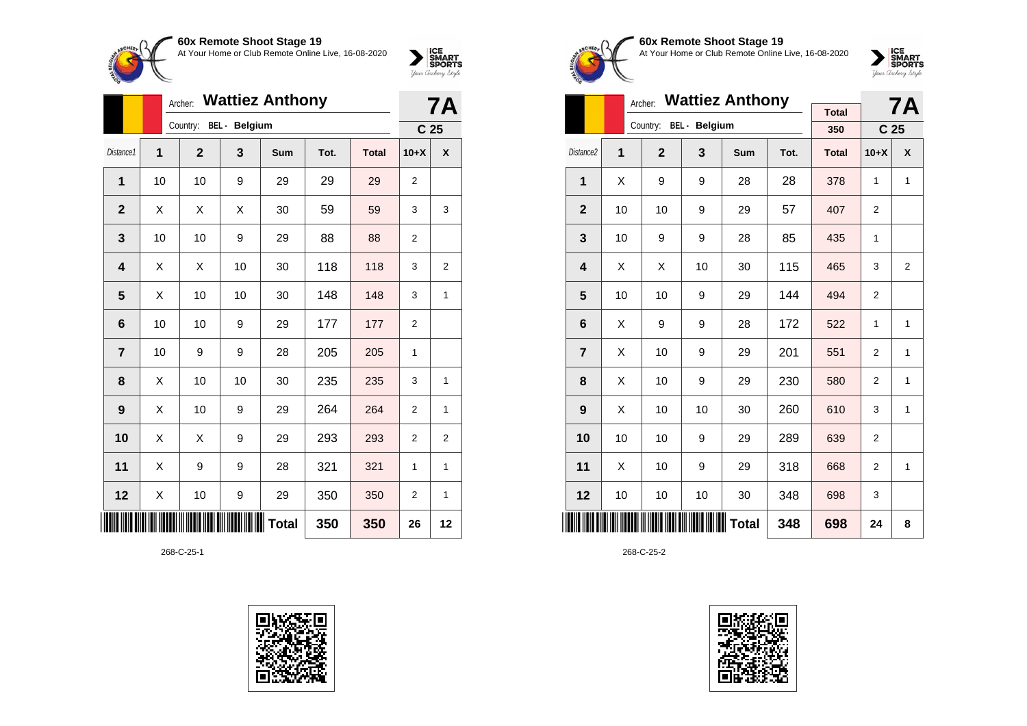## 60x Remote Shoot Stage 19

At Your Home or Club Remote Online Live, 16-08-2020

Archer: **Wattiez Anthony**

Country: BEL - Belgium

**7A** — C 25

| Distance1 | 1 | 2 | 3 | Sum | Tot. | Total | 10+X | X |
|---|---|---|---|---|---|---|---|---|
| 1 | 10 | 10 | 9 | 29 | 29 | 29 | 2 | |
| 2 | X | X | X | 30 | 59 | 59 | 3 | 3 |
| 3 | 10 | 10 | 9 | 29 | 88 | 88 | 2 | |
| 4 | X | X | 10 | 30 | 118 | 118 | 3 | 2 |
| 5 | X | 10 | 10 | 30 | 148 | 148 | 3 | 1 |
| 6 | 10 | 10 | 9 | 29 | 177 | 177 | 2 | |
| 7 | 10 | 9 | 9 | 28 | 205 | 205 | 1 | |
| 8 | X | 10 | 10 | 30 | 235 | 235 | 3 | 1 |
| 9 | X | 10 | 9 | 29 | 264 | 264 | 2 | 1 |
| 10 | X | X | 9 | 29 | 293 | 293 | 2 | 2 |
| 11 | X | 9 | 9 | 28 | 321 | 321 | 1 | 1 |
| 12 | X | 10 | 9 | 29 | 350 | 350 | 2 | 1 |
| | | | | Total | 350 | 350 | 26 | 12 |

268-C-25-1

## 60x Remote Shoot Stage 19

At Your Home or Club Remote Online Live, 16-08-2020

Archer: **Wattiez Anthony**

Country: BEL - Belgium

Total: 350

**7A** — C 25

| Distance2 | 1 | 2 | 3 | Sum | Tot. | Total | 10+X | X |
|---|---|---|---|---|---|---|---|---|
| 1 | X | 9 | 9 | 28 | 28 | 378 | 1 | 1 |
| 2 | 10 | 10 | 9 | 29 | 57 | 407 | 2 | |
| 3 | 10 | 9 | 9 | 28 | 85 | 435 | 1 | |
| 4 | X | X | 10 | 30 | 115 | 465 | 3 | 2 |
| 5 | 10 | 10 | 9 | 29 | 144 | 494 | 2 | |
| 6 | X | 9 | 9 | 28 | 172 | 522 | 1 | 1 |
| 7 | X | 10 | 9 | 29 | 201 | 551 | 2 | 1 |
| 8 | X | 10 | 9 | 29 | 230 | 580 | 2 | 1 |
| 9 | X | 10 | 10 | 30 | 260 | 610 | 3 | 1 |
| 10 | 10 | 10 | 9 | 29 | 289 | 639 | 2 | |
| 11 | X | 10 | 9 | 29 | 318 | 668 | 2 | 1 |
| 12 | 10 | 10 | 10 | 30 | 348 | 698 | 3 | |
| | | | | Total | 348 | 698 | 24 | 8 |

268-C-25-2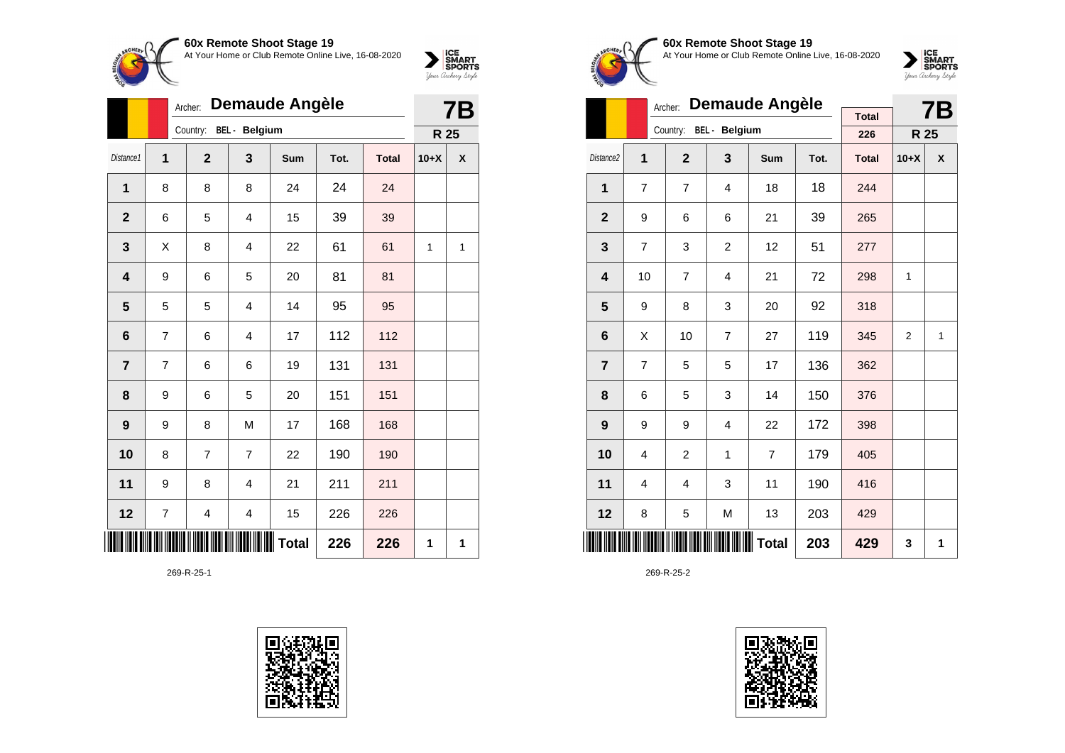## 60x Remote Shoot Stage 19

At Your Home or Club Remote Online Live, 16-08-2020

Archer: **Demaude Angèle**

Country: BEL - Belgium

**7B**

**R 25**

| Distance1 | 1 | 2 | 3 | Sum | Tot. | Total | 10+X | X |
|---|---|---|---|---|---|---|---|---|
| 1 | 8 | 8 | 8 | 24 | 24 | 24 | | |
| 2 | 6 | 5 | 4 | 15 | 39 | 39 | | |
| 3 | X | 8 | 4 | 22 | 61 | 61 | 1 | 1 |
| 4 | 9 | 6 | 5 | 20 | 81 | 81 | | |
| 5 | 5 | 5 | 4 | 14 | 95 | 95 | | |
| 6 | 7 | 6 | 4 | 17 | 112 | 112 | | |
| 7 | 7 | 6 | 6 | 19 | 131 | 131 | | |
| 8 | 9 | 6 | 5 | 20 | 151 | 151 | | |
| 9 | 9 | 8 | M | 17 | 168 | 168 | | |
| 10 | 8 | 7 | 7 | 22 | 190 | 190 | | |
| 11 | 9 | 8 | 4 | 21 | 211 | 211 | | |
| 12 | 7 | 4 | 4 | 15 | 226 | 226 | | |
| | | | | **Total** | **226** | **226** | **1** | **1** |

269-R-25-1

## 60x Remote Shoot Stage 19

At Your Home or Club Remote Online Live, 16-08-2020

Archer: **Demaude Angèle**

Country: BEL - Belgium

Total: 226

**7B**

**R 25**

| Distance2 | 1 | 2 | 3 | Sum | Tot. | Total | 10+X | X |
|---|---|---|---|---|---|---|---|---|
| 1 | 7 | 7 | 4 | 18 | 18 | 244 | | |
| 2 | 9 | 6 | 6 | 21 | 39 | 265 | | |
| 3 | 7 | 3 | 2 | 12 | 51 | 277 | | |
| 4 | 10 | 7 | 4 | 21 | 72 | 298 | 1 | |
| 5 | 9 | 8 | 3 | 20 | 92 | 318 | | |
| 6 | X | 10 | 7 | 27 | 119 | 345 | 2 | 1 |
| 7 | 7 | 5 | 5 | 17 | 136 | 362 | | |
| 8 | 6 | 5 | 3 | 14 | 150 | 376 | | |
| 9 | 9 | 9 | 4 | 22 | 172 | 398 | | |
| 10 | 4 | 2 | 1 | 7 | 179 | 405 | | |
| 11 | 4 | 4 | 3 | 11 | 190 | 416 | | |
| 12 | 8 | 5 | M | 13 | 203 | 429 | | |
| | | | | **Total** | **203** | **429** | **3** | **1** |

269-R-25-2